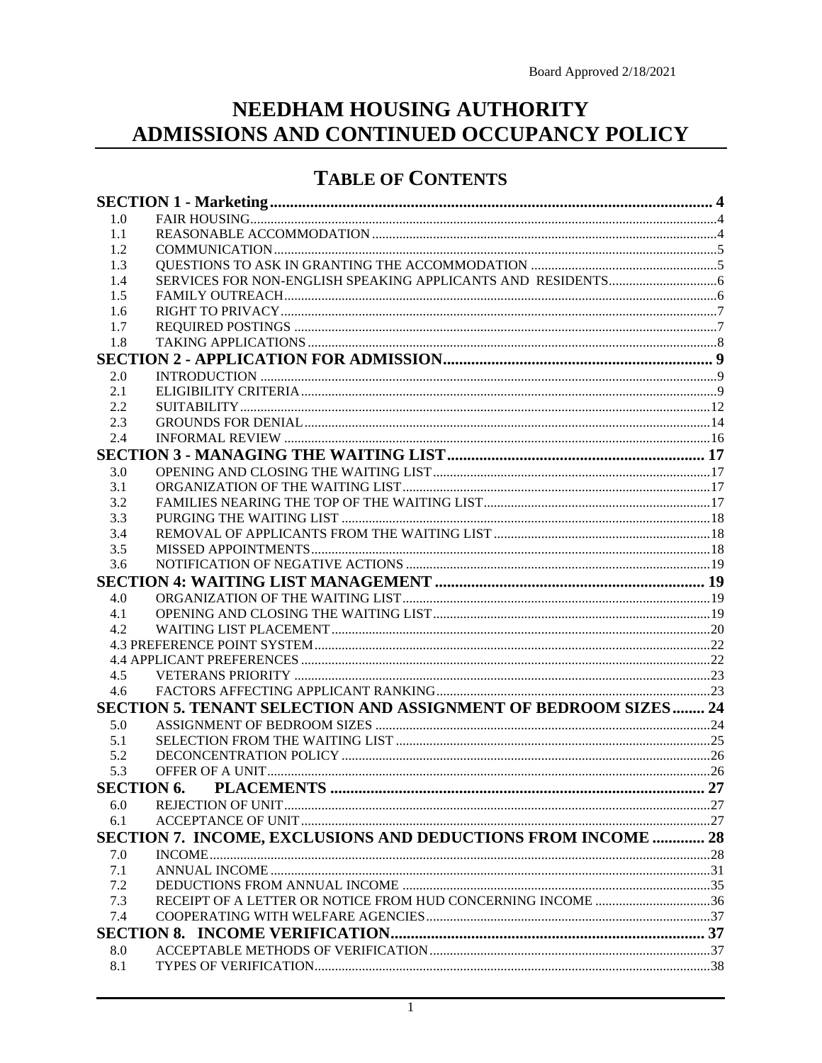Board Approved 2/18/2021

# NEEDHAM HOUSING AUTHORITY
# ADMISSIONS AND CONTINUED OCCUPANCY POLICY

## TABLE OF CONTENTS

**SECTION 1 - Marketing ... 4**

| | | |
|---|---|---|
| 1.0 | FAIR HOUSING | 4 |
| 1.1 | REASONABLE ACCOMMODATION | 4 |
| 1.2 | COMMUNICATION | 5 |
| 1.3 | QUESTIONS TO ASK IN GRANTING THE ACCOMMODATION | 5 |
| 1.4 | SERVICES FOR NON-ENGLISH SPEAKING APPLICANTS AND RESIDENTS | 6 |
| 1.5 | FAMILY OUTREACH | 6 |
| 1.6 | RIGHT TO PRIVACY | 7 |
| 1.7 | REQUIRED POSTINGS | 7 |
| 1.8 | TAKING APPLICATIONS | 8 |

**SECTION 2 - APPLICATION FOR ADMISSION ... 9**

| | | |
|---|---|---|
| 2.0 | INTRODUCTION | 9 |
| 2.1 | ELIGIBILITY CRITERIA | 9 |
| 2.2 | SUITABILITY | 12 |
| 2.3 | GROUNDS FOR DENIAL | 14 |
| 2.4 | INFORMAL REVIEW | 16 |

**SECTION 3 - MANAGING THE WAITING LIST ... 17**

| | | |
|---|---|---|
| 3.0 | OPENING AND CLOSING THE WAITING LIST | 17 |
| 3.1 | ORGANIZATION OF THE WAITING LIST | 17 |
| 3.2 | FAMILIES NEARING THE TOP OF THE WAITING LIST | 17 |
| 3.3 | PURGING THE WAITING LIST | 18 |
| 3.4 | REMOVAL OF APPLICANTS FROM THE WAITING LIST | 18 |
| 3.5 | MISSED APPOINTMENTS | 18 |
| 3.6 | NOTIFICATION OF NEGATIVE ACTIONS | 19 |

**SECTION 4: WAITING LIST MANAGEMENT ... 19**

| | | |
|---|---|---|
| 4.0 | ORGANIZATION OF THE WAITING LIST | 19 |
| 4.1 | OPENING AND CLOSING THE WAITING LIST | 19 |
| 4.2 | WAITING LIST PLACEMENT | 20 |
| 4.3 | PREFERENCE POINT SYSTEM | 22 |
| 4.4 | APPLICANT PREFERENCES | 22 |
| 4.5 | VETERANS PRIORITY | 23 |
| 4.6 | FACTORS AFFECTING APPLICANT RANKING | 23 |

**SECTION 5. TENANT SELECTION AND ASSIGNMENT OF BEDROOM SIZES ... 24**

| | | |
|---|---|---|
| 5.0 | ASSIGNMENT OF BEDROOM SIZES | 24 |
| 5.1 | SELECTION FROM THE WAITING LIST | 25 |
| 5.2 | DECONCENTRATION POLICY | 26 |
| 5.3 | OFFER OF A UNIT | 26 |

**SECTION 6. PLACEMENTS ... 27**

| | | |
|---|---|---|
| 6.0 | REJECTION OF UNIT | 27 |
| 6.1 | ACCEPTANCE OF UNIT | 27 |

**SECTION 7. INCOME, EXCLUSIONS AND DEDUCTIONS FROM INCOME ... 28**

| | | |
|---|---|---|
| 7.0 | INCOME | 28 |
| 7.1 | ANNUAL INCOME | 31 |
| 7.2 | DEDUCTIONS FROM ANNUAL INCOME | 35 |
| 7.3 | RECEIPT OF A LETTER OR NOTICE FROM HUD CONCERNING INCOME | 36 |
| 7.4 | COOPERATING WITH WELFARE AGENCIES | 37 |

**SECTION 8. INCOME VERIFICATION ... 37**

| | | |
|---|---|---|
| 8.0 | ACCEPTABLE METHODS OF VERIFICATION | 37 |
| 8.1 | TYPES OF VERIFICATION | 38 |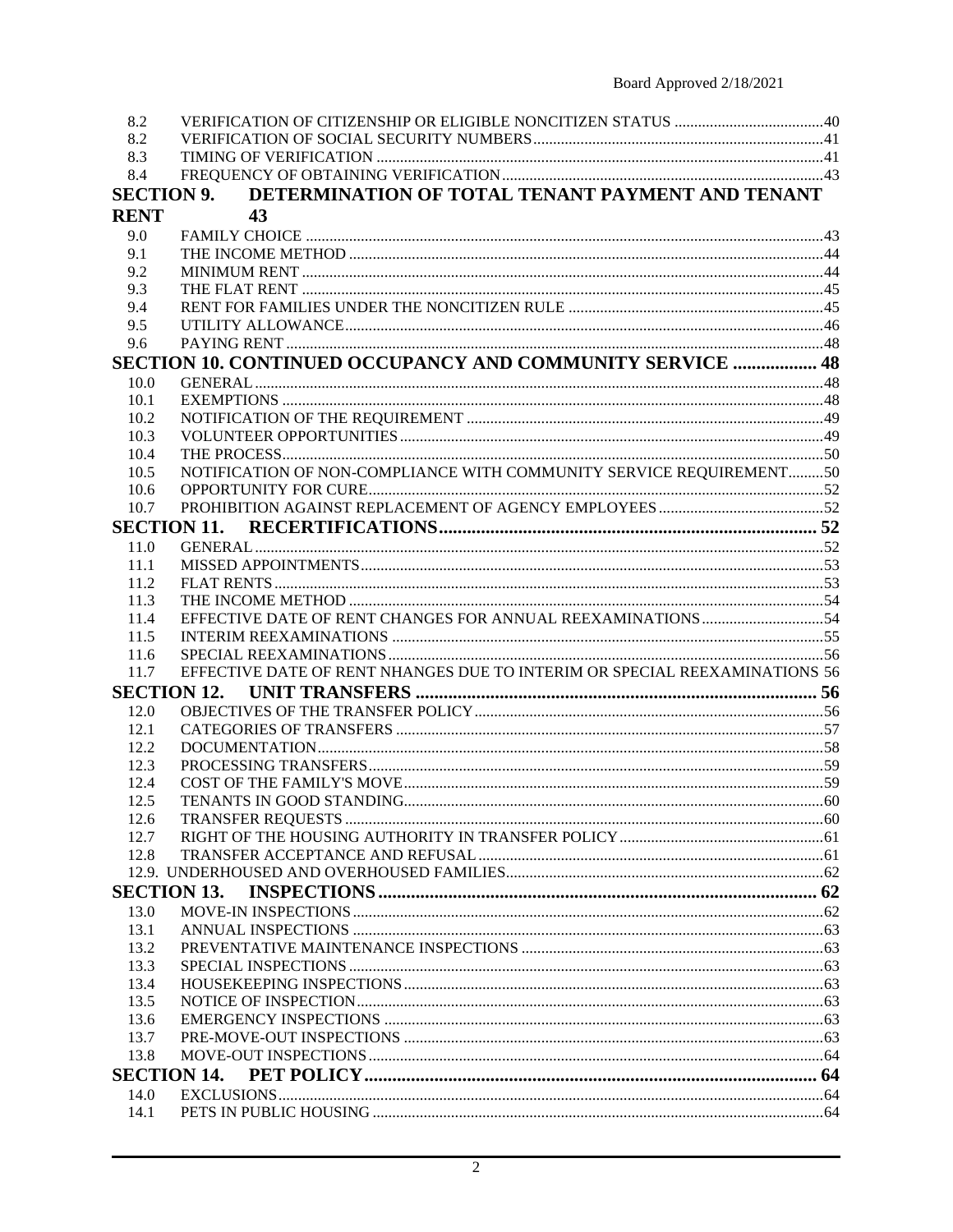| | | |
|---|---|---|
| 8.2 | VERIFICATION OF CITIZENSHIP OR ELIGIBLE NONCITIZEN STATUS | 40 |
| 8.2 | VERIFICATION OF SOCIAL SECURITY NUMBERS | 41 |
| 8.3 | TIMING OF VERIFICATION | 41 |
| 8.4 | FREQUENCY OF OBTAINING VERIFICATION | 43 |
| **SECTION 9.** | **DETERMINATION OF TOTAL TENANT PAYMENT AND TENANT RENT** | **43** |
| 9.0 | FAMILY CHOICE | 43 |
| 9.1 | THE INCOME METHOD | 44 |
| 9.2 | MINIMUM RENT | 44 |
| 9.3 | THE FLAT RENT | 45 |
| 9.4 | RENT FOR FAMILIES UNDER THE NONCITIZEN RULE | 45 |
| 9.5 | UTILITY ALLOWANCE | 46 |
| 9.6 | PAYING RENT | 48 |
| **SECTION 10.** | **CONTINUED OCCUPANCY AND COMMUNITY SERVICE** | **48** |
| 10.0 | GENERAL | 48 |
| 10.1 | EXEMPTIONS | 48 |
| 10.2 | NOTIFICATION OF THE REQUIREMENT | 49 |
| 10.3 | VOLUNTEER OPPORTUNITIES | 49 |
| 10.4 | THE PROCESS | 50 |
| 10.5 | NOTIFICATION OF NON-COMPLIANCE WITH COMMUNITY SERVICE REQUIREMENT | 50 |
| 10.6 | OPPORTUNITY FOR CURE | 52 |
| 10.7 | PROHIBITION AGAINST REPLACEMENT OF AGENCY EMPLOYEES | 52 |
| **SECTION 11.** | **RECERTIFICATIONS** | **52** |
| 11.0 | GENERAL | 52 |
| 11.1 | MISSED APPOINTMENTS | 53 |
| 11.2 | FLAT RENTS | 53 |
| 11.3 | THE INCOME METHOD | 54 |
| 11.4 | EFFECTIVE DATE OF RENT CHANGES FOR ANNUAL REEXAMINATIONS | 54 |
| 11.5 | INTERIM REEXAMINATIONS | 55 |
| 11.6 | SPECIAL REEXAMINATIONS | 56 |
| 11.7 | EFFECTIVE DATE OF RENT NHANGES DUE TO INTERIM OR SPECIAL REEXAMINATIONS | 56 |
| **SECTION 12.** | **UNIT TRANSFERS** | **56** |
| 12.0 | OBJECTIVES OF THE TRANSFER POLICY | 56 |
| 12.1 | CATEGORIES OF TRANSFERS | 57 |
| 12.2 | DOCUMENTATION | 58 |
| 12.3 | PROCESSING TRANSFERS | 59 |
| 12.4 | COST OF THE FAMILY'S MOVE | 59 |
| 12.5 | TENANTS IN GOOD STANDING | 60 |
| 12.6 | TRANSFER REQUESTS | 60 |
| 12.7 | RIGHT OF THE HOUSING AUTHORITY IN TRANSFER POLICY | 61 |
| 12.8 | TRANSFER ACCEPTANCE AND REFUSAL | 61 |
| 12.9. | UNDERHOUSED AND OVERHOUSED FAMILIES | 62 |
| **SECTION 13.** | **INSPECTIONS** | **62** |
| 13.0 | MOVE-IN INSPECTIONS | 62 |
| 13.1 | ANNUAL INSPECTIONS | 63 |
| 13.2 | PREVENTATIVE MAINTENANCE INSPECTIONS | 63 |
| 13.3 | SPECIAL INSPECTIONS | 63 |
| 13.4 | HOUSEKEEPING INSPECTIONS | 63 |
| 13.5 | NOTICE OF INSPECTION | 63 |
| 13.6 | EMERGENCY INSPECTIONS | 63 |
| 13.7 | PRE-MOVE-OUT INSPECTIONS | 63 |
| 13.8 | MOVE-OUT INSPECTIONS | 64 |
| **SECTION 14.** | **PET POLICY** | **64** |
| 14.0 | EXCLUSIONS | 64 |
| 14.1 | PETS IN PUBLIC HOUSING | 64 |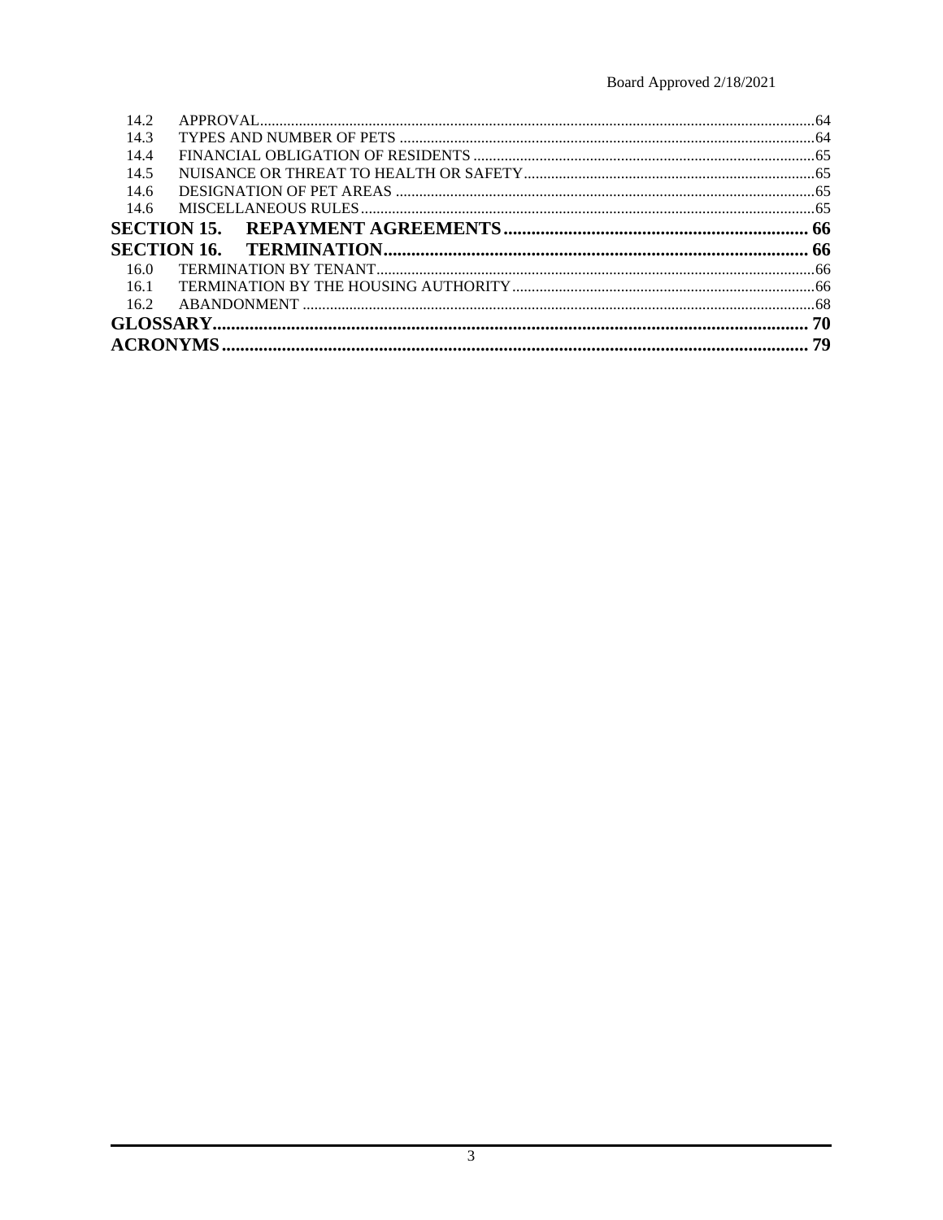| | | |
|---|---|---|
| 14.2 | APPROVAL | 64 |
| 14.3 | TYPES AND NUMBER OF PETS | 64 |
| 14.4 | FINANCIAL OBLIGATION OF RESIDENTS | 65 |
| 14.5 | NUISANCE OR THREAT TO HEALTH OR SAFETY | 65 |
| 14.6 | DESIGNATION OF PET AREAS | 65 |
| 14.6 | MISCELLANEOUS RULES | 65 |
| **SECTION 15.** | **REPAYMENT AGREEMENTS** | **66** |
| **SECTION 16.** | **TERMINATION** | **66** |
| 16.0 | TERMINATION BY TENANT | 66 |
| 16.1 | TERMINATION BY THE HOUSING AUTHORITY | 66 |
| 16.2 | ABANDONMENT | 68 |
| **GLOSSARY** | | **70** |
| **ACRONYMS** | | **79** |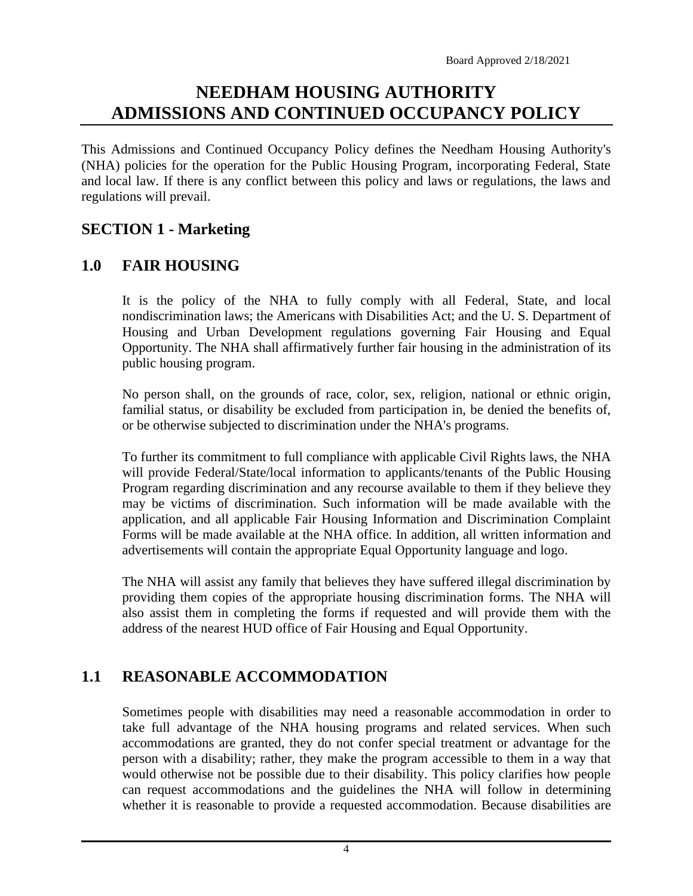Board Approved 2/18/2021

# NEEDHAM HOUSING AUTHORITY
# ADMISSIONS AND CONTINUED OCCUPANCY POLICY

This Admissions and Continued Occupancy Policy defines the Needham Housing Authority's (NHA) policies for the operation for the Public Housing Program, incorporating Federal, State and local law. If there is any conflict between this policy and laws or regulations, the laws and regulations will prevail.

## SECTION 1 - Marketing

## 1.0 FAIR HOUSING

It is the policy of the NHA to fully comply with all Federal, State, and local nondiscrimination laws; the Americans with Disabilities Act; and the U. S. Department of Housing and Urban Development regulations governing Fair Housing and Equal Opportunity. The NHA shall affirmatively further fair housing in the administration of its public housing program.

No person shall, on the grounds of race, color, sex, religion, national or ethnic origin, familial status, or disability be excluded from participation in, be denied the benefits of, or be otherwise subjected to discrimination under the NHA's programs.

To further its commitment to full compliance with applicable Civil Rights laws, the NHA will provide Federal/State/local information to applicants/tenants of the Public Housing Program regarding discrimination and any recourse available to them if they believe they may be victims of discrimination. Such information will be made available with the application, and all applicable Fair Housing Information and Discrimination Complaint Forms will be made available at the NHA office. In addition, all written information and advertisements will contain the appropriate Equal Opportunity language and logo.

The NHA will assist any family that believes they have suffered illegal discrimination by providing them copies of the appropriate housing discrimination forms. The NHA will also assist them in completing the forms if requested and will provide them with the address of the nearest HUD office of Fair Housing and Equal Opportunity.

## 1.1 REASONABLE ACCOMMODATION

Sometimes people with disabilities may need a reasonable accommodation in order to take full advantage of the NHA housing programs and related services. When such accommodations are granted, they do not confer special treatment or advantage for the person with a disability; rather, they make the program accessible to them in a way that would otherwise not be possible due to their disability. This policy clarifies how people can request accommodations and the guidelines the NHA will follow in determining whether it is reasonable to provide a requested accommodation. Because disabilities are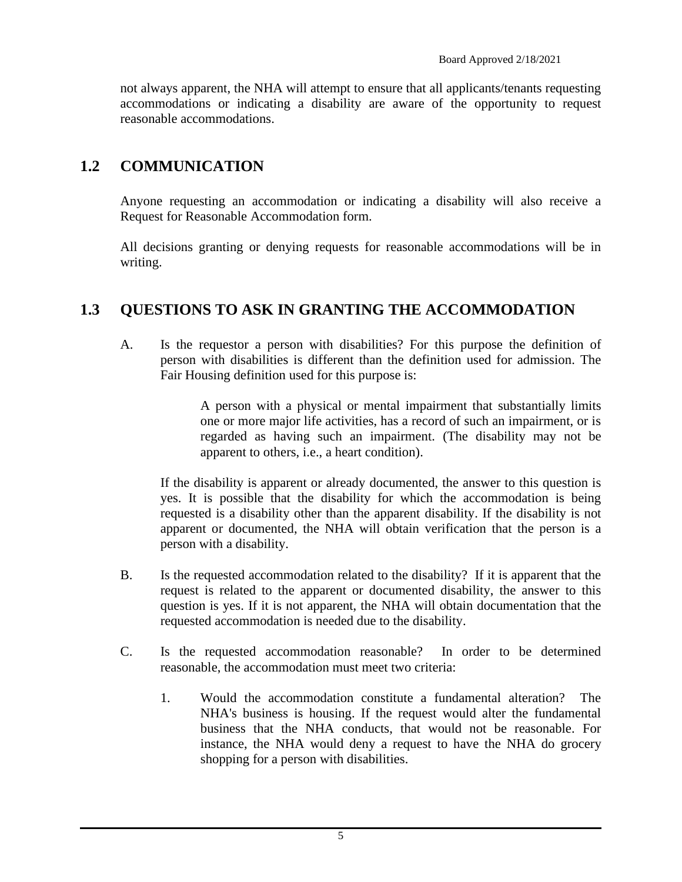not always apparent, the NHA will attempt to ensure that all applicants/tenants requesting accommodations or indicating a disability are aware of the opportunity to request reasonable accommodations.

## 1.2 COMMUNICATION

Anyone requesting an accommodation or indicating a disability will also receive a Request for Reasonable Accommodation form.

All decisions granting or denying requests for reasonable accommodations will be in writing.

## 1.3 QUESTIONS TO ASK IN GRANTING THE ACCOMMODATION

A. Is the requestor a person with disabilities? For this purpose the definition of person with disabilities is different than the definition used for admission. The Fair Housing definition used for this purpose is:

> A person with a physical or mental impairment that substantially limits one or more major life activities, has a record of such an impairment, or is regarded as having such an impairment. (The disability may not be apparent to others, i.e., a heart condition).

If the disability is apparent or already documented, the answer to this question is yes. It is possible that the disability for which the accommodation is being requested is a disability other than the apparent disability. If the disability is not apparent or documented, the NHA will obtain verification that the person is a person with a disability.

B. Is the requested accommodation related to the disability? If it is apparent that the request is related to the apparent or documented disability, the answer to this question is yes. If it is not apparent, the NHA will obtain documentation that the requested accommodation is needed due to the disability.

C. Is the requested accommodation reasonable? In order to be determined reasonable, the accommodation must meet two criteria:

1. Would the accommodation constitute a fundamental alteration? The NHA's business is housing. If the request would alter the fundamental business that the NHA conducts, that would not be reasonable. For instance, the NHA would deny a request to have the NHA do grocery shopping for a person with disabilities.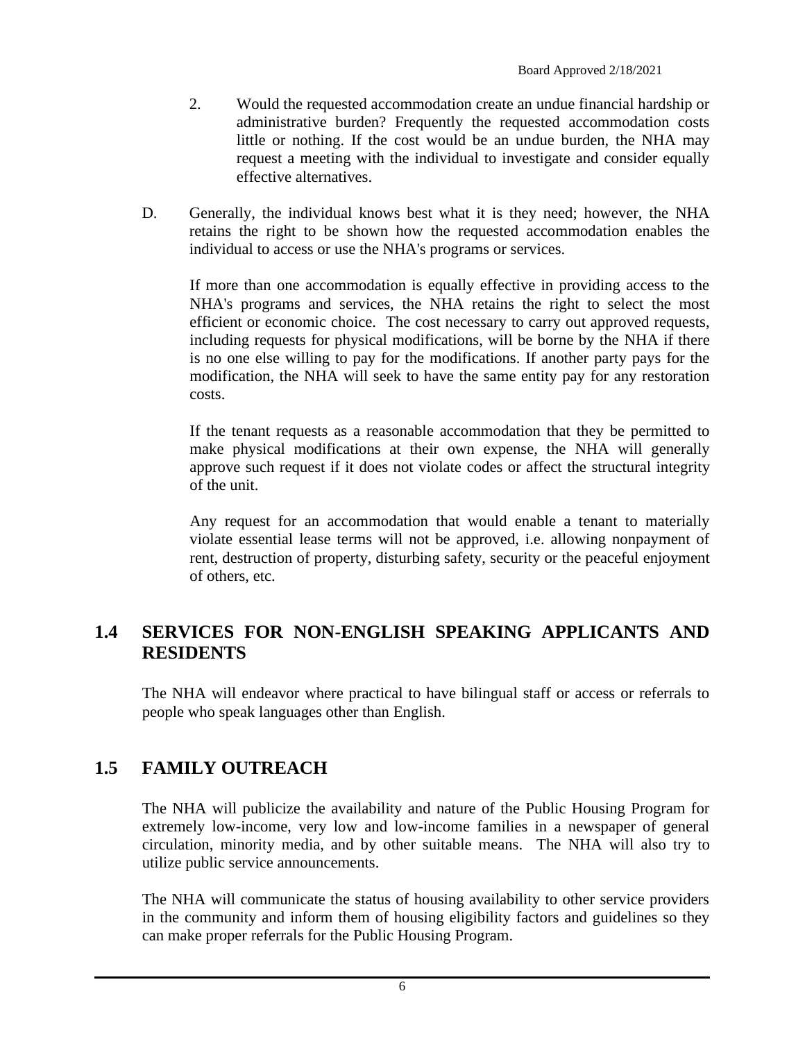2. Would the requested accommodation create an undue financial hardship or administrative burden? Frequently the requested accommodation costs little or nothing. If the cost would be an undue burden, the NHA may request a meeting with the individual to investigate and consider equally effective alternatives.

D. Generally, the individual knows best what it is they need; however, the NHA retains the right to be shown how the requested accommodation enables the individual to access or use the NHA's programs or services.

If more than one accommodation is equally effective in providing access to the NHA's programs and services, the NHA retains the right to select the most efficient or economic choice. The cost necessary to carry out approved requests, including requests for physical modifications, will be borne by the NHA if there is no one else willing to pay for the modifications. If another party pays for the modification, the NHA will seek to have the same entity pay for any restoration costs.

If the tenant requests as a reasonable accommodation that they be permitted to make physical modifications at their own expense, the NHA will generally approve such request if it does not violate codes or affect the structural integrity of the unit.

Any request for an accommodation that would enable a tenant to materially violate essential lease terms will not be approved, i.e. allowing nonpayment of rent, destruction of property, disturbing safety, security or the peaceful enjoyment of others, etc.

## 1.4 SERVICES FOR NON-ENGLISH SPEAKING APPLICANTS AND RESIDENTS

The NHA will endeavor where practical to have bilingual staff or access or referrals to people who speak languages other than English.

## 1.5 FAMILY OUTREACH

The NHA will publicize the availability and nature of the Public Housing Program for extremely low-income, very low and low-income families in a newspaper of general circulation, minority media, and by other suitable means. The NHA will also try to utilize public service announcements.

The NHA will communicate the status of housing availability to other service providers in the community and inform them of housing eligibility factors and guidelines so they can make proper referrals for the Public Housing Program.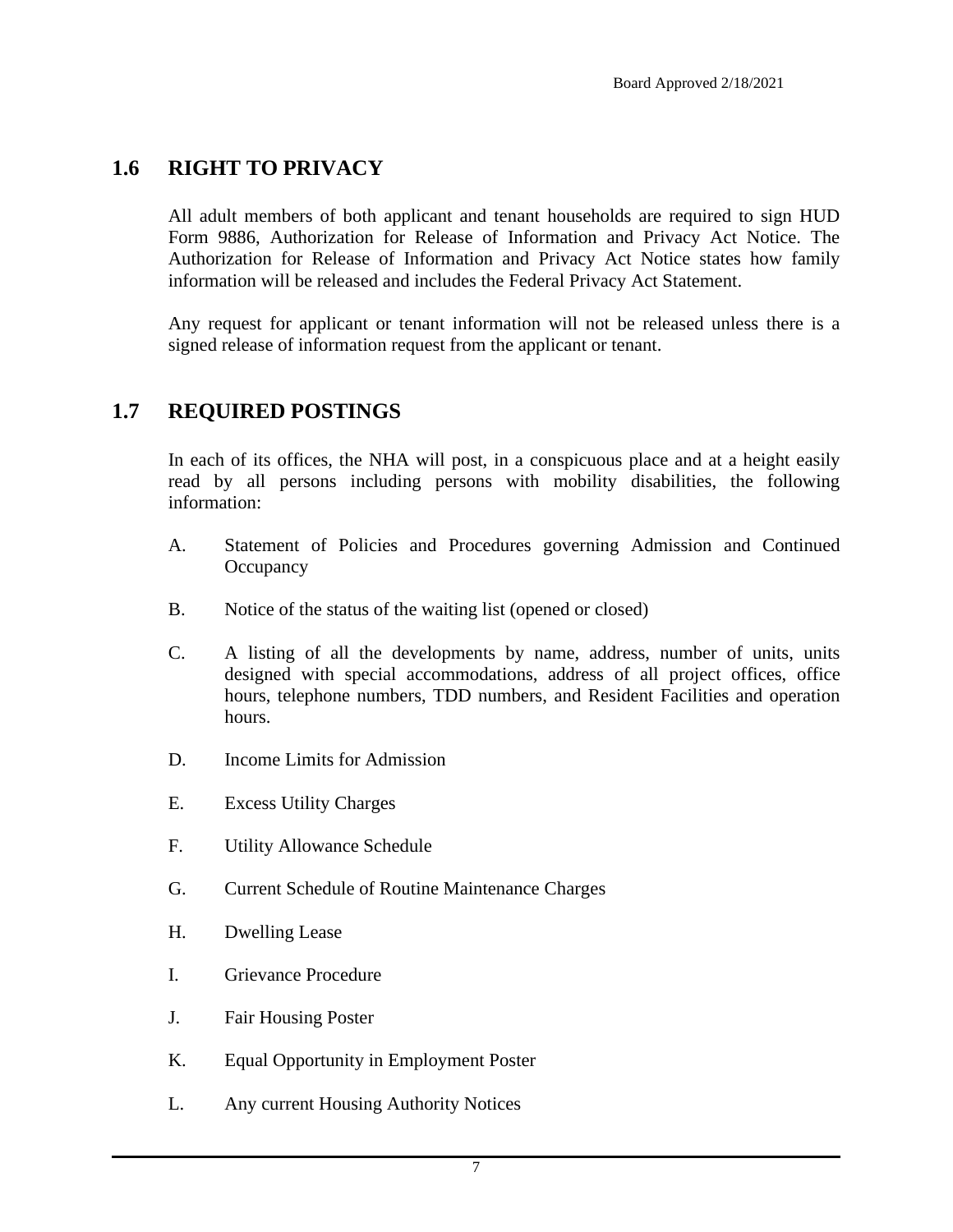## 1.6 RIGHT TO PRIVACY

All adult members of both applicant and tenant households are required to sign HUD Form 9886, Authorization for Release of Information and Privacy Act Notice. The Authorization for Release of Information and Privacy Act Notice states how family information will be released and includes the Federal Privacy Act Statement.

Any request for applicant or tenant information will not be released unless there is a signed release of information request from the applicant or tenant.

## 1.7 REQUIRED POSTINGS

In each of its offices, the NHA will post, in a conspicuous place and at a height easily read by all persons including persons with mobility disabilities, the following information:

A. Statement of Policies and Procedures governing Admission and Continued Occupancy

B. Notice of the status of the waiting list (opened or closed)

C. A listing of all the developments by name, address, number of units, units designed with special accommodations, address of all project offices, office hours, telephone numbers, TDD numbers, and Resident Facilities and operation hours.

D. Income Limits for Admission

E. Excess Utility Charges

F. Utility Allowance Schedule

G. Current Schedule of Routine Maintenance Charges

H. Dwelling Lease

I. Grievance Procedure

J. Fair Housing Poster

K. Equal Opportunity in Employment Poster

L. Any current Housing Authority Notices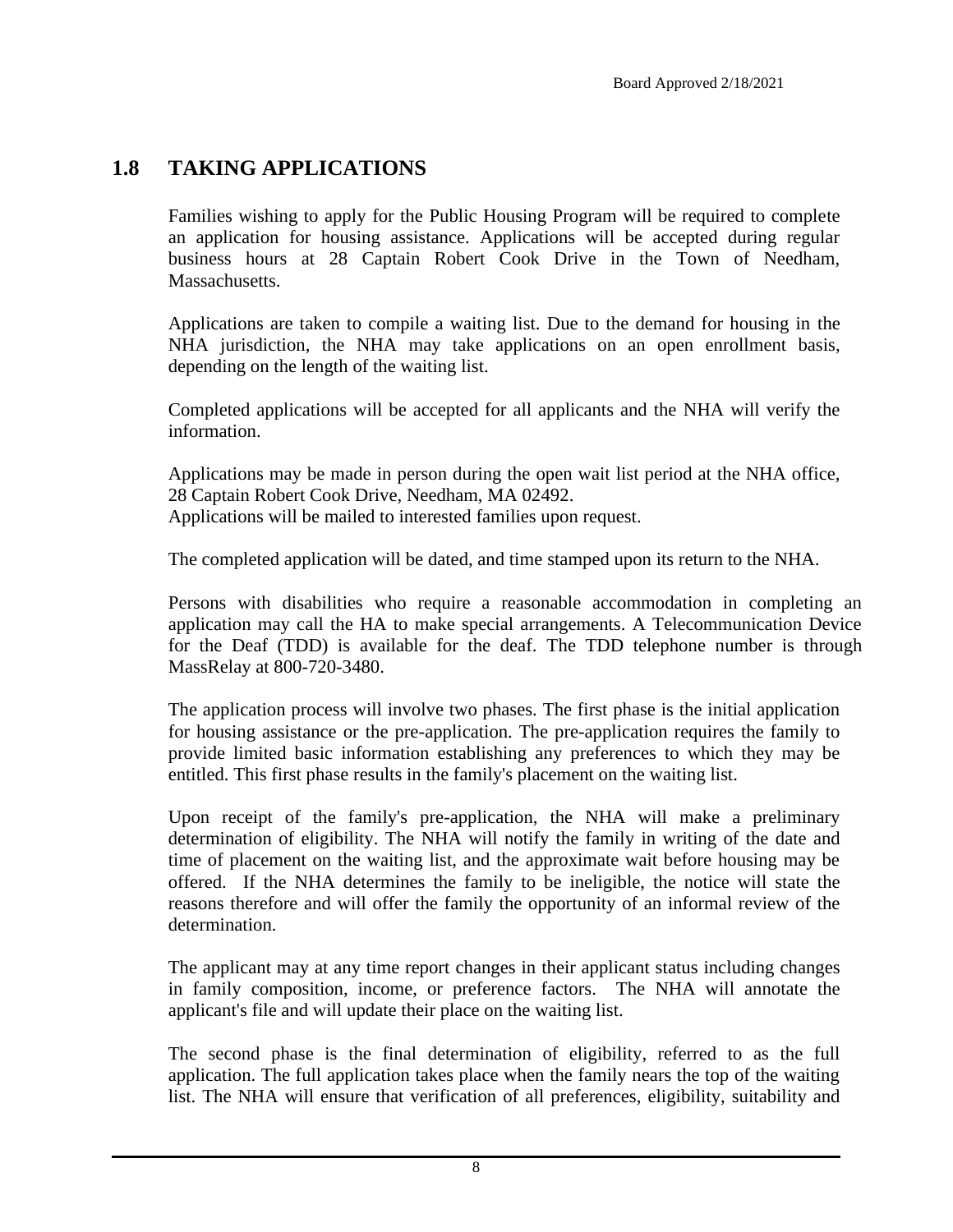## 1.8 TAKING APPLICATIONS

Families wishing to apply for the Public Housing Program will be required to complete an application for housing assistance. Applications will be accepted during regular business hours at 28 Captain Robert Cook Drive in the Town of Needham, Massachusetts.

Applications are taken to compile a waiting list. Due to the demand for housing in the NHA jurisdiction, the NHA may take applications on an open enrollment basis, depending on the length of the waiting list.

Completed applications will be accepted for all applicants and the NHA will verify the information.

Applications may be made in person during the open wait list period at the NHA office, 28 Captain Robert Cook Drive, Needham, MA 02492.
Applications will be mailed to interested families upon request.

The completed application will be dated, and time stamped upon its return to the NHA.

Persons with disabilities who require a reasonable accommodation in completing an application may call the HA to make special arrangements. A Telecommunication Device for the Deaf (TDD) is available for the deaf. The TDD telephone number is through MassRelay at 800-720-3480.

The application process will involve two phases. The first phase is the initial application for housing assistance or the pre-application. The pre-application requires the family to provide limited basic information establishing any preferences to which they may be entitled. This first phase results in the family's placement on the waiting list.

Upon receipt of the family's pre-application, the NHA will make a preliminary determination of eligibility. The NHA will notify the family in writing of the date and time of placement on the waiting list, and the approximate wait before housing may be offered. If the NHA determines the family to be ineligible, the notice will state the reasons therefore and will offer the family the opportunity of an informal review of the determination.

The applicant may at any time report changes in their applicant status including changes in family composition, income, or preference factors. The NHA will annotate the applicant's file and will update their place on the waiting list.

The second phase is the final determination of eligibility, referred to as the full application. The full application takes place when the family nears the top of the waiting list. The NHA will ensure that verification of all preferences, eligibility, suitability and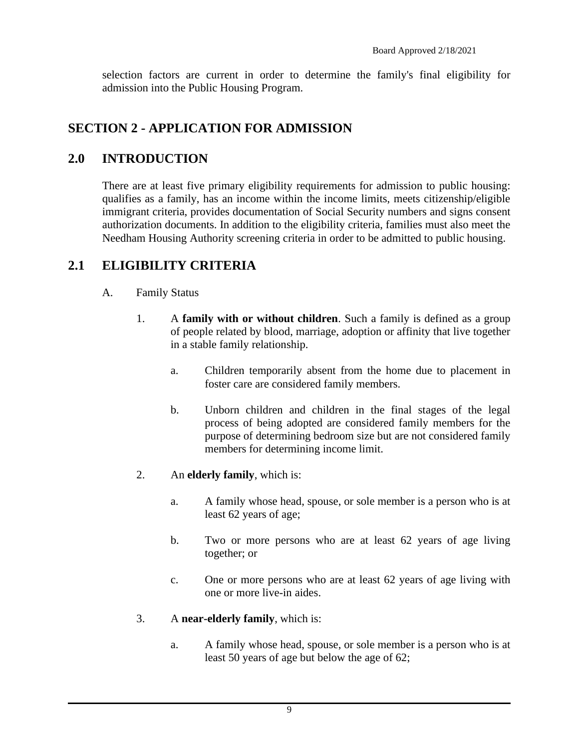selection factors are current in order to determine the family's final eligibility for admission into the Public Housing Program.

# SECTION 2 - APPLICATION FOR ADMISSION

## 2.0 INTRODUCTION

There are at least five primary eligibility requirements for admission to public housing: qualifies as a family, has an income within the income limits, meets citizenship/eligible immigrant criteria, provides documentation of Social Security numbers and signs consent authorization documents. In addition to the eligibility criteria, families must also meet the Needham Housing Authority screening criteria in order to be admitted to public housing.

## 2.1 ELIGIBILITY CRITERIA

A. Family Status

1. A **family with or without children**. Such a family is defined as a group of people related by blood, marriage, adoption or affinity that live together in a stable family relationship.

    a. Children temporarily absent from the home due to placement in foster care are considered family members.

    b. Unborn children and children in the final stages of the legal process of being adopted are considered family members for the purpose of determining bedroom size but are not considered family members for determining income limit.

2. An **elderly family**, which is:

    a. A family whose head, spouse, or sole member is a person who is at least 62 years of age;

    b. Two or more persons who are at least 62 years of age living together; or

    c. One or more persons who are at least 62 years of age living with one or more live-in aides.

3. A **near-elderly family**, which is:

    a. A family whose head, spouse, or sole member is a person who is at least 50 years of age but below the age of 62;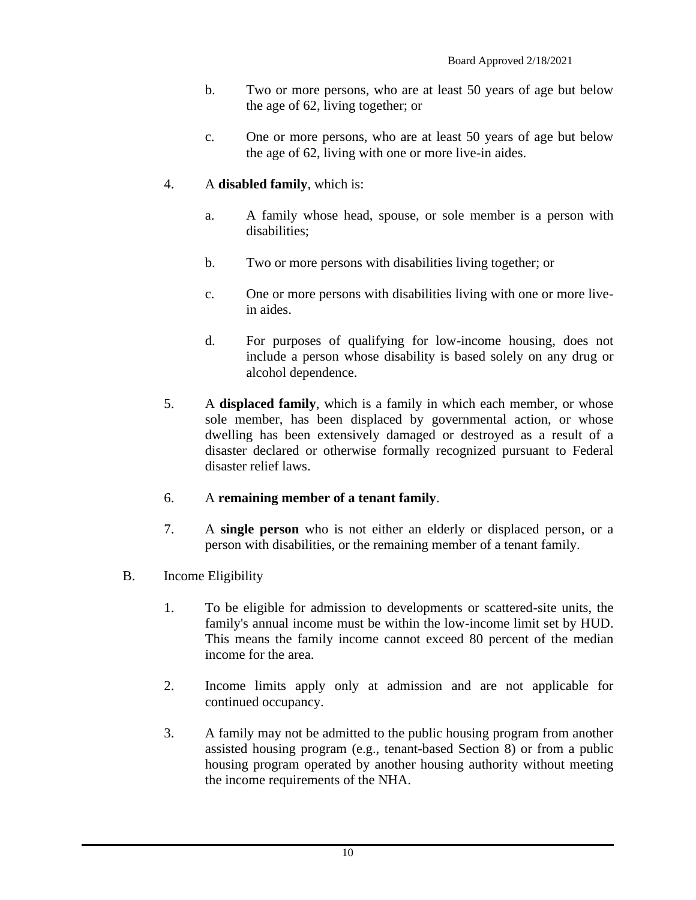b. Two or more persons, who are at least 50 years of age but below the age of 62, living together; or

c. One or more persons, who are at least 50 years of age but below the age of 62, living with one or more live-in aides.

4. A **disabled family**, which is:

   a. A family whose head, spouse, or sole member is a person with disabilities;

   b. Two or more persons with disabilities living together; or

   c. One or more persons with disabilities living with one or more live-in aides.

   d. For purposes of qualifying for low-income housing, does not include a person whose disability is based solely on any drug or alcohol dependence.

5. A **displaced family**, which is a family in which each member, or whose sole member, has been displaced by governmental action, or whose dwelling has been extensively damaged or destroyed as a result of a disaster declared or otherwise formally recognized pursuant to Federal disaster relief laws.

6. A **remaining member of a tenant family**.

7. A **single person** who is not either an elderly or displaced person, or a person with disabilities, or the remaining member of a tenant family.

B. Income Eligibility

1. To be eligible for admission to developments or scattered-site units, the family's annual income must be within the low-income limit set by HUD. This means the family income cannot exceed 80 percent of the median income for the area.

2. Income limits apply only at admission and are not applicable for continued occupancy.

3. A family may not be admitted to the public housing program from another assisted housing program (e.g., tenant-based Section 8) or from a public housing program operated by another housing authority without meeting the income requirements of the NHA.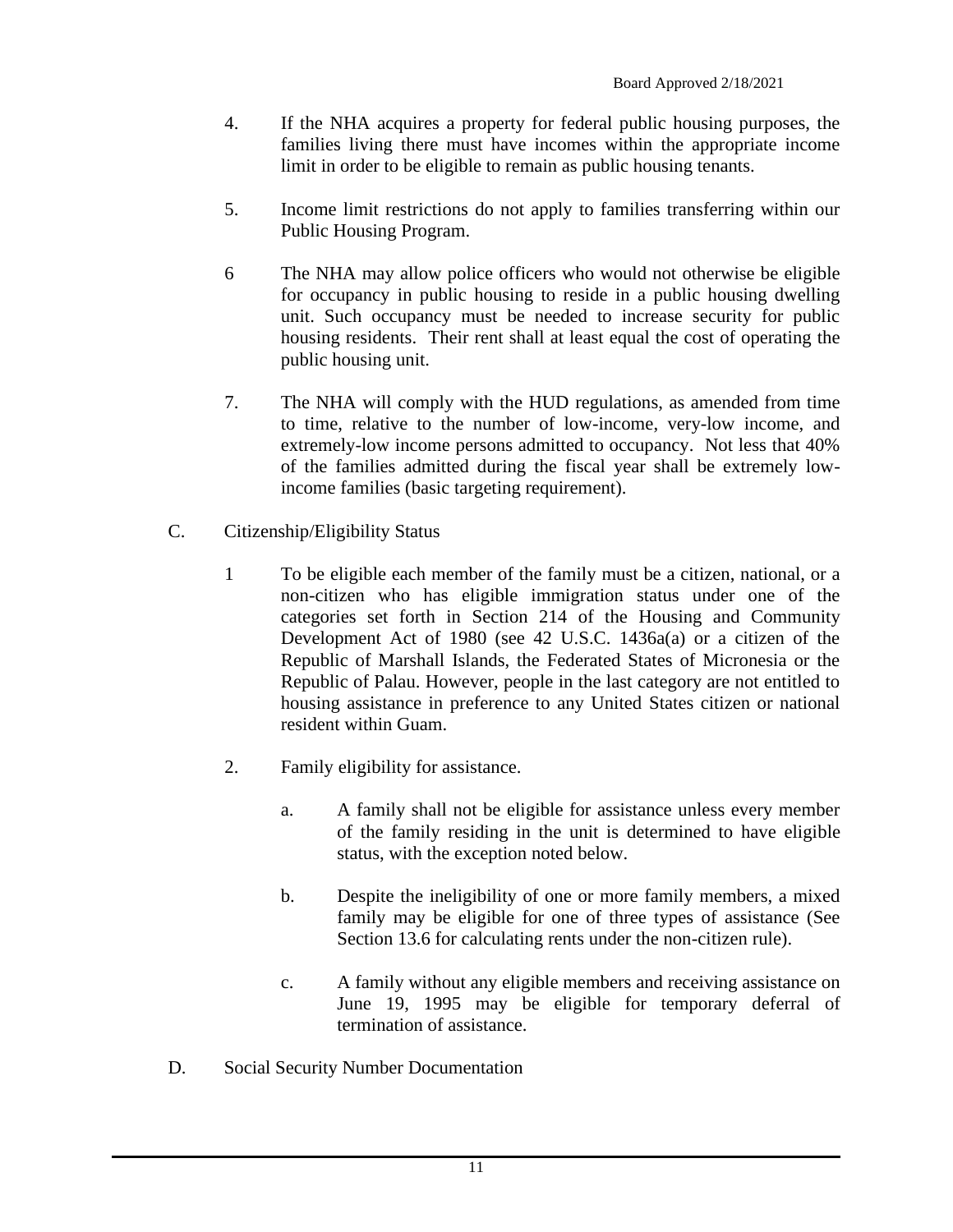4. If the NHA acquires a property for federal public housing purposes, the families living there must have incomes within the appropriate income limit in order to be eligible to remain as public housing tenants.

5. Income limit restrictions do not apply to families transferring within our Public Housing Program.

6 The NHA may allow police officers who would not otherwise be eligible for occupancy in public housing to reside in a public housing dwelling unit. Such occupancy must be needed to increase security for public housing residents. Their rent shall at least equal the cost of operating the public housing unit.

7. The NHA will comply with the HUD regulations, as amended from time to time, relative to the number of low-income, very-low income, and extremely-low income persons admitted to occupancy. Not less that 40% of the families admitted during the fiscal year shall be extremely low-income families (basic targeting requirement).

C. Citizenship/Eligibility Status

1 To be eligible each member of the family must be a citizen, national, or a non-citizen who has eligible immigration status under one of the categories set forth in Section 214 of the Housing and Community Development Act of 1980 (see 42 U.S.C. 1436a(a) or a citizen of the Republic of Marshall Islands, the Federated States of Micronesia or the Republic of Palau. However, people in the last category are not entitled to housing assistance in preference to any United States citizen or national resident within Guam.

2. Family eligibility for assistance.

a. A family shall not be eligible for assistance unless every member of the family residing in the unit is determined to have eligible status, with the exception noted below.

b. Despite the ineligibility of one or more family members, a mixed family may be eligible for one of three types of assistance (See Section 13.6 for calculating rents under the non-citizen rule).

c. A family without any eligible members and receiving assistance on June 19, 1995 may be eligible for temporary deferral of termination of assistance.

D. Social Security Number Documentation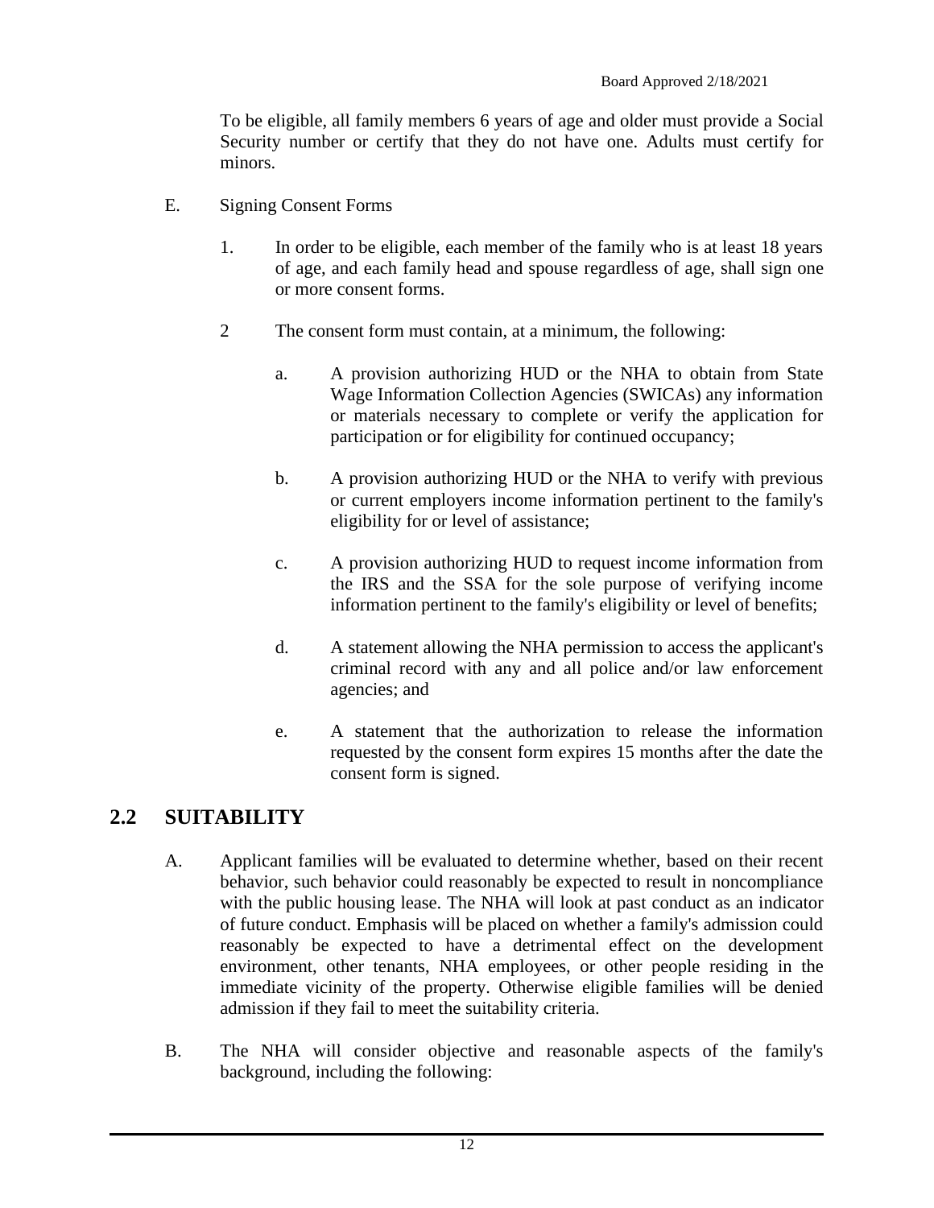To be eligible, all family members 6 years of age and older must provide a Social Security number or certify that they do not have one. Adults must certify for minors.

E. Signing Consent Forms

1. In order to be eligible, each member of the family who is at least 18 years of age, and each family head and spouse regardless of age, shall sign one or more consent forms.

2 The consent form must contain, at a minimum, the following:

   a. A provision authorizing HUD or the NHA to obtain from State Wage Information Collection Agencies (SWICAs) any information or materials necessary to complete or verify the application for participation or for eligibility for continued occupancy;

   b. A provision authorizing HUD or the NHA to verify with previous or current employers income information pertinent to the family's eligibility for or level of assistance;

   c. A provision authorizing HUD to request income information from the IRS and the SSA for the sole purpose of verifying income information pertinent to the family's eligibility or level of benefits;

   d. A statement allowing the NHA permission to access the applicant's criminal record with any and all police and/or law enforcement agencies; and

   e. A statement that the authorization to release the information requested by the consent form expires 15 months after the date the consent form is signed.

## 2.2 SUITABILITY

A. Applicant families will be evaluated to determine whether, based on their recent behavior, such behavior could reasonably be expected to result in noncompliance with the public housing lease. The NHA will look at past conduct as an indicator of future conduct. Emphasis will be placed on whether a family's admission could reasonably be expected to have a detrimental effect on the development environment, other tenants, NHA employees, or other people residing in the immediate vicinity of the property. Otherwise eligible families will be denied admission if they fail to meet the suitability criteria.

B. The NHA will consider objective and reasonable aspects of the family's background, including the following: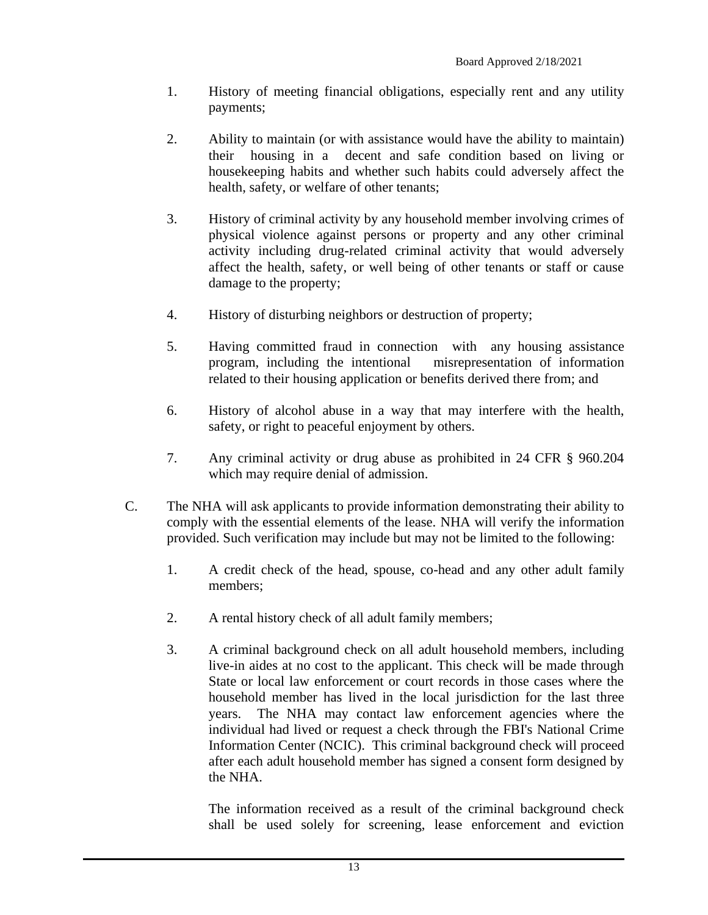1. History of meeting financial obligations, especially rent and any utility payments;

2. Ability to maintain (or with assistance would have the ability to maintain) their housing in a decent and safe condition based on living or housekeeping habits and whether such habits could adversely affect the health, safety, or welfare of other tenants;

3. History of criminal activity by any household member involving crimes of physical violence against persons or property and any other criminal activity including drug-related criminal activity that would adversely affect the health, safety, or well being of other tenants or staff or cause damage to the property;

4. History of disturbing neighbors or destruction of property;

5. Having committed fraud in connection with any housing assistance program, including the intentional misrepresentation of information related to their housing application or benefits derived there from; and

6. History of alcohol abuse in a way that may interfere with the health, safety, or right to peaceful enjoyment by others.

7. Any criminal activity or drug abuse as prohibited in 24 CFR § 960.204 which may require denial of admission.

C. The NHA will ask applicants to provide information demonstrating their ability to comply with the essential elements of the lease. NHA will verify the information provided. Such verification may include but may not be limited to the following:

1. A credit check of the head, spouse, co-head and any other adult family members;

2. A rental history check of all adult family members;

3. A criminal background check on all adult household members, including live-in aides at no cost to the applicant. This check will be made through State or local law enforcement or court records in those cases where the household member has lived in the local jurisdiction for the last three years. The NHA may contact law enforcement agencies where the individual had lived or request a check through the FBI's National Crime Information Center (NCIC). This criminal background check will proceed after each adult household member has signed a consent form designed by the NHA.

   The information received as a result of the criminal background check shall be used solely for screening, lease enforcement and eviction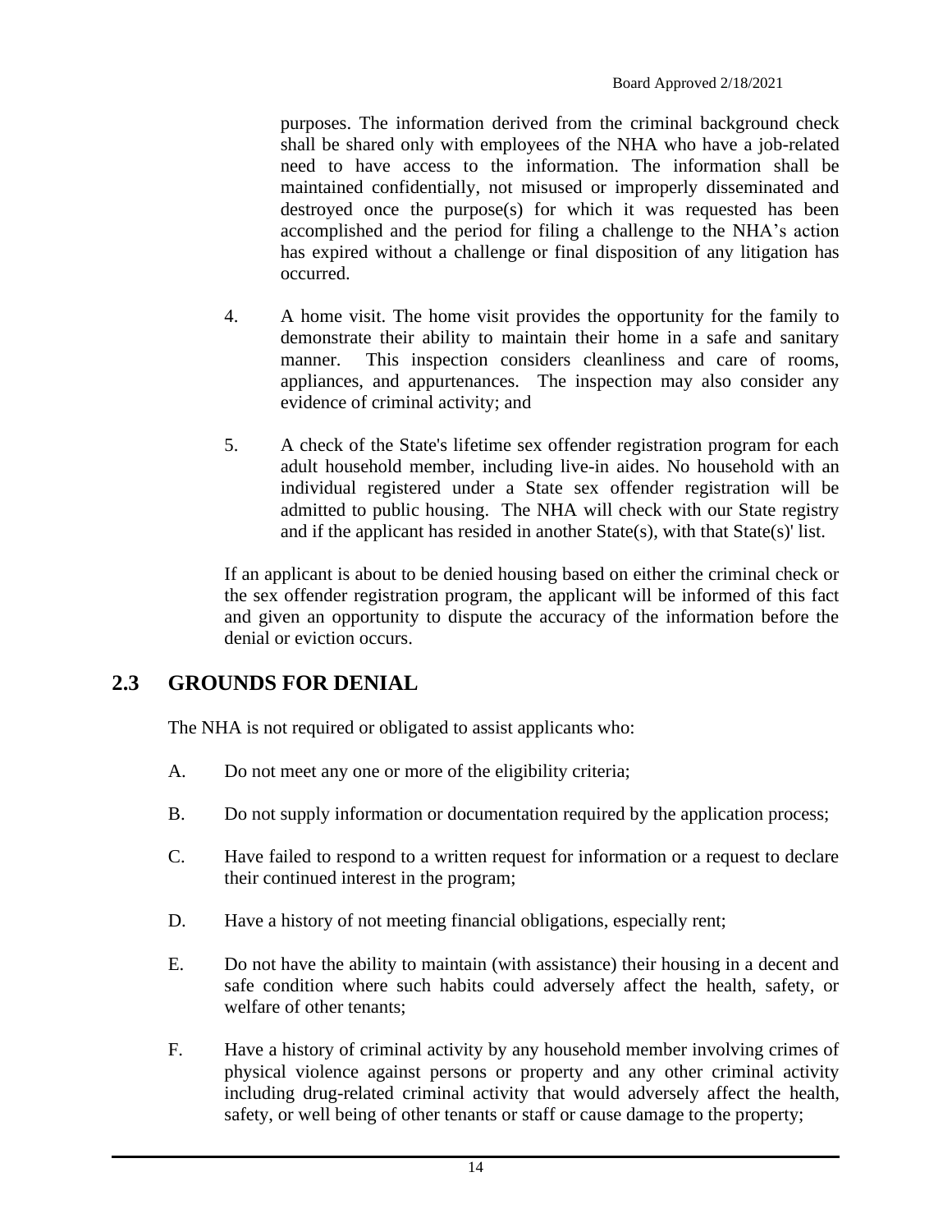purposes. The information derived from the criminal background check shall be shared only with employees of the NHA who have a job-related need to have access to the information. The information shall be maintained confidentially, not misused or improperly disseminated and destroyed once the purpose(s) for which it was requested has been accomplished and the period for filing a challenge to the NHA's action has expired without a challenge or final disposition of any litigation has occurred.

4. A home visit. The home visit provides the opportunity for the family to demonstrate their ability to maintain their home in a safe and sanitary manner. This inspection considers cleanliness and care of rooms, appliances, and appurtenances. The inspection may also consider any evidence of criminal activity; and

5. A check of the State's lifetime sex offender registration program for each adult household member, including live-in aides. No household with an individual registered under a State sex offender registration will be admitted to public housing. The NHA will check with our State registry and if the applicant has resided in another State(s), with that State(s)' list.

If an applicant is about to be denied housing based on either the criminal check or the sex offender registration program, the applicant will be informed of this fact and given an opportunity to dispute the accuracy of the information before the denial or eviction occurs.

## 2.3 GROUNDS FOR DENIAL

The NHA is not required or obligated to assist applicants who:

A. Do not meet any one or more of the eligibility criteria;

B. Do not supply information or documentation required by the application process;

C. Have failed to respond to a written request for information or a request to declare their continued interest in the program;

D. Have a history of not meeting financial obligations, especially rent;

E. Do not have the ability to maintain (with assistance) their housing in a decent and safe condition where such habits could adversely affect the health, safety, or welfare of other tenants;

F. Have a history of criminal activity by any household member involving crimes of physical violence against persons or property and any other criminal activity including drug-related criminal activity that would adversely affect the health, safety, or well being of other tenants or staff or cause damage to the property;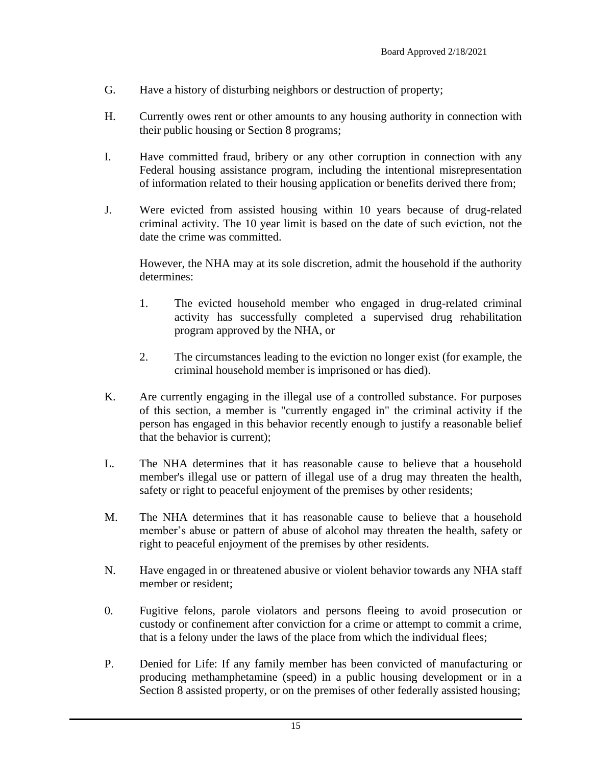G. Have a history of disturbing neighbors or destruction of property;

H. Currently owes rent or other amounts to any housing authority in connection with their public housing or Section 8 programs;

I. Have committed fraud, bribery or any other corruption in connection with any Federal housing assistance program, including the intentional misrepresentation of information related to their housing application or benefits derived there from;

J. Were evicted from assisted housing within 10 years because of drug-related criminal activity. The 10 year limit is based on the date of such eviction, not the date the crime was committed.

   However, the NHA may at its sole discretion, admit the household if the authority determines:

   1. The evicted household member who engaged in drug-related criminal activity has successfully completed a supervised drug rehabilitation program approved by the NHA, or

   2. The circumstances leading to the eviction no longer exist (for example, the criminal household member is imprisoned or has died).

K. Are currently engaging in the illegal use of a controlled substance. For purposes of this section, a member is "currently engaged in" the criminal activity if the person has engaged in this behavior recently enough to justify a reasonable belief that the behavior is current);

L. The NHA determines that it has reasonable cause to believe that a household member's illegal use or pattern of illegal use of a drug may threaten the health, safety or right to peaceful enjoyment of the premises by other residents;

M. The NHA determines that it has reasonable cause to believe that a household member's abuse or pattern of abuse of alcohol may threaten the health, safety or right to peaceful enjoyment of the premises by other residents.

N. Have engaged in or threatened abusive or violent behavior towards any NHA staff member or resident;

0. Fugitive felons, parole violators and persons fleeing to avoid prosecution or custody or confinement after conviction for a crime or attempt to commit a crime, that is a felony under the laws of the place from which the individual flees;

P. Denied for Life: If any family member has been convicted of manufacturing or producing methamphetamine (speed) in a public housing development or in a Section 8 assisted property, or on the premises of other federally assisted housing;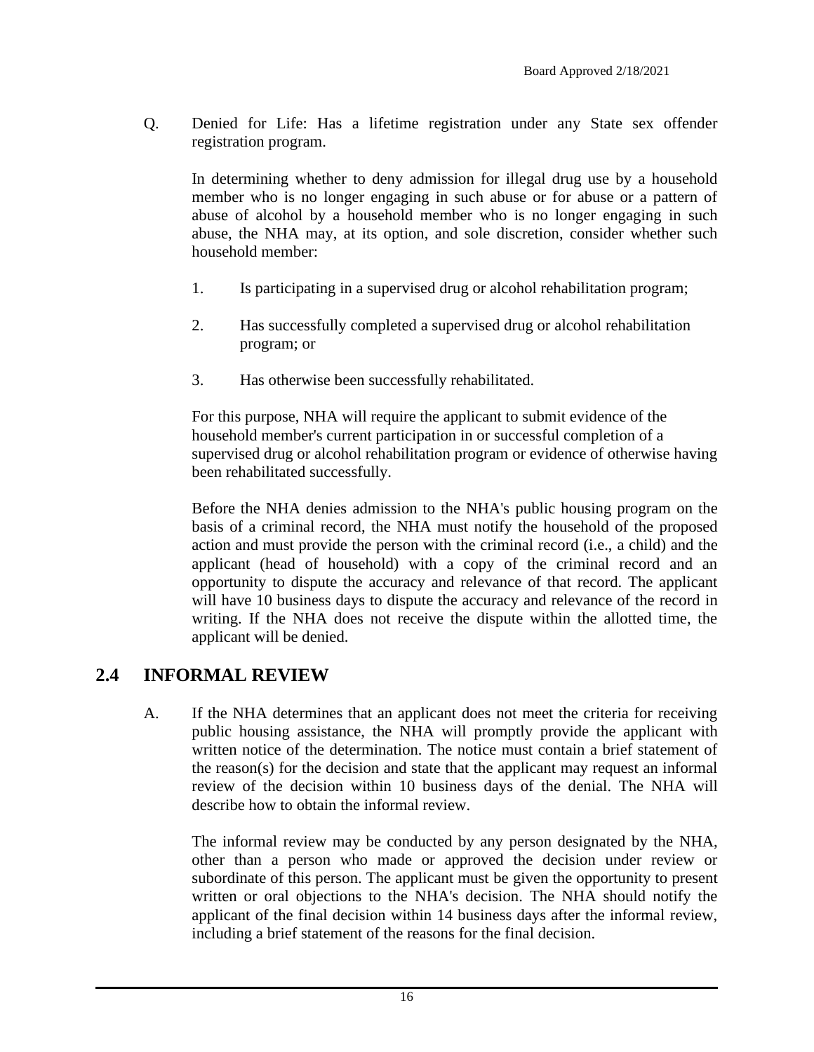Q. Denied for Life: Has a lifetime registration under any State sex offender registration program.

In determining whether to deny admission for illegal drug use by a household member who is no longer engaging in such abuse or for abuse or a pattern of abuse of alcohol by a household member who is no longer engaging in such abuse, the NHA may, at its option, and sole discretion, consider whether such household member:

1. Is participating in a supervised drug or alcohol rehabilitation program;

2. Has successfully completed a supervised drug or alcohol rehabilitation program; or

3. Has otherwise been successfully rehabilitated.

For this purpose, NHA will require the applicant to submit evidence of the household member's current participation in or successful completion of a supervised drug or alcohol rehabilitation program or evidence of otherwise having been rehabilitated successfully.

Before the NHA denies admission to the NHA's public housing program on the basis of a criminal record, the NHA must notify the household of the proposed action and must provide the person with the criminal record (i.e., a child) and the applicant (head of household) with a copy of the criminal record and an opportunity to dispute the accuracy and relevance of that record. The applicant will have 10 business days to dispute the accuracy and relevance of the record in writing. If the NHA does not receive the dispute within the allotted time, the applicant will be denied.

## 2.4 INFORMAL REVIEW

A. If the NHA determines that an applicant does not meet the criteria for receiving public housing assistance, the NHA will promptly provide the applicant with written notice of the determination. The notice must contain a brief statement of the reason(s) for the decision and state that the applicant may request an informal review of the decision within 10 business days of the denial. The NHA will describe how to obtain the informal review.

The informal review may be conducted by any person designated by the NHA, other than a person who made or approved the decision under review or subordinate of this person. The applicant must be given the opportunity to present written or oral objections to the NHA's decision. The NHA should notify the applicant of the final decision within 14 business days after the informal review, including a brief statement of the reasons for the final decision.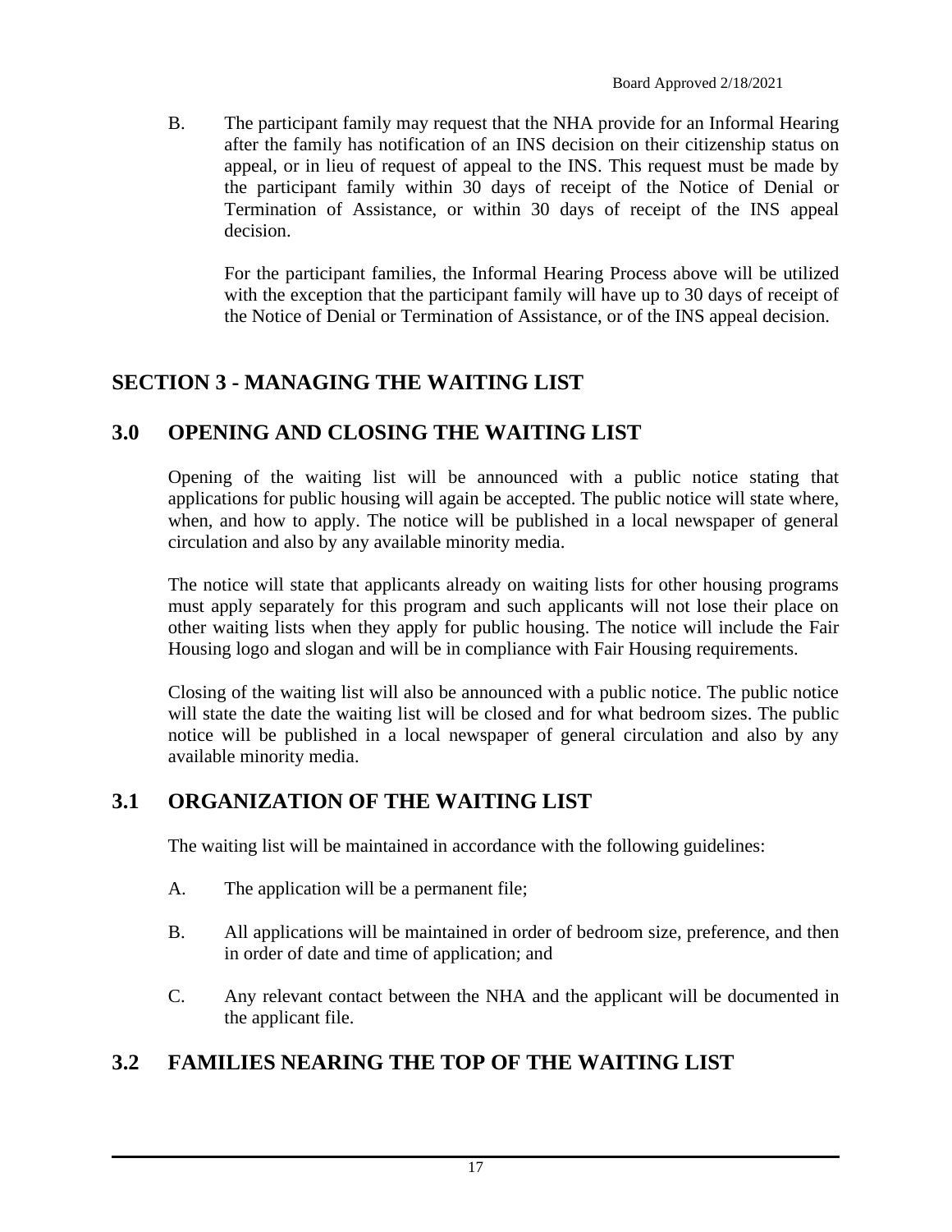B. The participant family may request that the NHA provide for an Informal Hearing after the family has notification of an INS decision on their citizenship status on appeal, or in lieu of request of appeal to the INS. This request must be made by the participant family within 30 days of receipt of the Notice of Denial or Termination of Assistance, or within 30 days of receipt of the INS appeal decision.

   For the participant families, the Informal Hearing Process above will be utilized with the exception that the participant family will have up to 30 days of receipt of the Notice of Denial or Termination of Assistance, or of the INS appeal decision.

# SECTION 3 - MANAGING THE WAITING LIST

## 3.0 OPENING AND CLOSING THE WAITING LIST

Opening of the waiting list will be announced with a public notice stating that applications for public housing will again be accepted. The public notice will state where, when, and how to apply. The notice will be published in a local newspaper of general circulation and also by any available minority media.

The notice will state that applicants already on waiting lists for other housing programs must apply separately for this program and such applicants will not lose their place on other waiting lists when they apply for public housing. The notice will include the Fair Housing logo and slogan and will be in compliance with Fair Housing requirements.

Closing of the waiting list will also be announced with a public notice. The public notice will state the date the waiting list will be closed and for what bedroom sizes. The public notice will be published in a local newspaper of general circulation and also by any available minority media.

## 3.1 ORGANIZATION OF THE WAITING LIST

The waiting list will be maintained in accordance with the following guidelines:

A. The application will be a permanent file;

B. All applications will be maintained in order of bedroom size, preference, and then in order of date and time of application; and

C. Any relevant contact between the NHA and the applicant will be documented in the applicant file.

## 3.2 FAMILIES NEARING THE TOP OF THE WAITING LIST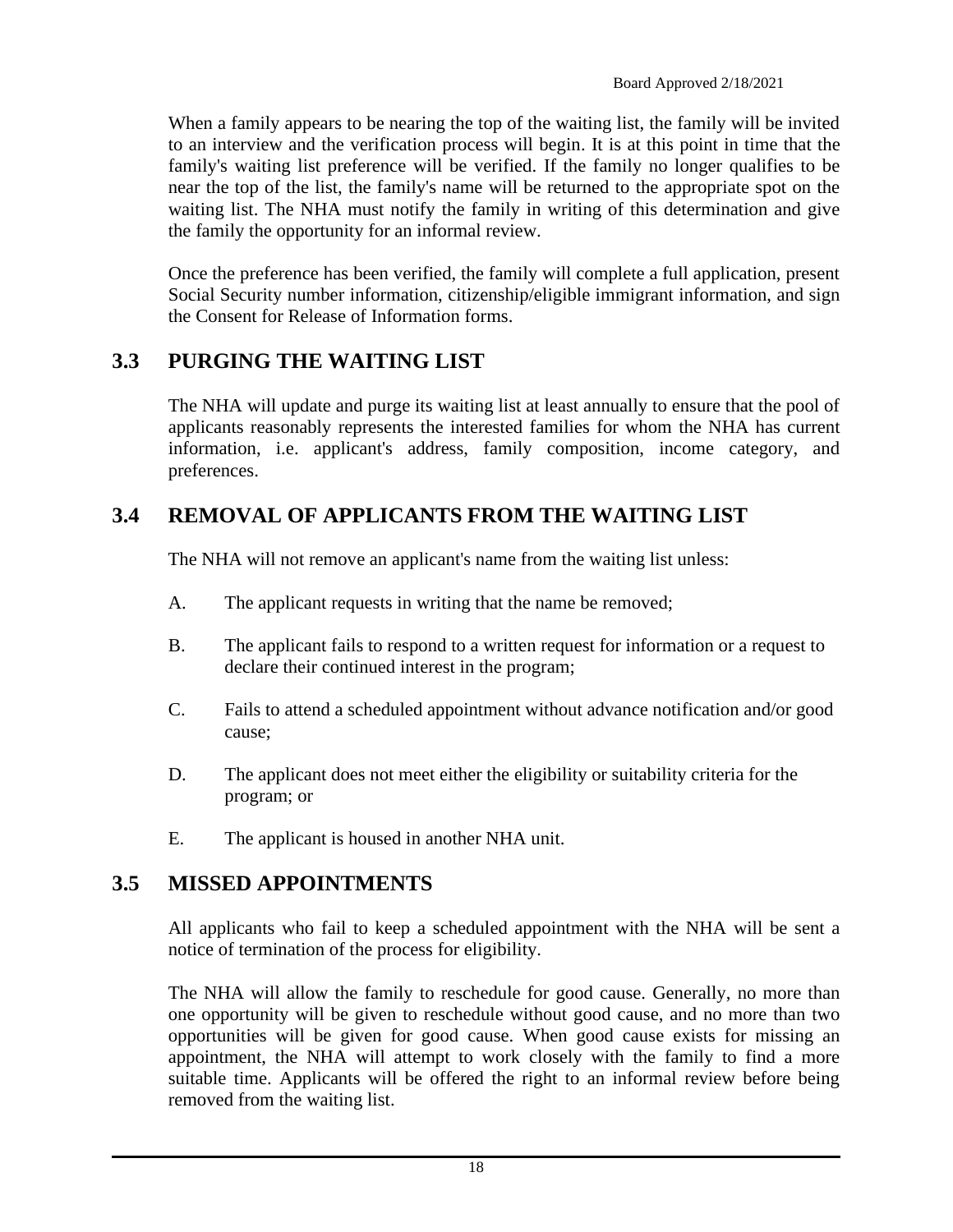When a family appears to be nearing the top of the waiting list, the family will be invited to an interview and the verification process will begin. It is at this point in time that the family's waiting list preference will be verified. If the family no longer qualifies to be near the top of the list, the family's name will be returned to the appropriate spot on the waiting list. The NHA must notify the family in writing of this determination and give the family the opportunity for an informal review.

Once the preference has been verified, the family will complete a full application, present Social Security number information, citizenship/eligible immigrant information, and sign the Consent for Release of Information forms.

## 3.3 PURGING THE WAITING LIST

The NHA will update and purge its waiting list at least annually to ensure that the pool of applicants reasonably represents the interested families for whom the NHA has current information, i.e. applicant's address, family composition, income category, and preferences.

## 3.4 REMOVAL OF APPLICANTS FROM THE WAITING LIST

The NHA will not remove an applicant's name from the waiting list unless:

A. The applicant requests in writing that the name be removed;

B. The applicant fails to respond to a written request for information or a request to declare their continued interest in the program;

C. Fails to attend a scheduled appointment without advance notification and/or good cause;

D. The applicant does not meet either the eligibility or suitability criteria for the program; or

E. The applicant is housed in another NHA unit.

## 3.5 MISSED APPOINTMENTS

All applicants who fail to keep a scheduled appointment with the NHA will be sent a notice of termination of the process for eligibility.

The NHA will allow the family to reschedule for good cause. Generally, no more than one opportunity will be given to reschedule without good cause, and no more than two opportunities will be given for good cause. When good cause exists for missing an appointment, the NHA will attempt to work closely with the family to find a more suitable time. Applicants will be offered the right to an informal review before being removed from the waiting list.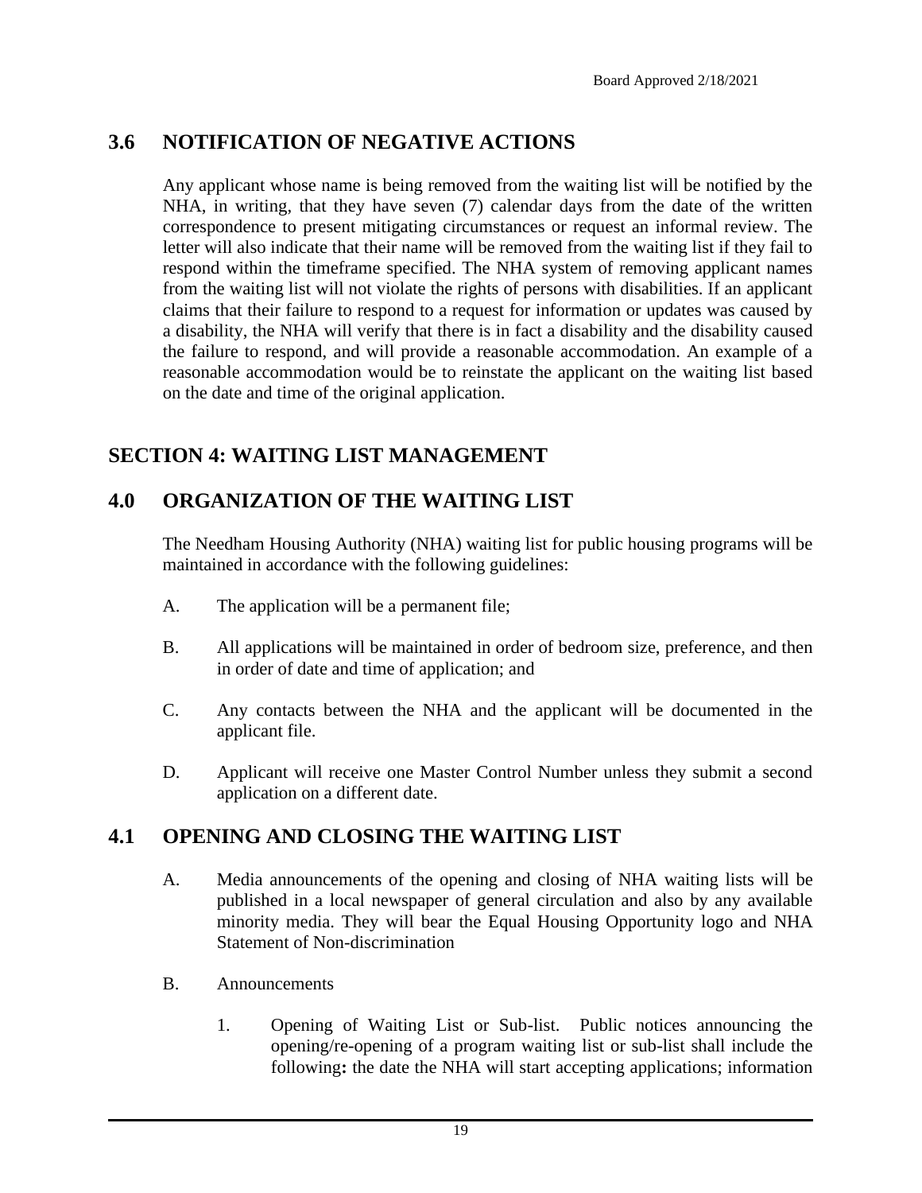## 3.6 NOTIFICATION OF NEGATIVE ACTIONS

Any applicant whose name is being removed from the waiting list will be notified by the NHA, in writing, that they have seven (7) calendar days from the date of the written correspondence to present mitigating circumstances or request an informal review. The letter will also indicate that their name will be removed from the waiting list if they fail to respond within the timeframe specified. The NHA system of removing applicant names from the waiting list will not violate the rights of persons with disabilities. If an applicant claims that their failure to respond to a request for information or updates was caused by a disability, the NHA will verify that there is in fact a disability and the disability caused the failure to respond, and will provide a reasonable accommodation. An example of a reasonable accommodation would be to reinstate the applicant on the waiting list based on the date and time of the original application.

# SECTION 4: WAITING LIST MANAGEMENT

## 4.0 ORGANIZATION OF THE WAITING LIST

The Needham Housing Authority (NHA) waiting list for public housing programs will be maintained in accordance with the following guidelines:

A. The application will be a permanent file;

B. All applications will be maintained in order of bedroom size, preference, and then in order of date and time of application; and

C. Any contacts between the NHA and the applicant will be documented in the applicant file.

D. Applicant will receive one Master Control Number unless they submit a second application on a different date.

## 4.1 OPENING AND CLOSING THE WAITING LIST

A. Media announcements of the opening and closing of NHA waiting lists will be published in a local newspaper of general circulation and also by any available minority media. They will bear the Equal Housing Opportunity logo and NHA Statement of Non-discrimination

B. Announcements

1. Opening of Waiting List or Sub-list. Public notices announcing the opening/re-opening of a program waiting list or sub-list shall include the following**:** the date the NHA will start accepting applications; information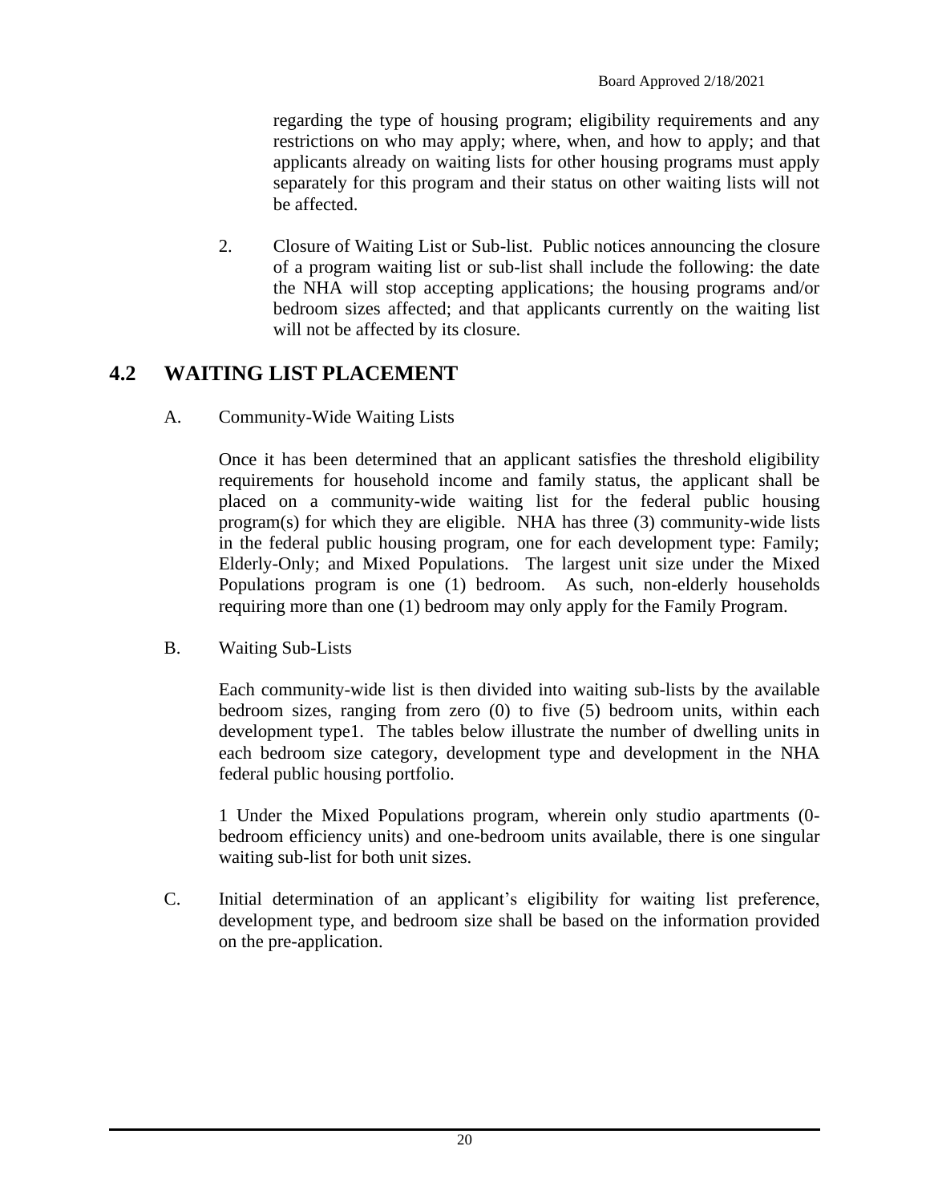regarding the type of housing program; eligibility requirements and any restrictions on who may apply; where, when, and how to apply; and that applicants already on waiting lists for other housing programs must apply separately for this program and their status on other waiting lists will not be affected.

2. Closure of Waiting List or Sub-list. Public notices announcing the closure of a program waiting list or sub-list shall include the following: the date the NHA will stop accepting applications; the housing programs and/or bedroom sizes affected; and that applicants currently on the waiting list will not be affected by its closure.

## 4.2 WAITING LIST PLACEMENT

A. Community-Wide Waiting Lists

Once it has been determined that an applicant satisfies the threshold eligibility requirements for household income and family status, the applicant shall be placed on a community-wide waiting list for the federal public housing program(s) for which they are eligible. NHA has three (3) community-wide lists in the federal public housing program, one for each development type: Family; Elderly-Only; and Mixed Populations. The largest unit size under the Mixed Populations program is one (1) bedroom. As such, non-elderly households requiring more than one (1) bedroom may only apply for the Family Program.

B. Waiting Sub-Lists

Each community-wide list is then divided into waiting sub-lists by the available bedroom sizes, ranging from zero (0) to five (5) bedroom units, within each development type[1]. The tables below illustrate the number of dwelling units in each bedroom size category, development type and development in the NHA federal public housing portfolio.

1 Under the Mixed Populations program, wherein only studio apartments (0-bedroom efficiency units) and one-bedroom units available, there is one singular waiting sub-list for both unit sizes.

C. Initial determination of an applicant's eligibility for waiting list preference, development type, and bedroom size shall be based on the information provided on the pre-application.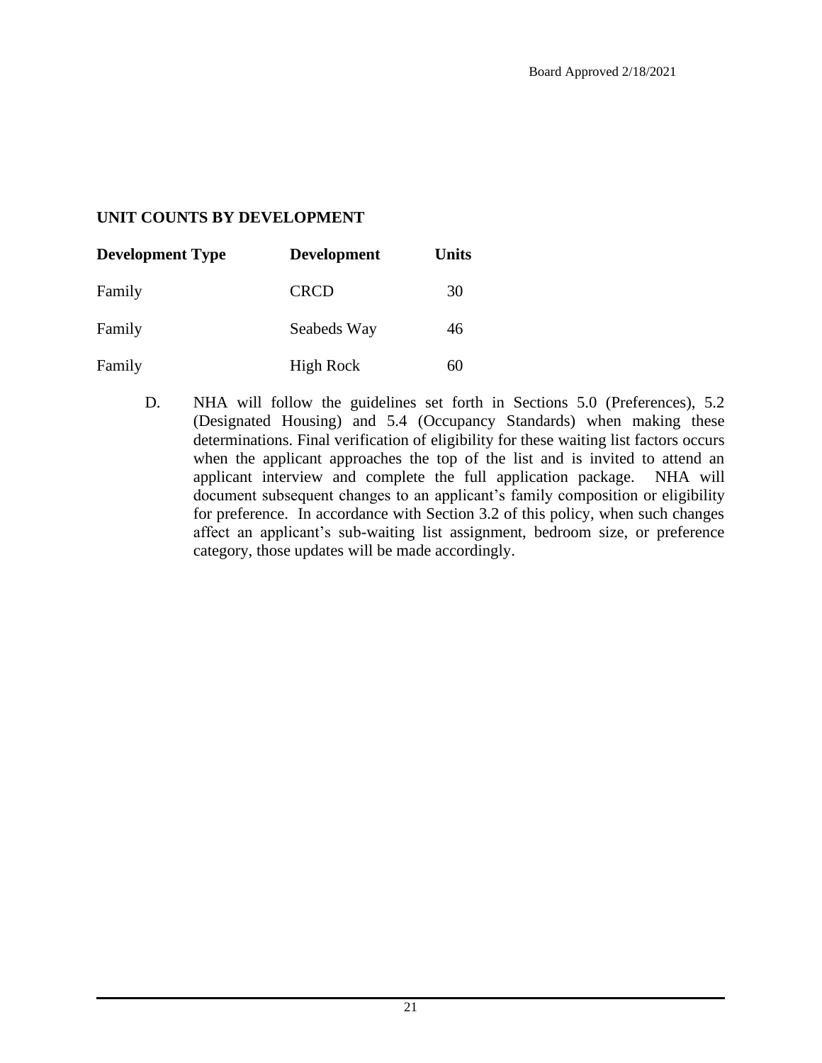**UNIT COUNTS BY DEVELOPMENT**

| Development Type | Development | Units |
|---|---|---|
| Family | CRCD | 30 |
| Family | Seabeds Way | 46 |
| Family | High Rock | 60 |

D. NHA will follow the guidelines set forth in Sections 5.0 (Preferences), 5.2 (Designated Housing) and 5.4 (Occupancy Standards) when making these determinations. Final verification of eligibility for these waiting list factors occurs when the applicant approaches the top of the list and is invited to attend an applicant interview and complete the full application package. NHA will document subsequent changes to an applicant's family composition or eligibility for preference. In accordance with Section 3.2 of this policy, when such changes affect an applicant's sub-waiting list assignment, bedroom size, or preference category, those updates will be made accordingly.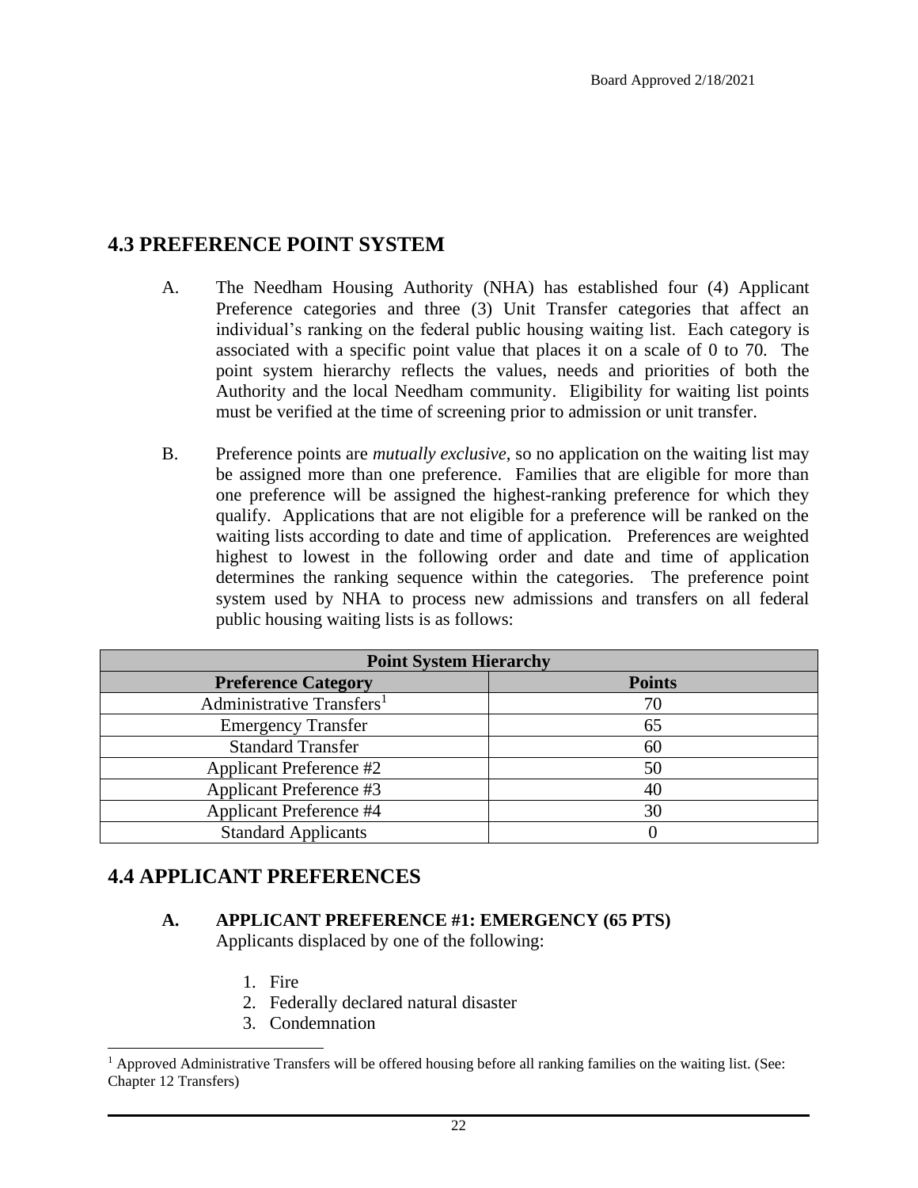## 4.3 PREFERENCE POINT SYSTEM

A. The Needham Housing Authority (NHA) has established four (4) Applicant Preference categories and three (3) Unit Transfer categories that affect an individual's ranking on the federal public housing waiting list. Each category is associated with a specific point value that places it on a scale of 0 to 70. The point system hierarchy reflects the values, needs and priorities of both the Authority and the local Needham community. Eligibility for waiting list points must be verified at the time of screening prior to admission or unit transfer.

B. Preference points are *mutually exclusive*, so no application on the waiting list may be assigned more than one preference. Families that are eligible for more than one preference will be assigned the highest-ranking preference for which they qualify. Applications that are not eligible for a preference will be ranked on the waiting lists according to date and time of application. Preferences are weighted highest to lowest in the following order and date and time of application determines the ranking sequence within the categories. The preference point system used by NHA to process new admissions and transfers on all federal public housing waiting lists is as follows:

| **Point System Hierarchy** | |
|---|---|
| **Preference Category** | **Points** |
| Administrative Transfers[1] | 70 |
| Emergency Transfer | 65 |
| Standard Transfer | 60 |
| Applicant Preference #2 | 50 |
| Applicant Preference #3 | 40 |
| Applicant Preference #4 | 30 |
| Standard Applicants | 0 |

## 4.4 APPLICANT PREFERENCES

### A. APPLICANT PREFERENCE #1: EMERGENCY (65 PTS)

Applicants displaced by one of the following:

1. Fire
2. Federally declared natural disaster
3. Condemnation

[1] Approved Administrative Transfers will be offered housing before all ranking families on the waiting list. (See: Chapter 12 Transfers)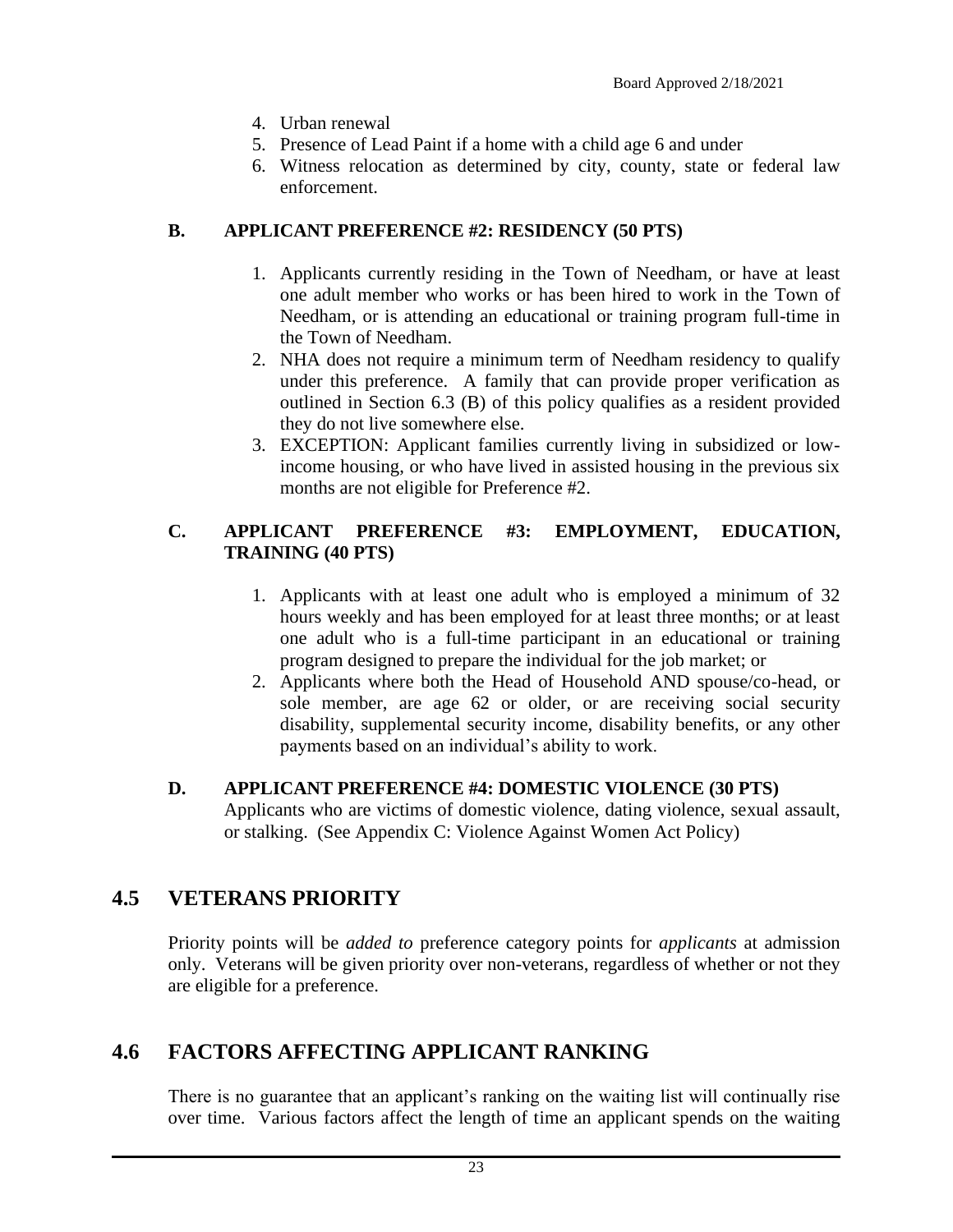4. Urban renewal
5. Presence of Lead Paint if a home with a child age 6 and under
6. Witness relocation as determined by city, county, state or federal law enforcement.

### B. APPLICANT PREFERENCE #2: RESIDENCY (50 PTS)

1. Applicants currently residing in the Town of Needham, or have at least one adult member who works or has been hired to work in the Town of Needham, or is attending an educational or training program full-time in the Town of Needham.
2. NHA does not require a minimum term of Needham residency to qualify under this preference. A family that can provide proper verification as outlined in Section 6.3 (B) of this policy qualifies as a resident provided they do not live somewhere else.
3. EXCEPTION: Applicant families currently living in subsidized or low-income housing, or who have lived in assisted housing in the previous six months are not eligible for Preference #2.

### C. APPLICANT PREFERENCE #3: EMPLOYMENT, EDUCATION, TRAINING (40 PTS)

1. Applicants with at least one adult who is employed a minimum of 32 hours weekly and has been employed for at least three months; or at least one adult who is a full-time participant in an educational or training program designed to prepare the individual for the job market; or
2. Applicants where both the Head of Household AND spouse/co-head, or sole member, are age 62 or older, or are receiving social security disability, supplemental security income, disability benefits, or any other payments based on an individual's ability to work.

### D. APPLICANT PREFERENCE #4: DOMESTIC VIOLENCE (30 PTS)

Applicants who are victims of domestic violence, dating violence, sexual assault, or stalking. (See Appendix C: Violence Against Women Act Policy)

## 4.5 VETERANS PRIORITY

Priority points will be *added to* preference category points for *applicants* at admission only. Veterans will be given priority over non-veterans, regardless of whether or not they are eligible for a preference.

## 4.6 FACTORS AFFECTING APPLICANT RANKING

There is no guarantee that an applicant's ranking on the waiting list will continually rise over time. Various factors affect the length of time an applicant spends on the waiting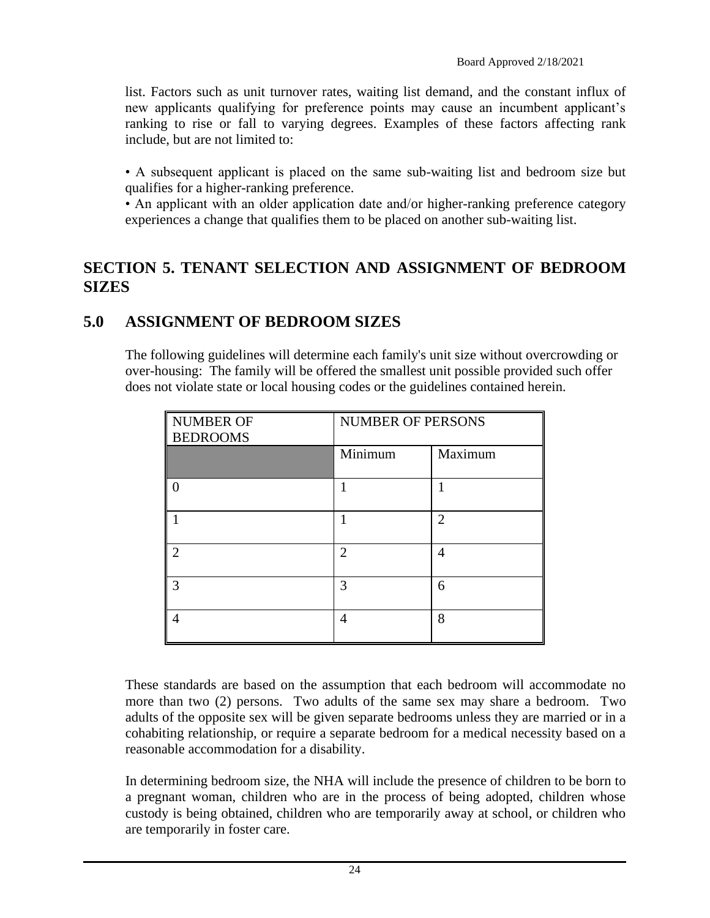list. Factors such as unit turnover rates, waiting list demand, and the constant influx of new applicants qualifying for preference points may cause an incumbent applicant's ranking to rise or fall to varying degrees. Examples of these factors affecting rank include, but are not limited to:

• A subsequent applicant is placed on the same sub-waiting list and bedroom size but qualifies for a higher-ranking preference.
• An applicant with an older application date and/or higher-ranking preference category experiences a change that qualifies them to be placed on another sub-waiting list.

# SECTION 5. TENANT SELECTION AND ASSIGNMENT OF BEDROOM SIZES

## 5.0 ASSIGNMENT OF BEDROOM SIZES

The following guidelines will determine each family's unit size without overcrowding or over-housing: The family will be offered the smallest unit possible provided such offer does not violate state or local housing codes or the guidelines contained herein.

| NUMBER OF BEDROOMS | NUMBER OF PERSONS | |
|---|---|---|
| | Minimum | Maximum |
| 0 | 1 | 1 |
| 1 | 1 | 2 |
| 2 | 2 | 4 |
| 3 | 3 | 6 |
| 4 | 4 | 8 |

These standards are based on the assumption that each bedroom will accommodate no more than two (2) persons. Two adults of the same sex may share a bedroom. Two adults of the opposite sex will be given separate bedrooms unless they are married or in a cohabiting relationship, or require a separate bedroom for a medical necessity based on a reasonable accommodation for a disability.

In determining bedroom size, the NHA will include the presence of children to be born to a pregnant woman, children who are in the process of being adopted, children whose custody is being obtained, children who are temporarily away at school, or children who are temporarily in foster care.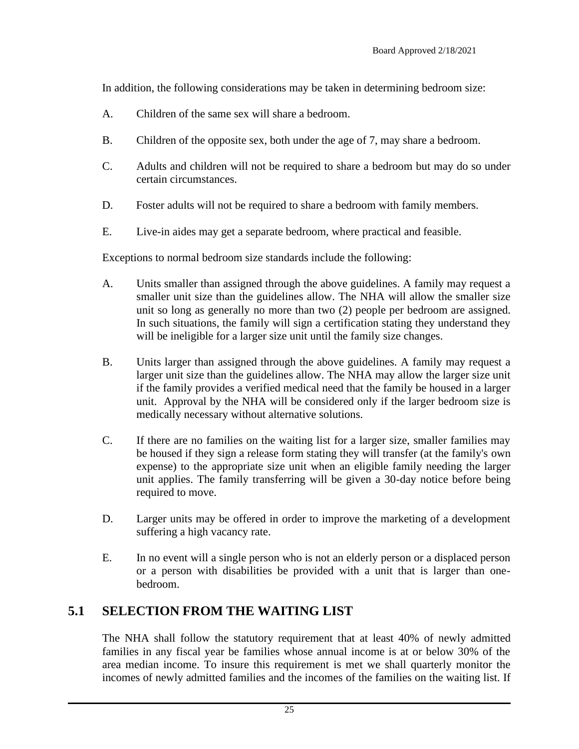In addition, the following considerations may be taken in determining bedroom size:

A. Children of the same sex will share a bedroom.

B. Children of the opposite sex, both under the age of 7, may share a bedroom.

C. Adults and children will not be required to share a bedroom but may do so under certain circumstances.

D. Foster adults will not be required to share a bedroom with family members.

E. Live-in aides may get a separate bedroom, where practical and feasible.

Exceptions to normal bedroom size standards include the following:

A. Units smaller than assigned through the above guidelines. A family may request a smaller unit size than the guidelines allow. The NHA will allow the smaller size unit so long as generally no more than two (2) people per bedroom are assigned. In such situations, the family will sign a certification stating they understand they will be ineligible for a larger size unit until the family size changes.

B. Units larger than assigned through the above guidelines. A family may request a larger unit size than the guidelines allow. The NHA may allow the larger size unit if the family provides a verified medical need that the family be housed in a larger unit. Approval by the NHA will be considered only if the larger bedroom size is medically necessary without alternative solutions.

C. If there are no families on the waiting list for a larger size, smaller families may be housed if they sign a release form stating they will transfer (at the family's own expense) to the appropriate size unit when an eligible family needing the larger unit applies. The family transferring will be given a 30-day notice before being required to move.

D. Larger units may be offered in order to improve the marketing of a development suffering a high vacancy rate.

E. In no event will a single person who is not an elderly person or a displaced person or a person with disabilities be provided with a unit that is larger than one-bedroom.

## 5.1 SELECTION FROM THE WAITING LIST

The NHA shall follow the statutory requirement that at least 40% of newly admitted families in any fiscal year be families whose annual income is at or below 30% of the area median income. To insure this requirement is met we shall quarterly monitor the incomes of newly admitted families and the incomes of the families on the waiting list. If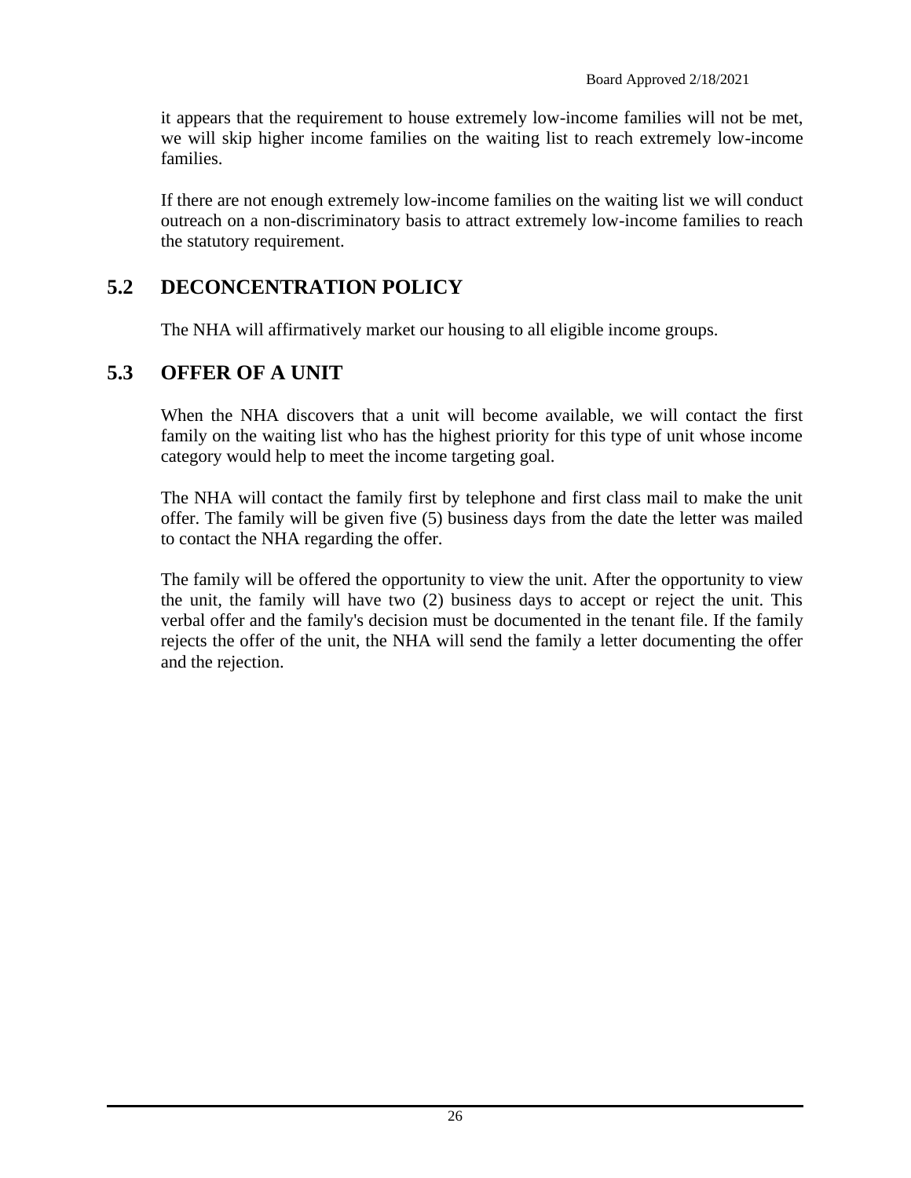it appears that the requirement to house extremely low-income families will not be met, we will skip higher income families on the waiting list to reach extremely low-income families.

If there are not enough extremely low-income families on the waiting list we will conduct outreach on a non-discriminatory basis to attract extremely low-income families to reach the statutory requirement.

## 5.2 DECONCENTRATION POLICY

The NHA will affirmatively market our housing to all eligible income groups.

## 5.3 OFFER OF A UNIT

When the NHA discovers that a unit will become available, we will contact the first family on the waiting list who has the highest priority for this type of unit whose income category would help to meet the income targeting goal.

The NHA will contact the family first by telephone and first class mail to make the unit offer. The family will be given five (5) business days from the date the letter was mailed to contact the NHA regarding the offer.

The family will be offered the opportunity to view the unit. After the opportunity to view the unit, the family will have two (2) business days to accept or reject the unit. This verbal offer and the family's decision must be documented in the tenant file. If the family rejects the offer of the unit, the NHA will send the family a letter documenting the offer and the rejection.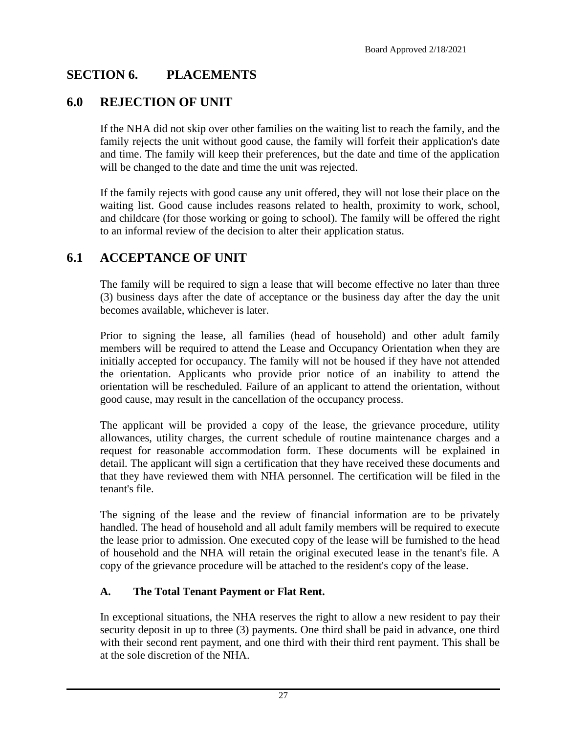Board Approved 2/18/2021

# SECTION 6. PLACEMENTS

## 6.0 REJECTION OF UNIT

If the NHA did not skip over other families on the waiting list to reach the family, and the family rejects the unit without good cause, the family will forfeit their application's date and time. The family will keep their preferences, but the date and time of the application will be changed to the date and time the unit was rejected.

If the family rejects with good cause any unit offered, they will not lose their place on the waiting list. Good cause includes reasons related to health, proximity to work, school, and childcare (for those working or going to school). The family will be offered the right to an informal review of the decision to alter their application status.

## 6.1 ACCEPTANCE OF UNIT

The family will be required to sign a lease that will become effective no later than three (3) business days after the date of acceptance or the business day after the day the unit becomes available, whichever is later.

Prior to signing the lease, all families (head of household) and other adult family members will be required to attend the Lease and Occupancy Orientation when they are initially accepted for occupancy. The family will not be housed if they have not attended the orientation. Applicants who provide prior notice of an inability to attend the orientation will be rescheduled. Failure of an applicant to attend the orientation, without good cause, may result in the cancellation of the occupancy process.

The applicant will be provided a copy of the lease, the grievance procedure, utility allowances, utility charges, the current schedule of routine maintenance charges and a request for reasonable accommodation form. These documents will be explained in detail. The applicant will sign a certification that they have received these documents and that they have reviewed them with NHA personnel. The certification will be filed in the tenant's file.

The signing of the lease and the review of financial information are to be privately handled. The head of household and all adult family members will be required to execute the lease prior to admission. One executed copy of the lease will be furnished to the head of household and the NHA will retain the original executed lease in the tenant's file. A copy of the grievance procedure will be attached to the resident's copy of the lease.

### A. The Total Tenant Payment or Flat Rent.

In exceptional situations, the NHA reserves the right to allow a new resident to pay their security deposit in up to three (3) payments. One third shall be paid in advance, one third with their second rent payment, and one third with their third rent payment. This shall be at the sole discretion of the NHA.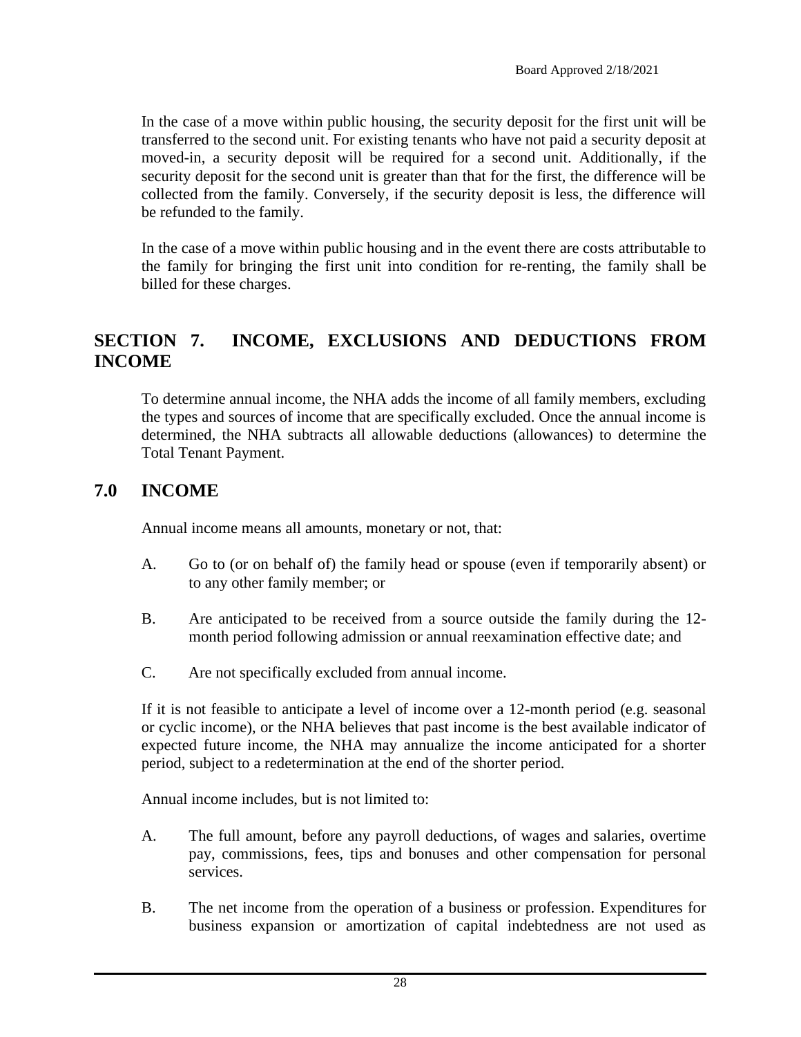In the case of a move within public housing, the security deposit for the first unit will be transferred to the second unit. For existing tenants who have not paid a security deposit at moved-in, a security deposit will be required for a second unit. Additionally, if the security deposit for the second unit is greater than that for the first, the difference will be collected from the family. Conversely, if the security deposit is less, the difference will be refunded to the family.

In the case of a move within public housing and in the event there are costs attributable to the family for bringing the first unit into condition for re-renting, the family shall be billed for these charges.

## SECTION 7. INCOME, EXCLUSIONS AND DEDUCTIONS FROM INCOME

To determine annual income, the NHA adds the income of all family members, excluding the types and sources of income that are specifically excluded. Once the annual income is determined, the NHA subtracts all allowable deductions (allowances) to determine the Total Tenant Payment.

## 7.0 INCOME

Annual income means all amounts, monetary or not, that:

A. Go to (or on behalf of) the family head or spouse (even if temporarily absent) or to any other family member; or

B. Are anticipated to be received from a source outside the family during the 12-month period following admission or annual reexamination effective date; and

C. Are not specifically excluded from annual income.

If it is not feasible to anticipate a level of income over a 12-month period (e.g. seasonal or cyclic income), or the NHA believes that past income is the best available indicator of expected future income, the NHA may annualize the income anticipated for a shorter period, subject to a redetermination at the end of the shorter period.

Annual income includes, but is not limited to:

A. The full amount, before any payroll deductions, of wages and salaries, overtime pay, commissions, fees, tips and bonuses and other compensation for personal services.

B. The net income from the operation of a business or profession. Expenditures for business expansion or amortization of capital indebtedness are not used as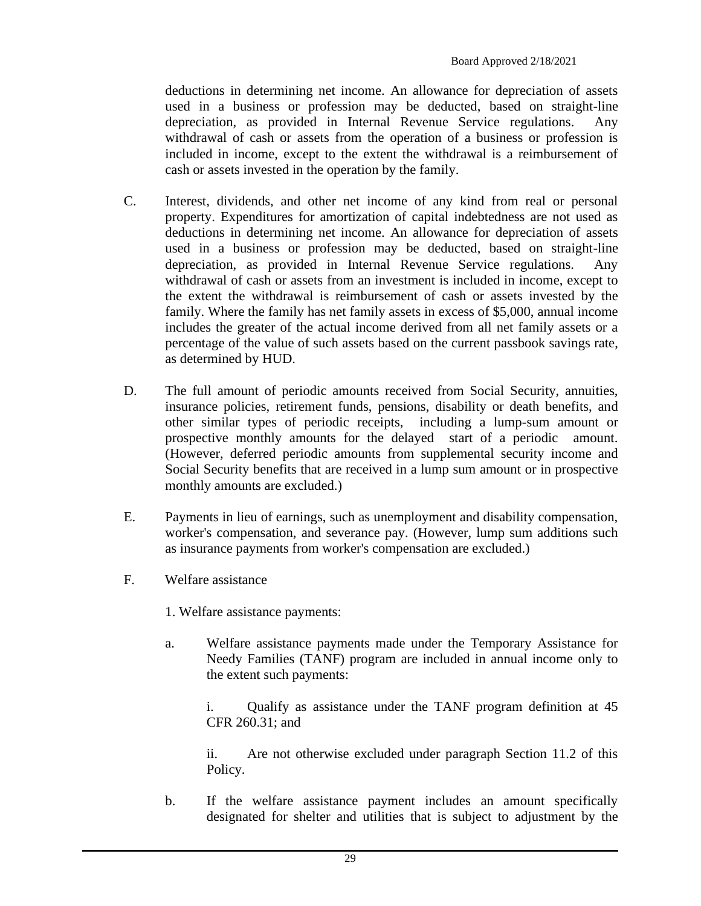deductions in determining net income. An allowance for depreciation of assets used in a business or profession may be deducted, based on straight-line depreciation, as provided in Internal Revenue Service regulations. Any withdrawal of cash or assets from the operation of a business or profession is included in income, except to the extent the withdrawal is a reimbursement of cash or assets invested in the operation by the family.

C. Interest, dividends, and other net income of any kind from real or personal property. Expenditures for amortization of capital indebtedness are not used as deductions in determining net income. An allowance for depreciation of assets used in a business or profession may be deducted, based on straight-line depreciation, as provided in Internal Revenue Service regulations. Any withdrawal of cash or assets from an investment is included in income, except to the extent the withdrawal is reimbursement of cash or assets invested by the family. Where the family has net family assets in excess of $5,000, annual income includes the greater of the actual income derived from all net family assets or a percentage of the value of such assets based on the current passbook savings rate, as determined by HUD.

D. The full amount of periodic amounts received from Social Security, annuities, insurance policies, retirement funds, pensions, disability or death benefits, and other similar types of periodic receipts, including a lump-sum amount or prospective monthly amounts for the delayed start of a periodic amount. (However, deferred periodic amounts from supplemental security income and Social Security benefits that are received in a lump sum amount or in prospective monthly amounts are excluded.)

E. Payments in lieu of earnings, such as unemployment and disability compensation, worker's compensation, and severance pay. (However, lump sum additions such as insurance payments from worker's compensation are excluded.)

F. Welfare assistance

1. Welfare assistance payments:

a. Welfare assistance payments made under the Temporary Assistance for Needy Families (TANF) program are included in annual income only to the extent such payments:

i. Qualify as assistance under the TANF program definition at 45 CFR 260.31; and

ii. Are not otherwise excluded under paragraph Section 11.2 of this Policy.

b. If the welfare assistance payment includes an amount specifically designated for shelter and utilities that is subject to adjustment by the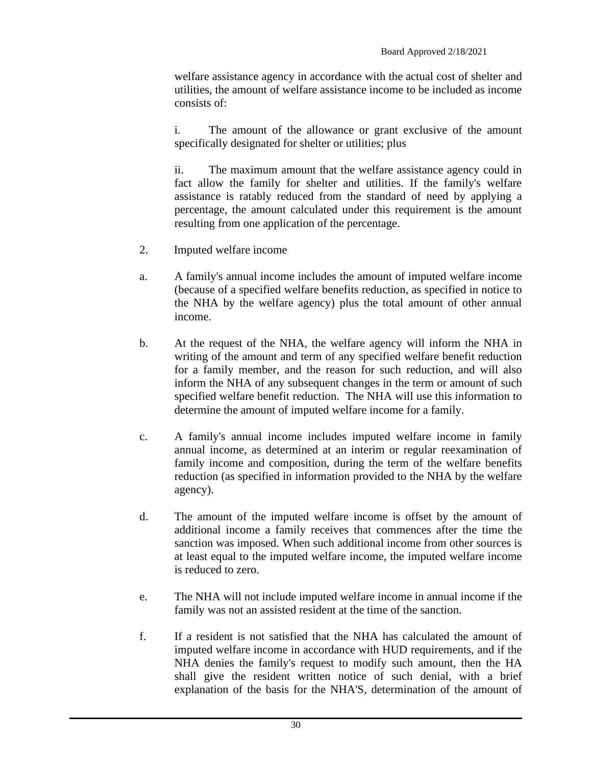welfare assistance agency in accordance with the actual cost of shelter and utilities, the amount of welfare assistance income to be included as income consists of:

i. The amount of the allowance or grant exclusive of the amount specifically designated for shelter or utilities; plus

ii. The maximum amount that the welfare assistance agency could in fact allow the family for shelter and utilities. If the family's welfare assistance is ratably reduced from the standard of need by applying a percentage, the amount calculated under this requirement is the amount resulting from one application of the percentage.

2. Imputed welfare income

a. A family's annual income includes the amount of imputed welfare income (because of a specified welfare benefits reduction, as specified in notice to the NHA by the welfare agency) plus the total amount of other annual income.

b. At the request of the NHA, the welfare agency will inform the NHA in writing of the amount and term of any specified welfare benefit reduction for a family member, and the reason for such reduction, and will also inform the NHA of any subsequent changes in the term or amount of such specified welfare benefit reduction. The NHA will use this information to determine the amount of imputed welfare income for a family.

c. A family's annual income includes imputed welfare income in family annual income, as determined at an interim or regular reexamination of family income and composition, during the term of the welfare benefits reduction (as specified in information provided to the NHA by the welfare agency).

d. The amount of the imputed welfare income is offset by the amount of additional income a family receives that commences after the time the sanction was imposed. When such additional income from other sources is at least equal to the imputed welfare income, the imputed welfare income is reduced to zero.

e. The NHA will not include imputed welfare income in annual income if the family was not an assisted resident at the time of the sanction.

f. If a resident is not satisfied that the NHA has calculated the amount of imputed welfare income in accordance with HUD requirements, and if the NHA denies the family's request to modify such amount, then the HA shall give the resident written notice of such denial, with a brief explanation of the basis for the NHA'S, determination of the amount of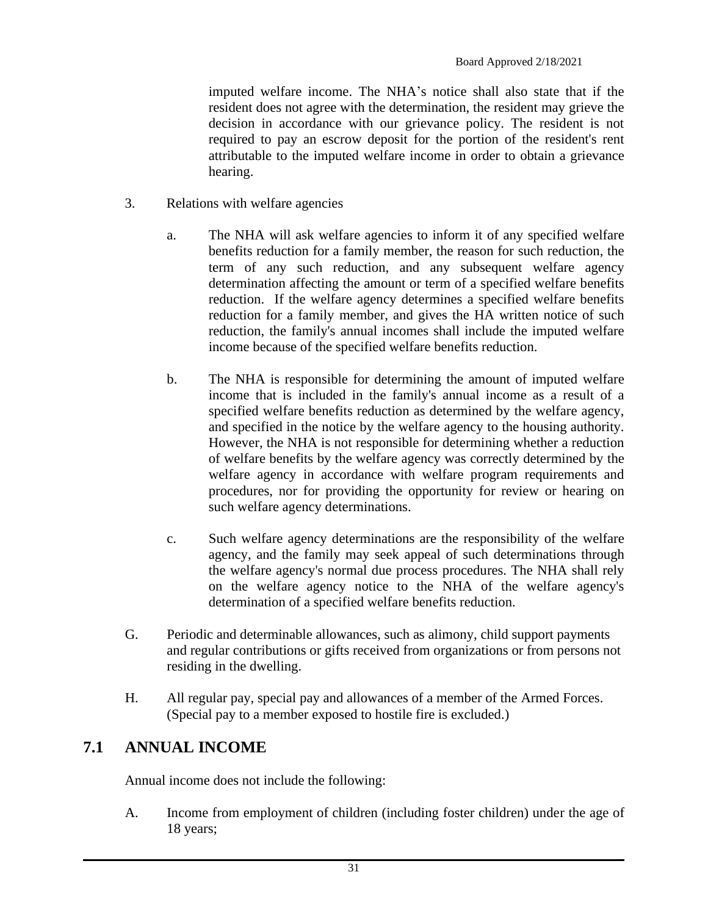imputed welfare income. The NHA's notice shall also state that if the resident does not agree with the determination, the resident may grieve the decision in accordance with our grievance policy. The resident is not required to pay an escrow deposit for the portion of the resident's rent attributable to the imputed welfare income in order to obtain a grievance hearing.

3. Relations with welfare agencies

   a. The NHA will ask welfare agencies to inform it of any specified welfare benefits reduction for a family member, the reason for such reduction, the term of any such reduction, and any subsequent welfare agency determination affecting the amount or term of a specified welfare benefits reduction. If the welfare agency determines a specified welfare benefits reduction for a family member, and gives the HA written notice of such reduction, the family's annual incomes shall include the imputed welfare income because of the specified welfare benefits reduction.

   b. The NHA is responsible for determining the amount of imputed welfare income that is included in the family's annual income as a result of a specified welfare benefits reduction as determined by the welfare agency, and specified in the notice by the welfare agency to the housing authority. However, the NHA is not responsible for determining whether a reduction of welfare benefits by the welfare agency was correctly determined by the welfare agency in accordance with welfare program requirements and procedures, nor for providing the opportunity for review or hearing on such welfare agency determinations.

   c. Such welfare agency determinations are the responsibility of the welfare agency, and the family may seek appeal of such determinations through the welfare agency's normal due process procedures. The NHA shall rely on the welfare agency notice to the NHA of the welfare agency's determination of a specified welfare benefits reduction.

G. Periodic and determinable allowances, such as alimony, child support payments and regular contributions or gifts received from organizations or from persons not residing in the dwelling.

H. All regular pay, special pay and allowances of a member of the Armed Forces. (Special pay to a member exposed to hostile fire is excluded.)

## 7.1 ANNUAL INCOME

Annual income does not include the following:

A. Income from employment of children (including foster children) under the age of 18 years;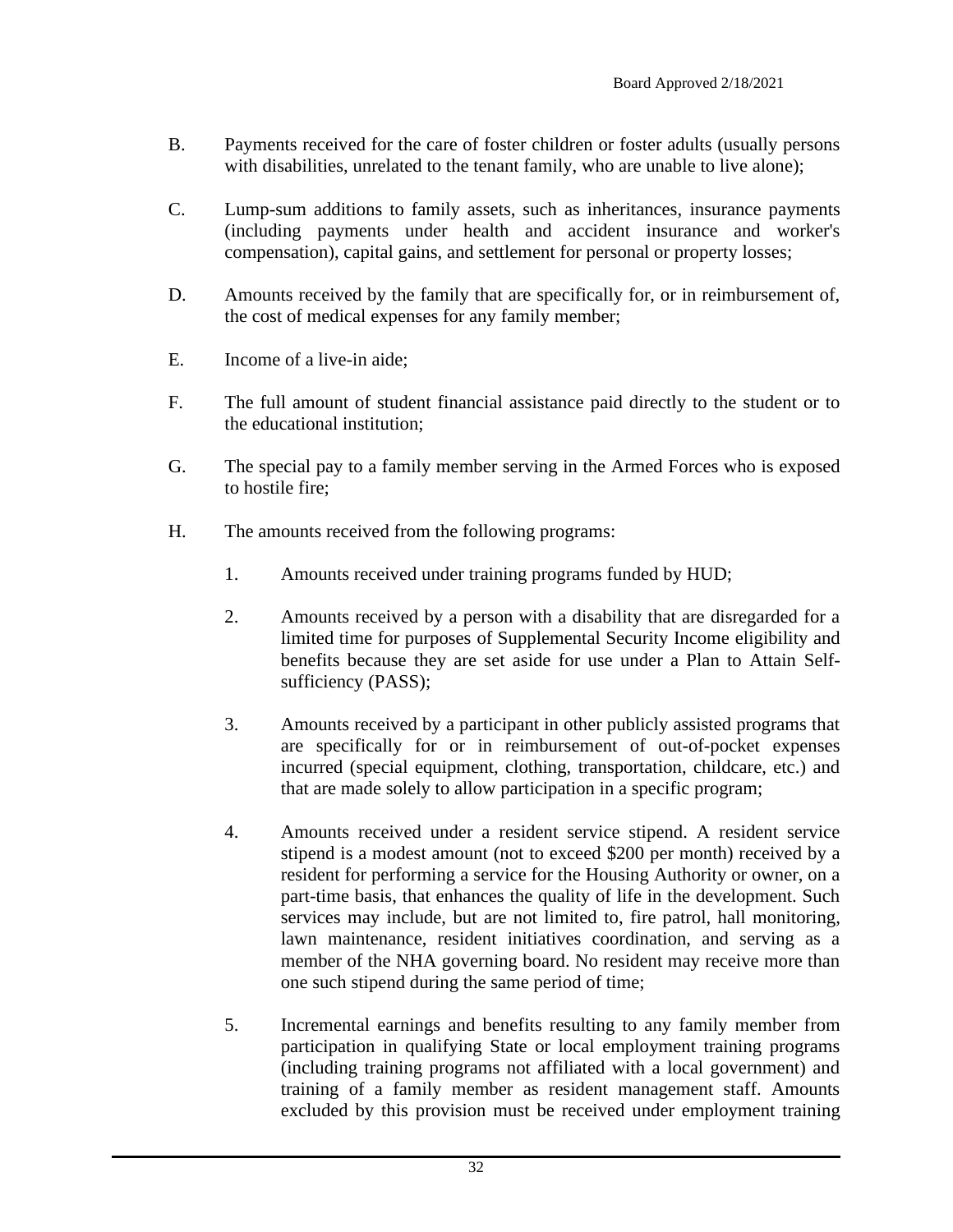B. Payments received for the care of foster children or foster adults (usually persons with disabilities, unrelated to the tenant family, who are unable to live alone);

C. Lump-sum additions to family assets, such as inheritances, insurance payments (including payments under health and accident insurance and worker's compensation), capital gains, and settlement for personal or property losses;

D. Amounts received by the family that are specifically for, or in reimbursement of, the cost of medical expenses for any family member;

E. Income of a live-in aide;

F. The full amount of student financial assistance paid directly to the student or to the educational institution;

G. The special pay to a family member serving in the Armed Forces who is exposed to hostile fire;

H. The amounts received from the following programs:

   1. Amounts received under training programs funded by HUD;

   2. Amounts received by a person with a disability that are disregarded for a limited time for purposes of Supplemental Security Income eligibility and benefits because they are set aside for use under a Plan to Attain Self-sufficiency (PASS);

   3. Amounts received by a participant in other publicly assisted programs that are specifically for or in reimbursement of out-of-pocket expenses incurred (special equipment, clothing, transportation, childcare, etc.) and that are made solely to allow participation in a specific program;

   4. Amounts received under a resident service stipend. A resident service stipend is a modest amount (not to exceed $200 per month) received by a resident for performing a service for the Housing Authority or owner, on a part-time basis, that enhances the quality of life in the development. Such services may include, but are not limited to, fire patrol, hall monitoring, lawn maintenance, resident initiatives coordination, and serving as a member of the NHA governing board. No resident may receive more than one such stipend during the same period of time;

   5. Incremental earnings and benefits resulting to any family member from participation in qualifying State or local employment training programs (including training programs not affiliated with a local government) and training of a family member as resident management staff. Amounts excluded by this provision must be received under employment training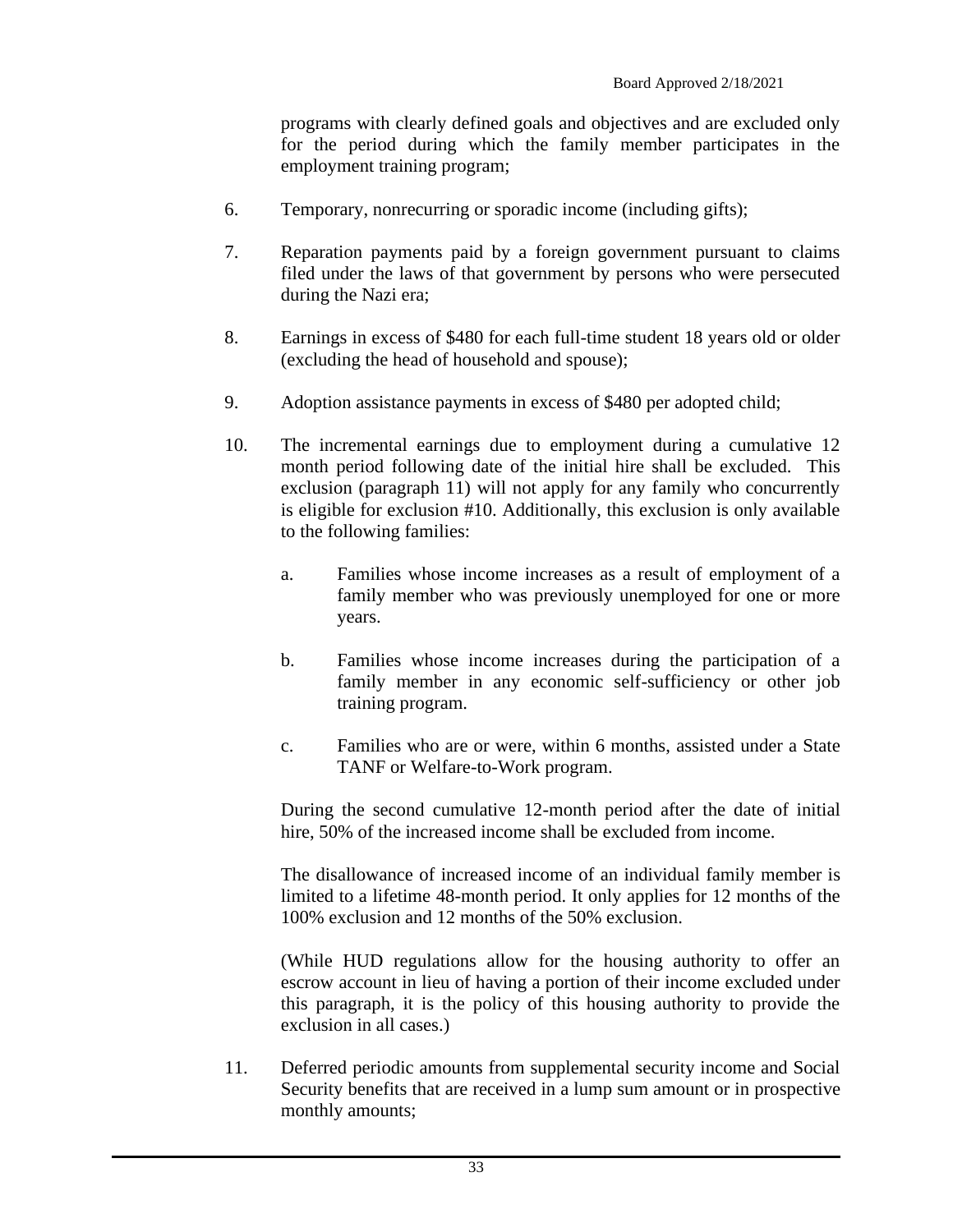programs with clearly defined goals and objectives and are excluded only for the period during which the family member participates in the employment training program;

6. Temporary, nonrecurring or sporadic income (including gifts);

7. Reparation payments paid by a foreign government pursuant to claims filed under the laws of that government by persons who were persecuted during the Nazi era;

8. Earnings in excess of $480 for each full-time student 18 years old or older (excluding the head of household and spouse);

9. Adoption assistance payments in excess of $480 per adopted child;

10. The incremental earnings due to employment during a cumulative 12 month period following date of the initial hire shall be excluded. This exclusion (paragraph 11) will not apply for any family who concurrently is eligible for exclusion #10. Additionally, this exclusion is only available to the following families:

    a. Families whose income increases as a result of employment of a family member who was previously unemployed for one or more years.

    b. Families whose income increases during the participation of a family member in any economic self-sufficiency or other job training program.

    c. Families who are or were, within 6 months, assisted under a State TANF or Welfare-to-Work program.

    During the second cumulative 12-month period after the date of initial hire, 50% of the increased income shall be excluded from income.

    The disallowance of increased income of an individual family member is limited to a lifetime 48-month period. It only applies for 12 months of the 100% exclusion and 12 months of the 50% exclusion.

    (While HUD regulations allow for the housing authority to offer an escrow account in lieu of having a portion of their income excluded under this paragraph, it is the policy of this housing authority to provide the exclusion in all cases.)

11. Deferred periodic amounts from supplemental security income and Social Security benefits that are received in a lump sum amount or in prospective monthly amounts;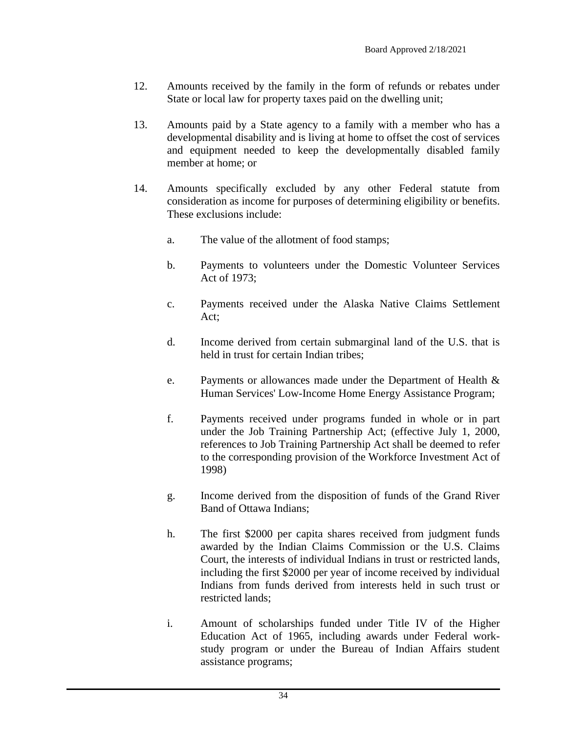12. Amounts received by the family in the form of refunds or rebates under State or local law for property taxes paid on the dwelling unit;

13. Amounts paid by a State agency to a family with a member who has a developmental disability and is living at home to offset the cost of services and equipment needed to keep the developmentally disabled family member at home; or

14. Amounts specifically excluded by any other Federal statute from consideration as income for purposes of determining eligibility or benefits. These exclusions include:

    a. The value of the allotment of food stamps;

    b. Payments to volunteers under the Domestic Volunteer Services Act of 1973;

    c. Payments received under the Alaska Native Claims Settlement Act;

    d. Income derived from certain submarginal land of the U.S. that is held in trust for certain Indian tribes;

    e. Payments or allowances made under the Department of Health & Human Services' Low-Income Home Energy Assistance Program;

    f. Payments received under programs funded in whole or in part under the Job Training Partnership Act; (effective July 1, 2000, references to Job Training Partnership Act shall be deemed to refer to the corresponding provision of the Workforce Investment Act of 1998)

    g. Income derived from the disposition of funds of the Grand River Band of Ottawa Indians;

    h. The first $2000 per capita shares received from judgment funds awarded by the Indian Claims Commission or the U.S. Claims Court, the interests of individual Indians in trust or restricted lands, including the first $2000 per year of income received by individual Indians from funds derived from interests held in such trust or restricted lands;

    i. Amount of scholarships funded under Title IV of the Higher Education Act of 1965, including awards under Federal work-study program or under the Bureau of Indian Affairs student assistance programs;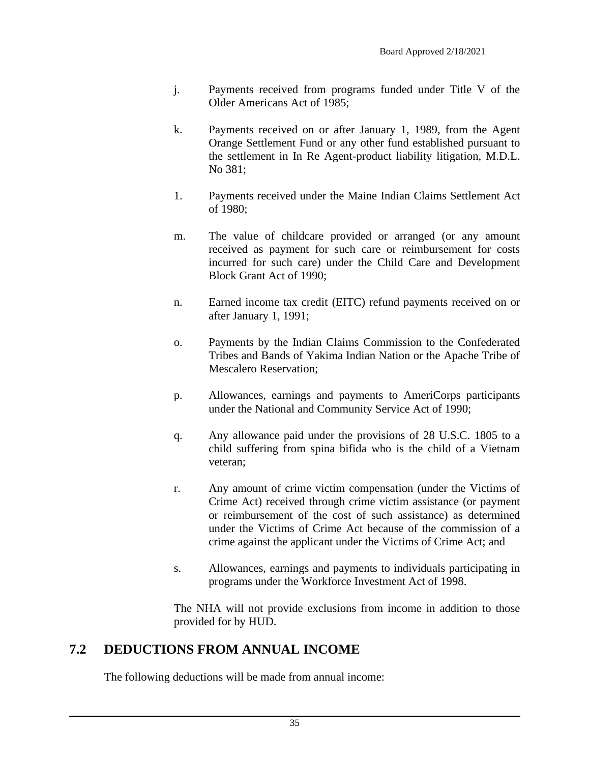j. Payments received from programs funded under Title V of the Older Americans Act of 1985;

k. Payments received on or after January 1, 1989, from the Agent Orange Settlement Fund or any other fund established pursuant to the settlement in In Re Agent-product liability litigation, M.D.L. No 381;

l. Payments received under the Maine Indian Claims Settlement Act of 1980;

m. The value of childcare provided or arranged (or any amount received as payment for such care or reimbursement for costs incurred for such care) under the Child Care and Development Block Grant Act of 1990;

n. Earned income tax credit (EITC) refund payments received on or after January 1, 1991;

o. Payments by the Indian Claims Commission to the Confederated Tribes and Bands of Yakima Indian Nation or the Apache Tribe of Mescalero Reservation;

p. Allowances, earnings and payments to AmeriCorps participants under the National and Community Service Act of 1990;

q. Any allowance paid under the provisions of 28 U.S.C. 1805 to a child suffering from spina bifida who is the child of a Vietnam veteran;

r. Any amount of crime victim compensation (under the Victims of Crime Act) received through crime victim assistance (or payment or reimbursement of the cost of such assistance) as determined under the Victims of Crime Act because of the commission of a crime against the applicant under the Victims of Crime Act; and

s. Allowances, earnings and payments to individuals participating in programs under the Workforce Investment Act of 1998.

The NHA will not provide exclusions from income in addition to those provided for by HUD.

## 7.2 DEDUCTIONS FROM ANNUAL INCOME

The following deductions will be made from annual income: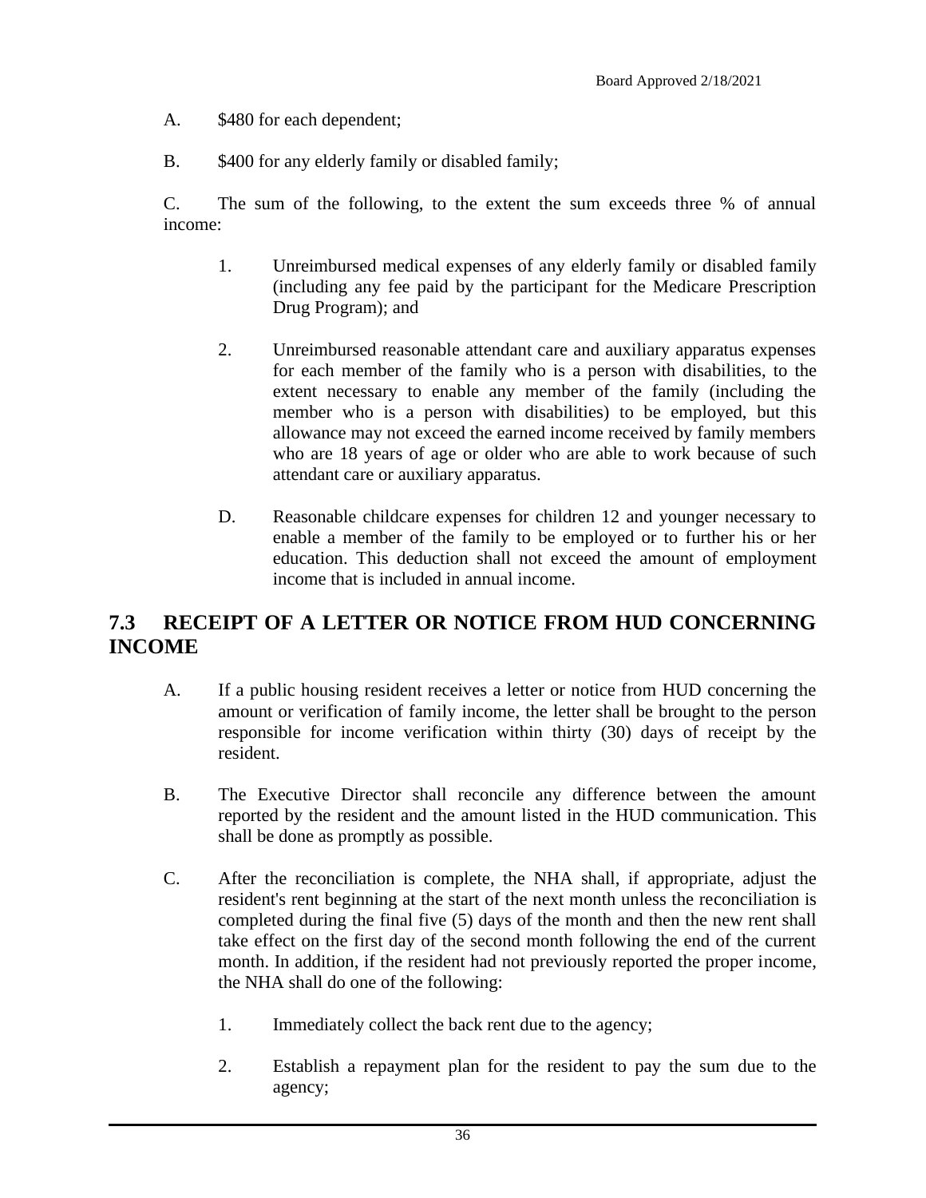A. $480 for each dependent;

B. $400 for any elderly family or disabled family;

C. The sum of the following, to the extent the sum exceeds three % of annual income:

1. Unreimbursed medical expenses of any elderly family or disabled family (including any fee paid by the participant for the Medicare Prescription Drug Program); and

2. Unreimbursed reasonable attendant care and auxiliary apparatus expenses for each member of the family who is a person with disabilities, to the extent necessary to enable any member of the family (including the member who is a person with disabilities) to be employed, but this allowance may not exceed the earned income received by family members who are 18 years of age or older who are able to work because of such attendant care or auxiliary apparatus.

D. Reasonable childcare expenses for children 12 and younger necessary to enable a member of the family to be employed or to further his or her education. This deduction shall not exceed the amount of employment income that is included in annual income.

## 7.3 RECEIPT OF A LETTER OR NOTICE FROM HUD CONCERNING INCOME

A. If a public housing resident receives a letter or notice from HUD concerning the amount or verification of family income, the letter shall be brought to the person responsible for income verification within thirty (30) days of receipt by the resident.

B. The Executive Director shall reconcile any difference between the amount reported by the resident and the amount listed in the HUD communication. This shall be done as promptly as possible.

C. After the reconciliation is complete, the NHA shall, if appropriate, adjust the resident's rent beginning at the start of the next month unless the reconciliation is completed during the final five (5) days of the month and then the new rent shall take effect on the first day of the second month following the end of the current month. In addition, if the resident had not previously reported the proper income, the NHA shall do one of the following:

1. Immediately collect the back rent due to the agency;

2. Establish a repayment plan for the resident to pay the sum due to the agency;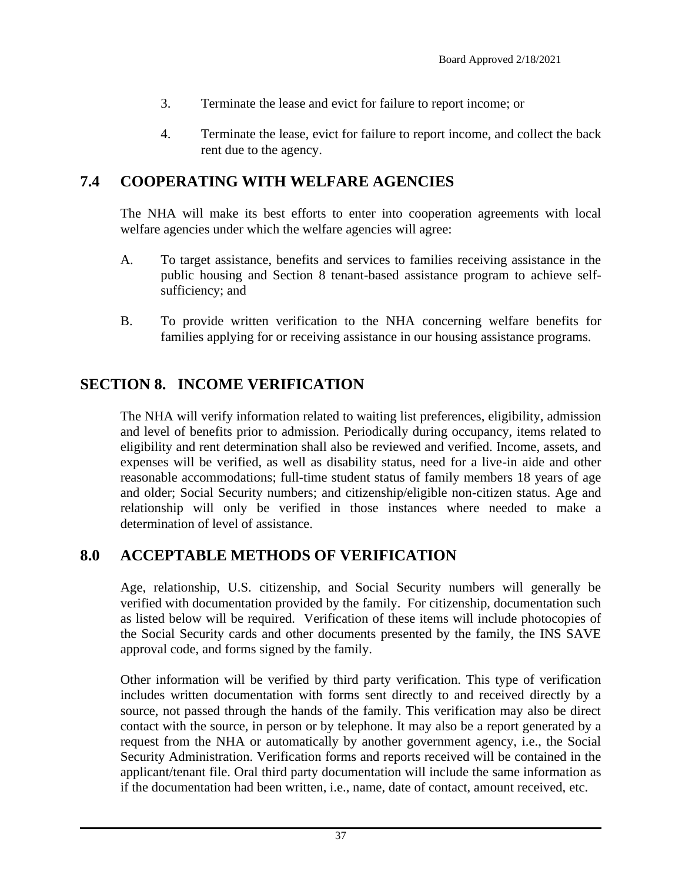3. Terminate the lease and evict for failure to report income; or

4. Terminate the lease, evict for failure to report income, and collect the back rent due to the agency.

## 7.4 COOPERATING WITH WELFARE AGENCIES

The NHA will make its best efforts to enter into cooperation agreements with local welfare agencies under which the welfare agencies will agree:

A. To target assistance, benefits and services to families receiving assistance in the public housing and Section 8 tenant-based assistance program to achieve self-sufficiency; and

B. To provide written verification to the NHA concerning welfare benefits for families applying for or receiving assistance in our housing assistance programs.

# SECTION 8. INCOME VERIFICATION

The NHA will verify information related to waiting list preferences, eligibility, admission and level of benefits prior to admission. Periodically during occupancy, items related to eligibility and rent determination shall also be reviewed and verified. Income, assets, and expenses will be verified, as well as disability status, need for a live-in aide and other reasonable accommodations; full-time student status of family members 18 years of age and older; Social Security numbers; and citizenship/eligible non-citizen status. Age and relationship will only be verified in those instances where needed to make a determination of level of assistance.

## 8.0 ACCEPTABLE METHODS OF VERIFICATION

Age, relationship, U.S. citizenship, and Social Security numbers will generally be verified with documentation provided by the family. For citizenship, documentation such as listed below will be required. Verification of these items will include photocopies of the Social Security cards and other documents presented by the family, the INS SAVE approval code, and forms signed by the family.

Other information will be verified by third party verification. This type of verification includes written documentation with forms sent directly to and received directly by a source, not passed through the hands of the family. This verification may also be direct contact with the source, in person or by telephone. It may also be a report generated by a request from the NHA or automatically by another government agency, i.e., the Social Security Administration. Verification forms and reports received will be contained in the applicant/tenant file. Oral third party documentation will include the same information as if the documentation had been written, i.e., name, date of contact, amount received, etc.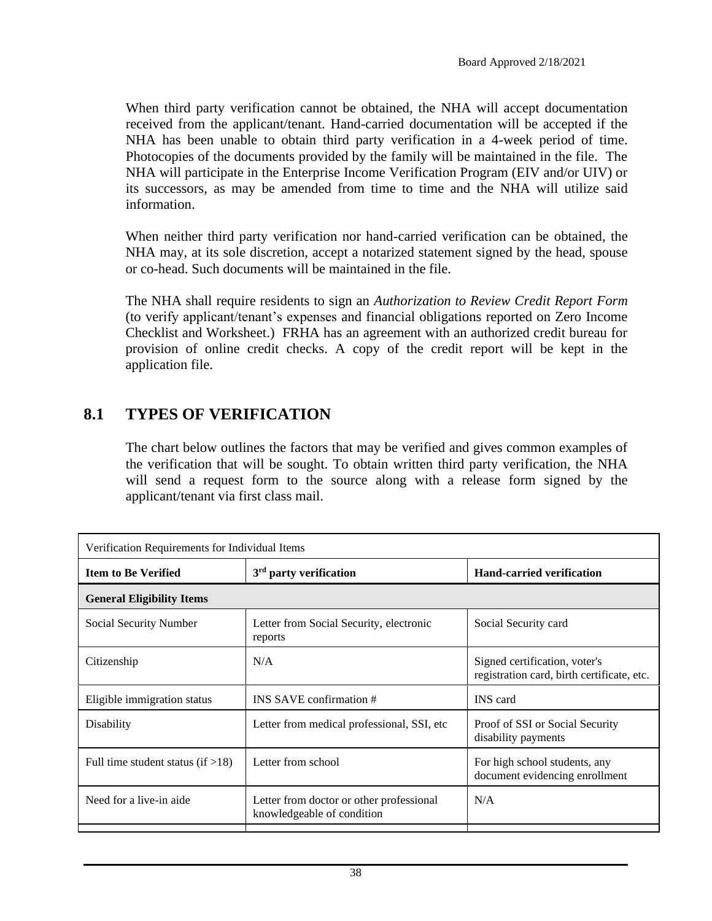When third party verification cannot be obtained, the NHA will accept documentation received from the applicant/tenant. Hand-carried documentation will be accepted if the NHA has been unable to obtain third party verification in a 4-week period of time. Photocopies of the documents provided by the family will be maintained in the file. The NHA will participate in the Enterprise Income Verification Program (EIV and/or UIV) or its successors, as may be amended from time to time and the NHA will utilize said information.

When neither third party verification nor hand-carried verification can be obtained, the NHA may, at its sole discretion, accept a notarized statement signed by the head, spouse or co-head. Such documents will be maintained in the file.

The NHA shall require residents to sign an *Authorization to Review Credit Report Form* (to verify applicant/tenant's expenses and financial obligations reported on Zero Income Checklist and Worksheet.) FRHA has an agreement with an authorized credit bureau for provision of online credit checks. A copy of the credit report will be kept in the application file.

## 8.1 TYPES OF VERIFICATION

The chart below outlines the factors that may be verified and gives common examples of the verification that will be sought. To obtain written third party verification, the NHA will send a request form to the source along with a release form signed by the applicant/tenant via first class mail.

| Verification Requirements for Individual Items | | |
|---|---|---|
| **Item to Be Verified** | **3rd party verification** | **Hand-carried verification** |
| **General Eligibility Items** | | |
| Social Security Number | Letter from Social Security, electronic reports | Social Security card |
| Citizenship | N/A | Signed certification, voter's registration card, birth certificate, etc. |
| Eligible immigration status | INS SAVE confirmation # | INS card |
| Disability | Letter from medical professional, SSI, etc | Proof of SSI or Social Security disability payments |
| Full time student status (if >18) | Letter from school | For high school students, any document evidencing enrollment |
| Need for a live-in aide | Letter from doctor or other professional knowledgeable of condition | N/A |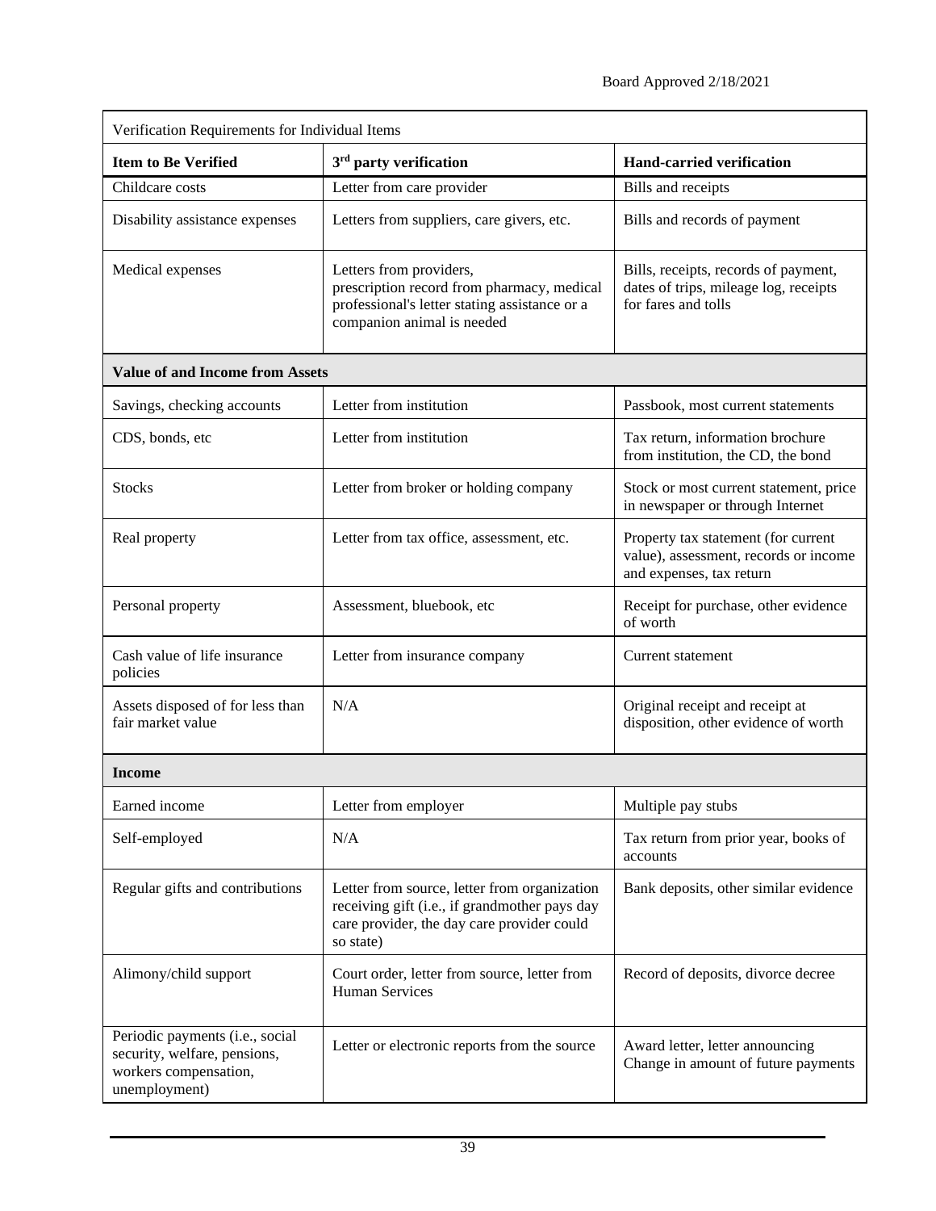| Verification Requirements for Individual Items | | |
|---|---|---|
| **Item to Be Verified** | **3rd party verification** | **Hand-carried verification** |
| Childcare costs | Letter from care provider | Bills and receipts |
| Disability assistance expenses | Letters from suppliers, care givers, etc. | Bills and records of payment |
| Medical expenses | Letters from providers, prescription record from pharmacy, medical professional's letter stating assistance or a companion animal is needed | Bills, receipts, records of payment, dates of trips, mileage log, receipts for fares and tolls |
| **Value of and Income from Assets** | | |
| Savings, checking accounts | Letter from institution | Passbook, most current statements |
| CDS, bonds, etc | Letter from institution | Tax return, information brochure from institution, the CD, the bond |
| Stocks | Letter from broker or holding company | Stock or most current statement, price in newspaper or through Internet |
| Real property | Letter from tax office, assessment, etc. | Property tax statement (for current value), assessment, records or income and expenses, tax return |
| Personal property | Assessment, bluebook, etc | Receipt for purchase, other evidence of worth |
| Cash value of life insurance policies | Letter from insurance company | Current statement |
| Assets disposed of for less than fair market value | N/A | Original receipt and receipt at disposition, other evidence of worth |
| **Income** | | |
| Earned income | Letter from employer | Multiple pay stubs |
| Self-employed | N/A | Tax return from prior year, books of accounts |
| Regular gifts and contributions | Letter from source, letter from organization receiving gift (i.e., if grandmother pays day care provider, the day care provider could so state) | Bank deposits, other similar evidence |
| Alimony/child support | Court order, letter from source, letter from Human Services | Record of deposits, divorce decree |
| Periodic payments (i.e., social security, welfare, pensions, workers compensation, unemployment) | Letter or electronic reports from the source | Award letter, letter announcing Change in amount of future payments |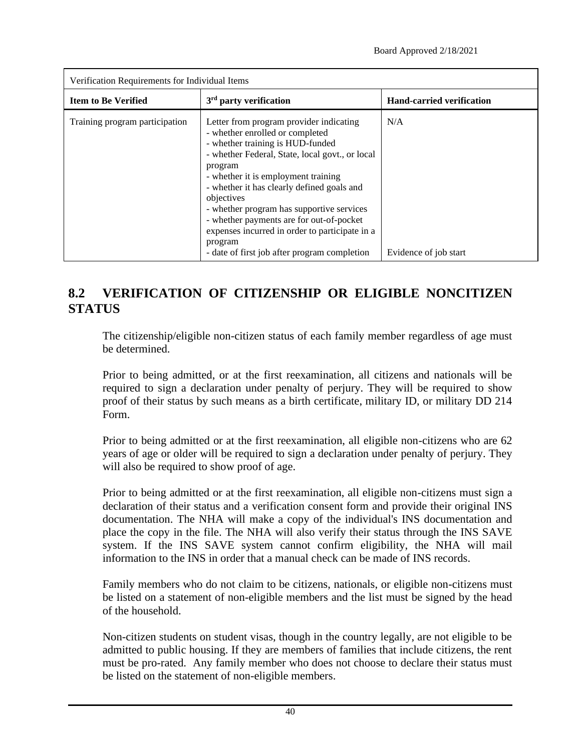| Verification Requirements for Individual Items | | |
|---|---|---|
| **Item to Be Verified** | **3rd party verification** | **Hand-carried verification** |
| Training program participation | Letter from program provider indicating<br>- whether enrolled or completed<br>- whether training is HUD-funded<br>- whether Federal, State, local govt., or local program<br>- whether it is employment training<br>- whether it has clearly defined goals and objectives<br>- whether program has supportive services<br>- whether payments are for out-of-pocket expenses incurred in order to participate in a program<br>- date of first job after program completion | N/A<br><br><br><br><br><br><br><br><br>Evidence of job start |

## 8.2 VERIFICATION OF CITIZENSHIP OR ELIGIBLE NONCITIZEN STATUS

The citizenship/eligible non-citizen status of each family member regardless of age must be determined.

Prior to being admitted, or at the first reexamination, all citizens and nationals will be required to sign a declaration under penalty of perjury. They will be required to show proof of their status by such means as a birth certificate, military ID, or military DD 214 Form.

Prior to being admitted or at the first reexamination, all eligible non-citizens who are 62 years of age or older will be required to sign a declaration under penalty of perjury. They will also be required to show proof of age.

Prior to being admitted or at the first reexamination, all eligible non-citizens must sign a declaration of their status and a verification consent form and provide their original INS documentation. The NHA will make a copy of the individual's INS documentation and place the copy in the file. The NHA will also verify their status through the INS SAVE system. If the INS SAVE system cannot confirm eligibility, the NHA will mail information to the INS in order that a manual check can be made of INS records.

Family members who do not claim to be citizens, nationals, or eligible non-citizens must be listed on a statement of non-eligible members and the list must be signed by the head of the household.

Non-citizen students on student visas, though in the country legally, are not eligible to be admitted to public housing. If they are members of families that include citizens, the rent must be pro-rated. Any family member who does not choose to declare their status must be listed on the statement of non-eligible members.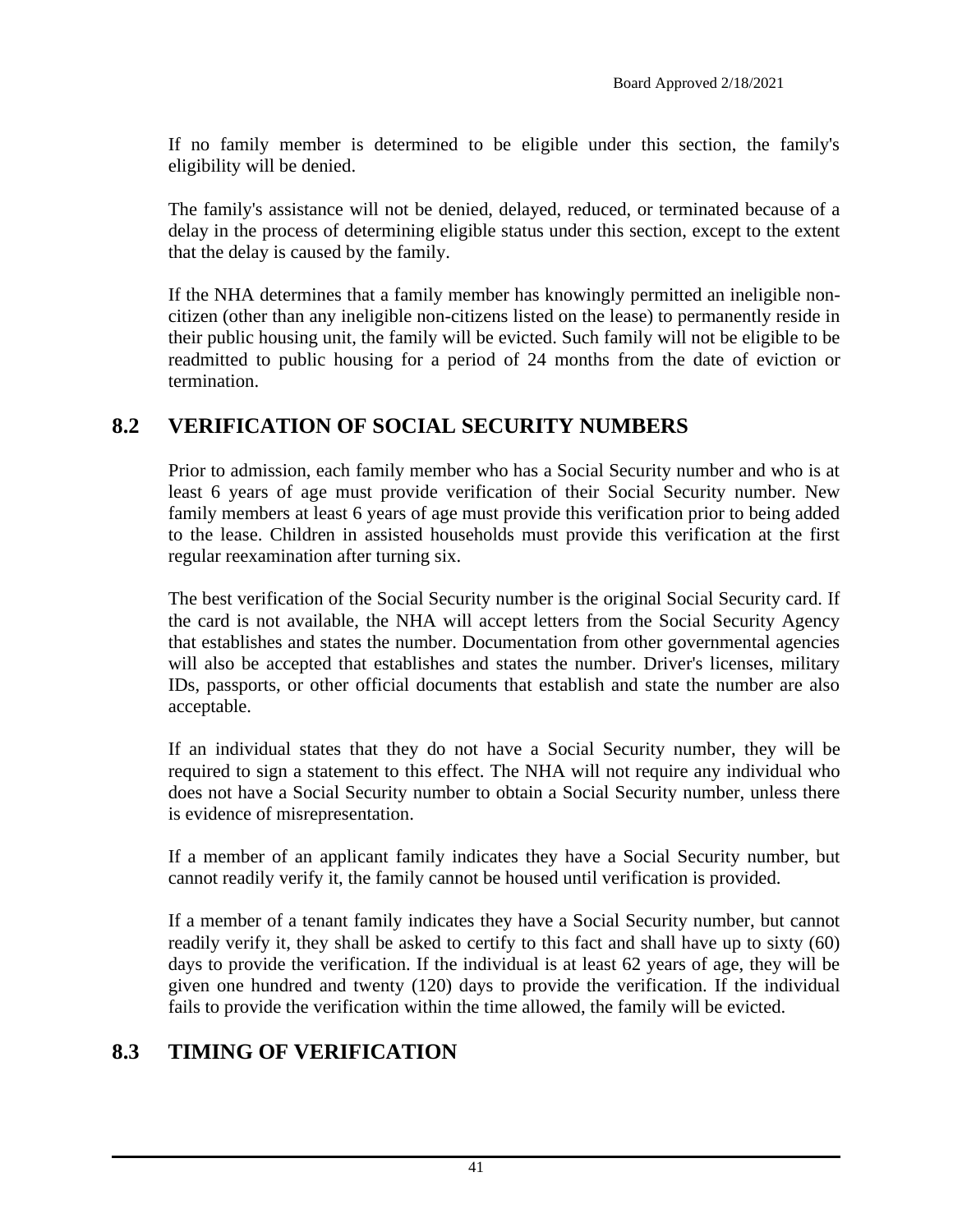If no family member is determined to be eligible under this section, the family's eligibility will be denied.

The family's assistance will not be denied, delayed, reduced, or terminated because of a delay in the process of determining eligible status under this section, except to the extent that the delay is caused by the family.

If the NHA determines that a family member has knowingly permitted an ineligible non-citizen (other than any ineligible non-citizens listed on the lease) to permanently reside in their public housing unit, the family will be evicted. Such family will not be eligible to be readmitted to public housing for a period of 24 months from the date of eviction or termination.

## 8.2 VERIFICATION OF SOCIAL SECURITY NUMBERS

Prior to admission, each family member who has a Social Security number and who is at least 6 years of age must provide verification of their Social Security number. New family members at least 6 years of age must provide this verification prior to being added to the lease. Children in assisted households must provide this verification at the first regular reexamination after turning six.

The best verification of the Social Security number is the original Social Security card. If the card is not available, the NHA will accept letters from the Social Security Agency that establishes and states the number. Documentation from other governmental agencies will also be accepted that establishes and states the number. Driver's licenses, military IDs, passports, or other official documents that establish and state the number are also acceptable.

If an individual states that they do not have a Social Security number, they will be required to sign a statement to this effect. The NHA will not require any individual who does not have a Social Security number to obtain a Social Security number, unless there is evidence of misrepresentation.

If a member of an applicant family indicates they have a Social Security number, but cannot readily verify it, the family cannot be housed until verification is provided.

If a member of a tenant family indicates they have a Social Security number, but cannot readily verify it, they shall be asked to certify to this fact and shall have up to sixty (60) days to provide the verification. If the individual is at least 62 years of age, they will be given one hundred and twenty (120) days to provide the verification. If the individual fails to provide the verification within the time allowed, the family will be evicted.

## 8.3 TIMING OF VERIFICATION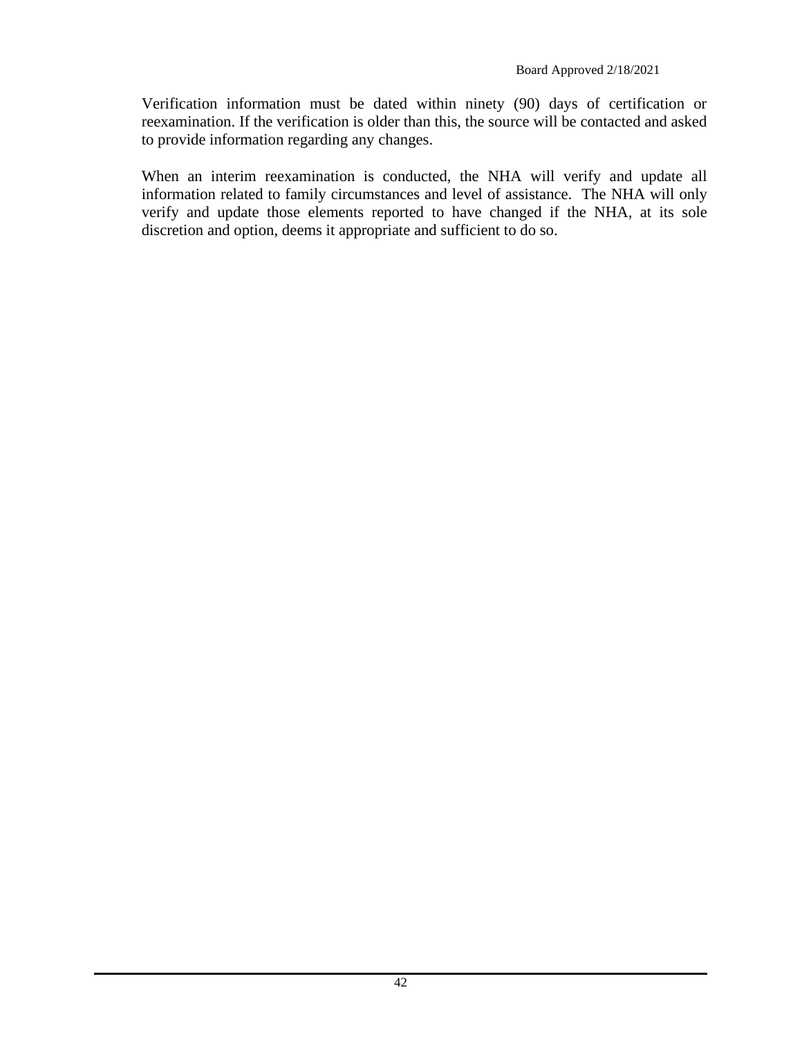Verification information must be dated within ninety (90) days of certification or reexamination. If the verification is older than this, the source will be contacted and asked to provide information regarding any changes.

When an interim reexamination is conducted, the NHA will verify and update all information related to family circumstances and level of assistance. The NHA will only verify and update those elements reported to have changed if the NHA, at its sole discretion and option, deems it appropriate and sufficient to do so.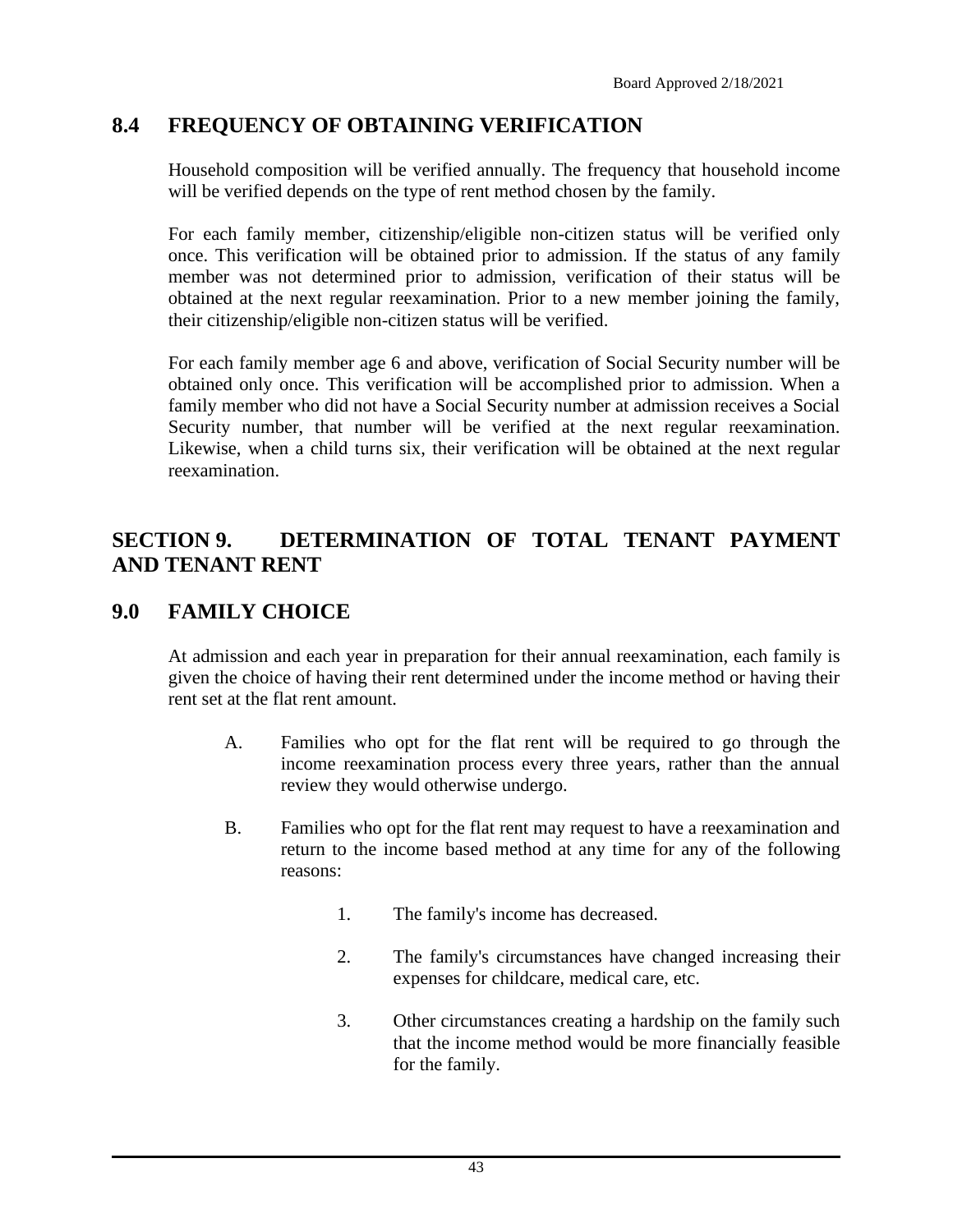## 8.4 FREQUENCY OF OBTAINING VERIFICATION

Household composition will be verified annually. The frequency that household income will be verified depends on the type of rent method chosen by the family.

For each family member, citizenship/eligible non-citizen status will be verified only once. This verification will be obtained prior to admission. If the status of any family member was not determined prior to admission, verification of their status will be obtained at the next regular reexamination. Prior to a new member joining the family, their citizenship/eligible non-citizen status will be verified.

For each family member age 6 and above, verification of Social Security number will be obtained only once. This verification will be accomplished prior to admission. When a family member who did not have a Social Security number at admission receives a Social Security number, that number will be verified at the next regular reexamination. Likewise, when a child turns six, their verification will be obtained at the next regular reexamination.

# SECTION 9. DETERMINATION OF TOTAL TENANT PAYMENT AND TENANT RENT

## 9.0 FAMILY CHOICE

At admission and each year in preparation for their annual reexamination, each family is given the choice of having their rent determined under the income method or having their rent set at the flat rent amount.

A. Families who opt for the flat rent will be required to go through the income reexamination process every three years, rather than the annual review they would otherwise undergo.

B. Families who opt for the flat rent may request to have a reexamination and return to the income based method at any time for any of the following reasons:

1. The family's income has decreased.

2. The family's circumstances have changed increasing their expenses for childcare, medical care, etc.

3. Other circumstances creating a hardship on the family such that the income method would be more financially feasible for the family.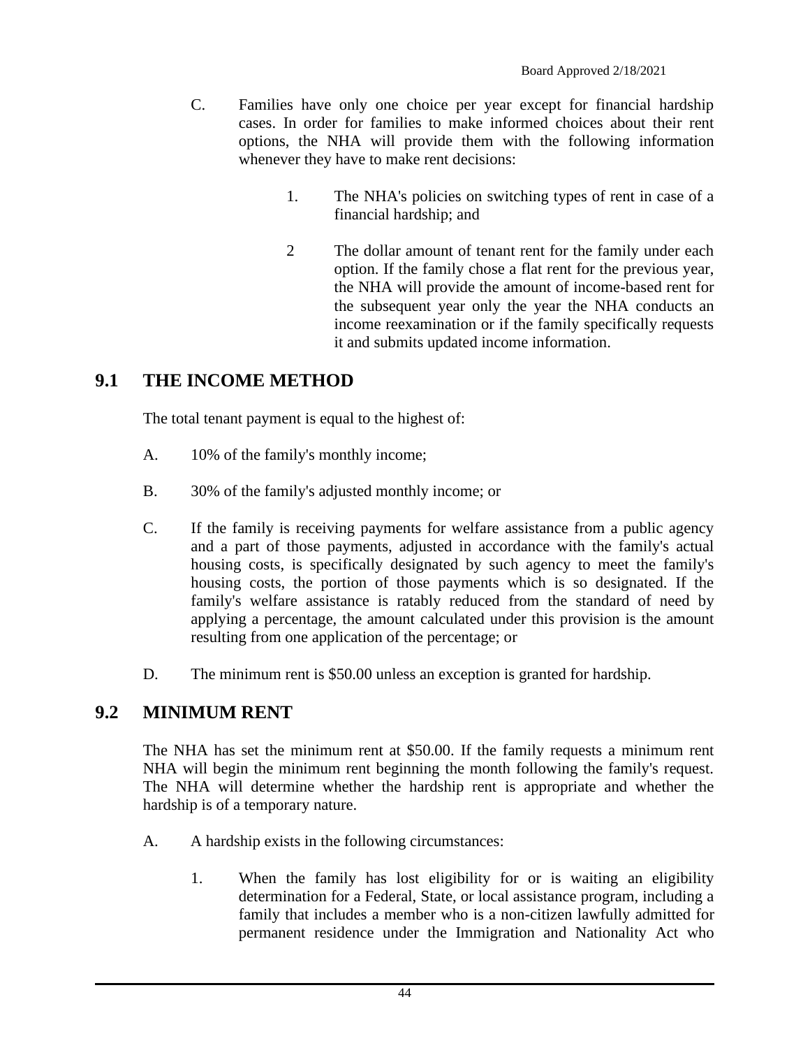C. Families have only one choice per year except for financial hardship cases. In order for families to make informed choices about their rent options, the NHA will provide them with the following information whenever they have to make rent decisions:

1. The NHA's policies on switching types of rent in case of a financial hardship; and

2 The dollar amount of tenant rent for the family under each option. If the family chose a flat rent for the previous year, the NHA will provide the amount of income-based rent for the subsequent year only the year the NHA conducts an income reexamination or if the family specifically requests it and submits updated income information.

## 9.1 THE INCOME METHOD

The total tenant payment is equal to the highest of:

A. 10% of the family's monthly income;

B. 30% of the family's adjusted monthly income; or

C. If the family is receiving payments for welfare assistance from a public agency and a part of those payments, adjusted in accordance with the family's actual housing costs, is specifically designated by such agency to meet the family's housing costs, the portion of those payments which is so designated. If the family's welfare assistance is ratably reduced from the standard of need by applying a percentage, the amount calculated under this provision is the amount resulting from one application of the percentage; or

D. The minimum rent is $50.00 unless an exception is granted for hardship.

## 9.2 MINIMUM RENT

The NHA has set the minimum rent at $50.00. If the family requests a minimum rent NHA will begin the minimum rent beginning the month following the family's request. The NHA will determine whether the hardship rent is appropriate and whether the hardship is of a temporary nature.

A. A hardship exists in the following circumstances:

1. When the family has lost eligibility for or is waiting an eligibility determination for a Federal, State, or local assistance program, including a family that includes a member who is a non-citizen lawfully admitted for permanent residence under the Immigration and Nationality Act who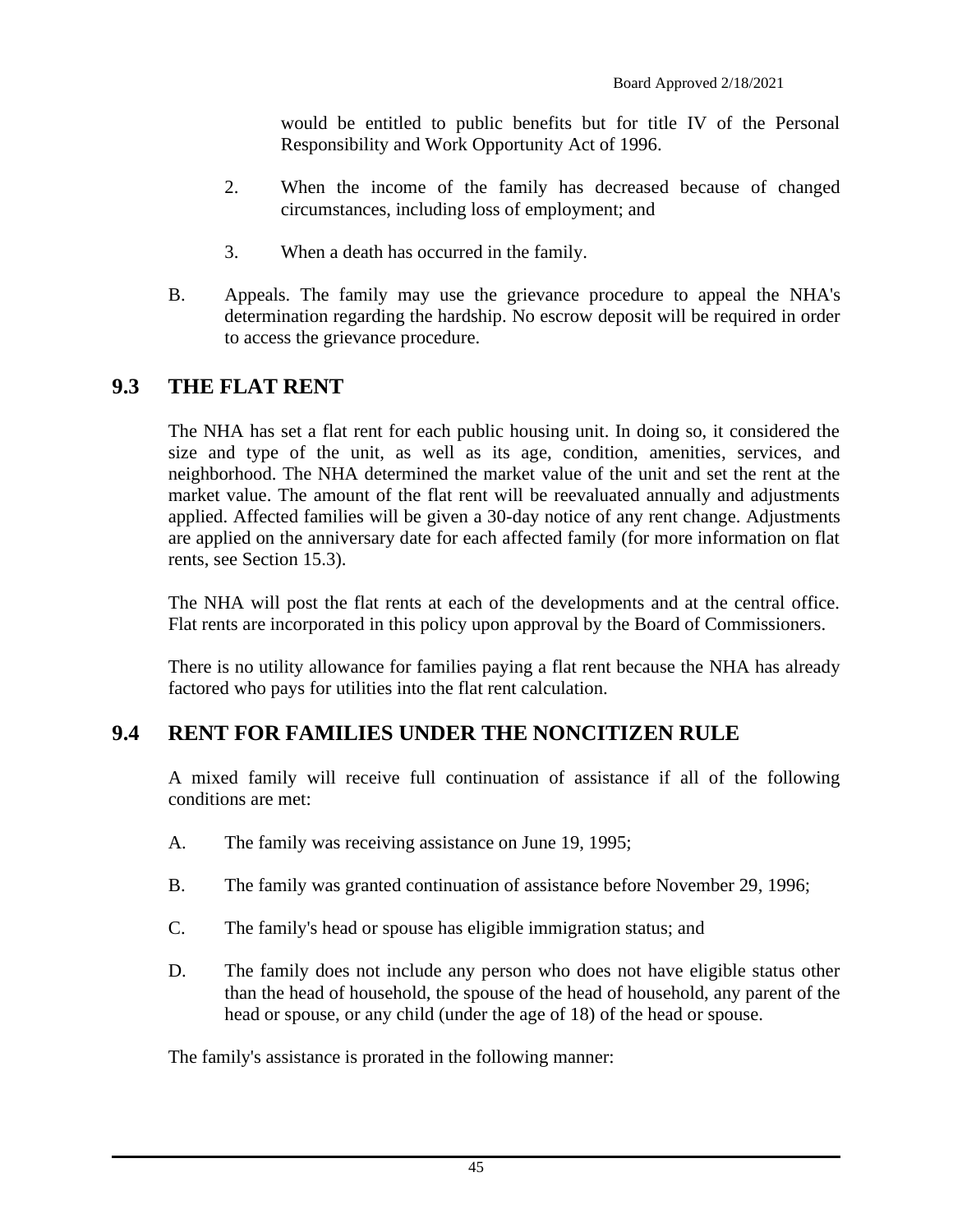would be entitled to public benefits but for title IV of the Personal Responsibility and Work Opportunity Act of 1996.

2. When the income of the family has decreased because of changed circumstances, including loss of employment; and

3. When a death has occurred in the family.

B. Appeals. The family may use the grievance procedure to appeal the NHA's determination regarding the hardship. No escrow deposit will be required in order to access the grievance procedure.

## 9.3 THE FLAT RENT

The NHA has set a flat rent for each public housing unit. In doing so, it considered the size and type of the unit, as well as its age, condition, amenities, services, and neighborhood. The NHA determined the market value of the unit and set the rent at the market value. The amount of the flat rent will be reevaluated annually and adjustments applied. Affected families will be given a 30-day notice of any rent change. Adjustments are applied on the anniversary date for each affected family (for more information on flat rents, see Section 15.3).

The NHA will post the flat rents at each of the developments and at the central office. Flat rents are incorporated in this policy upon approval by the Board of Commissioners.

There is no utility allowance for families paying a flat rent because the NHA has already factored who pays for utilities into the flat rent calculation.

## 9.4 RENT FOR FAMILIES UNDER THE NONCITIZEN RULE

A mixed family will receive full continuation of assistance if all of the following conditions are met:

A. The family was receiving assistance on June 19, 1995;

B. The family was granted continuation of assistance before November 29, 1996;

C. The family's head or spouse has eligible immigration status; and

D. The family does not include any person who does not have eligible status other than the head of household, the spouse of the head of household, any parent of the head or spouse, or any child (under the age of 18) of the head or spouse.

The family's assistance is prorated in the following manner: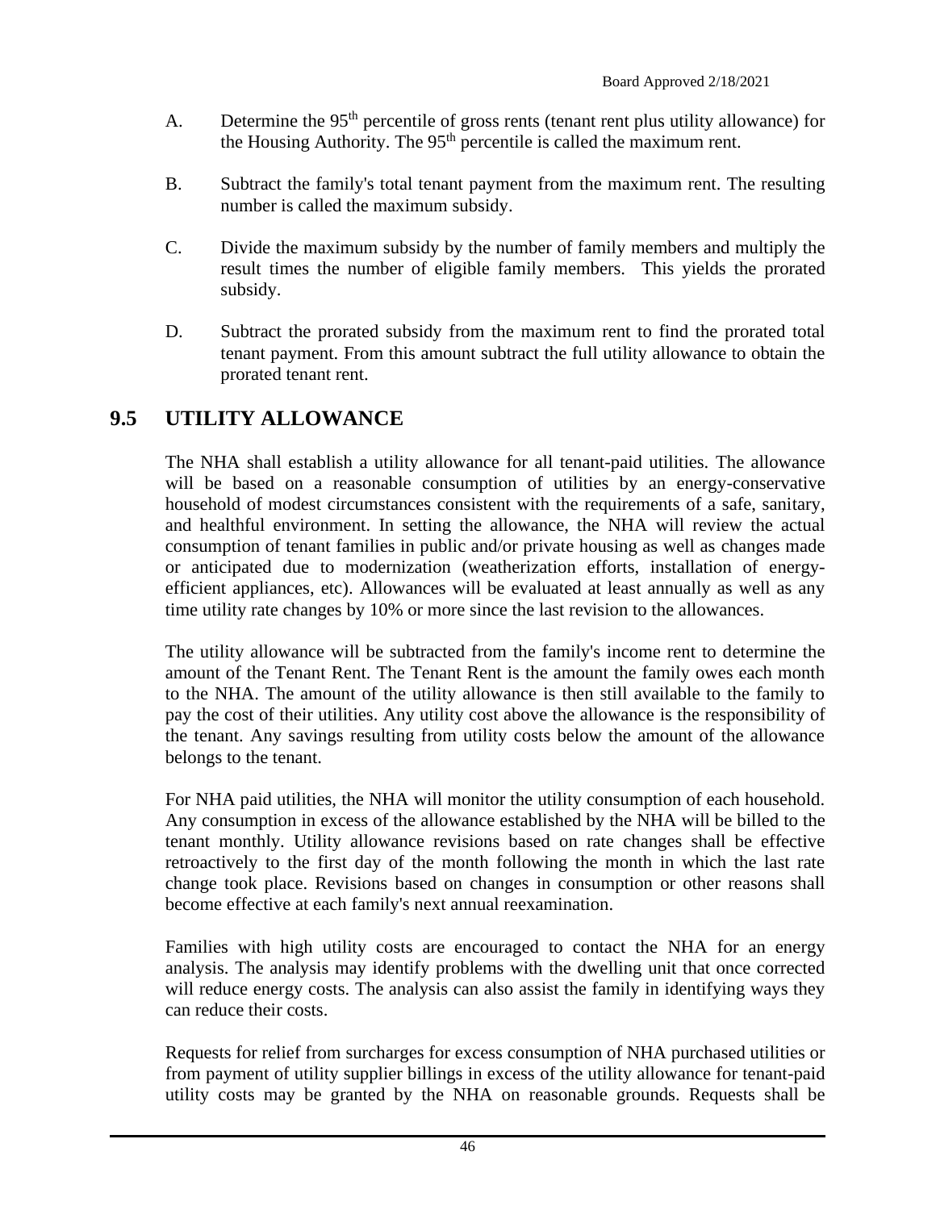A. Determine the 95th percentile of gross rents (tenant rent plus utility allowance) for the Housing Authority. The 95th percentile is called the maximum rent.

B. Subtract the family's total tenant payment from the maximum rent. The resulting number is called the maximum subsidy.

C. Divide the maximum subsidy by the number of family members and multiply the result times the number of eligible family members. This yields the prorated subsidy.

D. Subtract the prorated subsidy from the maximum rent to find the prorated total tenant payment. From this amount subtract the full utility allowance to obtain the prorated tenant rent.

## 9.5 UTILITY ALLOWANCE

The NHA shall establish a utility allowance for all tenant-paid utilities. The allowance will be based on a reasonable consumption of utilities by an energy-conservative household of modest circumstances consistent with the requirements of a safe, sanitary, and healthful environment. In setting the allowance, the NHA will review the actual consumption of tenant families in public and/or private housing as well as changes made or anticipated due to modernization (weatherization efforts, installation of energy-efficient appliances, etc). Allowances will be evaluated at least annually as well as any time utility rate changes by 10% or more since the last revision to the allowances.

The utility allowance will be subtracted from the family's income rent to determine the amount of the Tenant Rent. The Tenant Rent is the amount the family owes each month to the NHA. The amount of the utility allowance is then still available to the family to pay the cost of their utilities. Any utility cost above the allowance is the responsibility of the tenant. Any savings resulting from utility costs below the amount of the allowance belongs to the tenant.

For NHA paid utilities, the NHA will monitor the utility consumption of each household. Any consumption in excess of the allowance established by the NHA will be billed to the tenant monthly. Utility allowance revisions based on rate changes shall be effective retroactively to the first day of the month following the month in which the last rate change took place. Revisions based on changes in consumption or other reasons shall become effective at each family's next annual reexamination.

Families with high utility costs are encouraged to contact the NHA for an energy analysis. The analysis may identify problems with the dwelling unit that once corrected will reduce energy costs. The analysis can also assist the family in identifying ways they can reduce their costs.

Requests for relief from surcharges for excess consumption of NHA purchased utilities or from payment of utility supplier billings in excess of the utility allowance for tenant-paid utility costs may be granted by the NHA on reasonable grounds. Requests shall be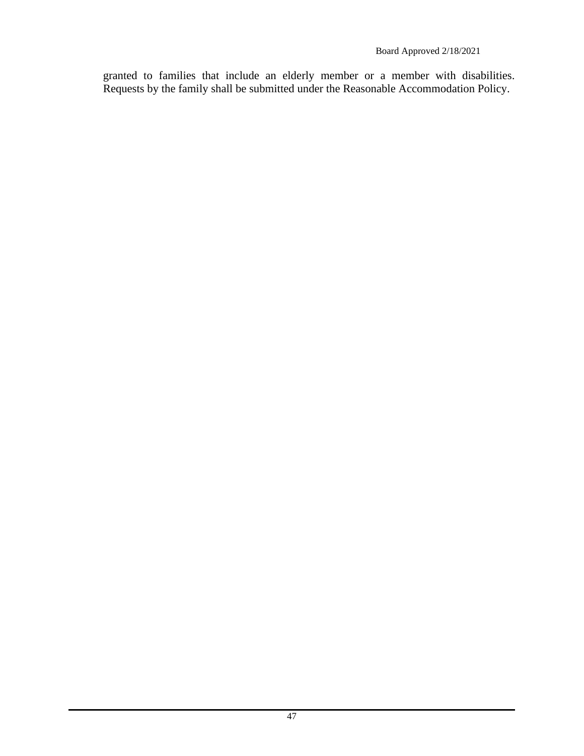granted to families that include an elderly member or a member with disabilities. Requests by the family shall be submitted under the Reasonable Accommodation Policy.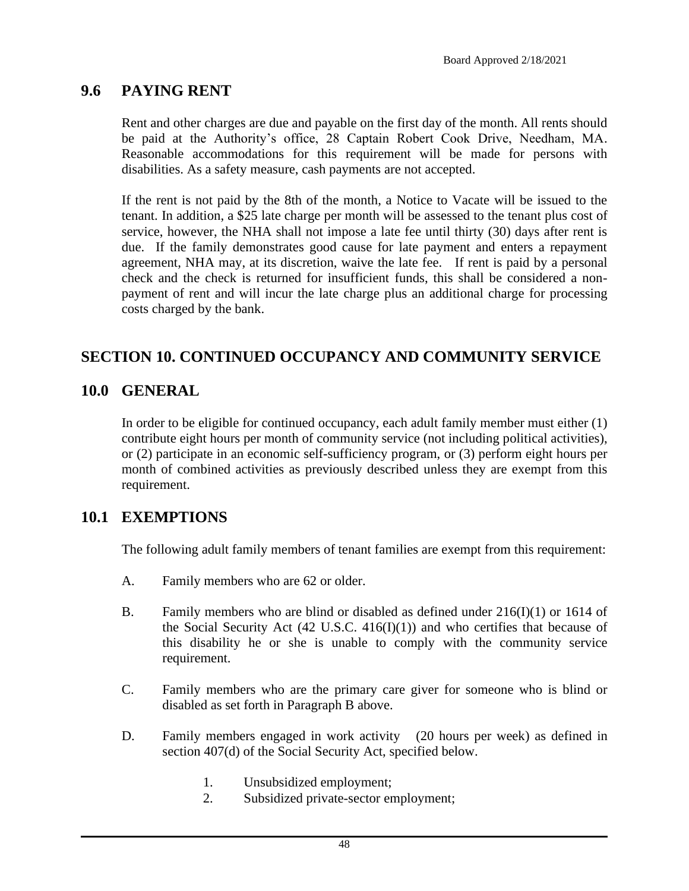## 9.6 PAYING RENT

Rent and other charges are due and payable on the first day of the month. All rents should be paid at the Authority's office, 28 Captain Robert Cook Drive, Needham, MA. Reasonable accommodations for this requirement will be made for persons with disabilities. As a safety measure, cash payments are not accepted.

If the rent is not paid by the 8th of the month, a Notice to Vacate will be issued to the tenant. In addition, a $25 late charge per month will be assessed to the tenant plus cost of service, however, the NHA shall not impose a late fee until thirty (30) days after rent is due. If the family demonstrates good cause for late payment and enters a repayment agreement, NHA may, at its discretion, waive the late fee. If rent is paid by a personal check and the check is returned for insufficient funds, this shall be considered a non-payment of rent and will incur the late charge plus an additional charge for processing costs charged by the bank.

# SECTION 10. CONTINUED OCCUPANCY AND COMMUNITY SERVICE

## 10.0 GENERAL

In order to be eligible for continued occupancy, each adult family member must either (1) contribute eight hours per month of community service (not including political activities), or (2) participate in an economic self-sufficiency program, or (3) perform eight hours per month of combined activities as previously described unless they are exempt from this requirement.

## 10.1 EXEMPTIONS

The following adult family members of tenant families are exempt from this requirement:

A. Family members who are 62 or older.

B. Family members who are blind or disabled as defined under 216(I)(1) or 1614 of the Social Security Act (42 U.S.C. 416(I)(1)) and who certifies that because of this disability he or she is unable to comply with the community service requirement.

C. Family members who are the primary care giver for someone who is blind or disabled as set forth in Paragraph B above.

D. Family members engaged in work activity (20 hours per week) as defined in section 407(d) of the Social Security Act, specified below.

   1. Unsubsidized employment;
   2. Subsidized private-sector employment;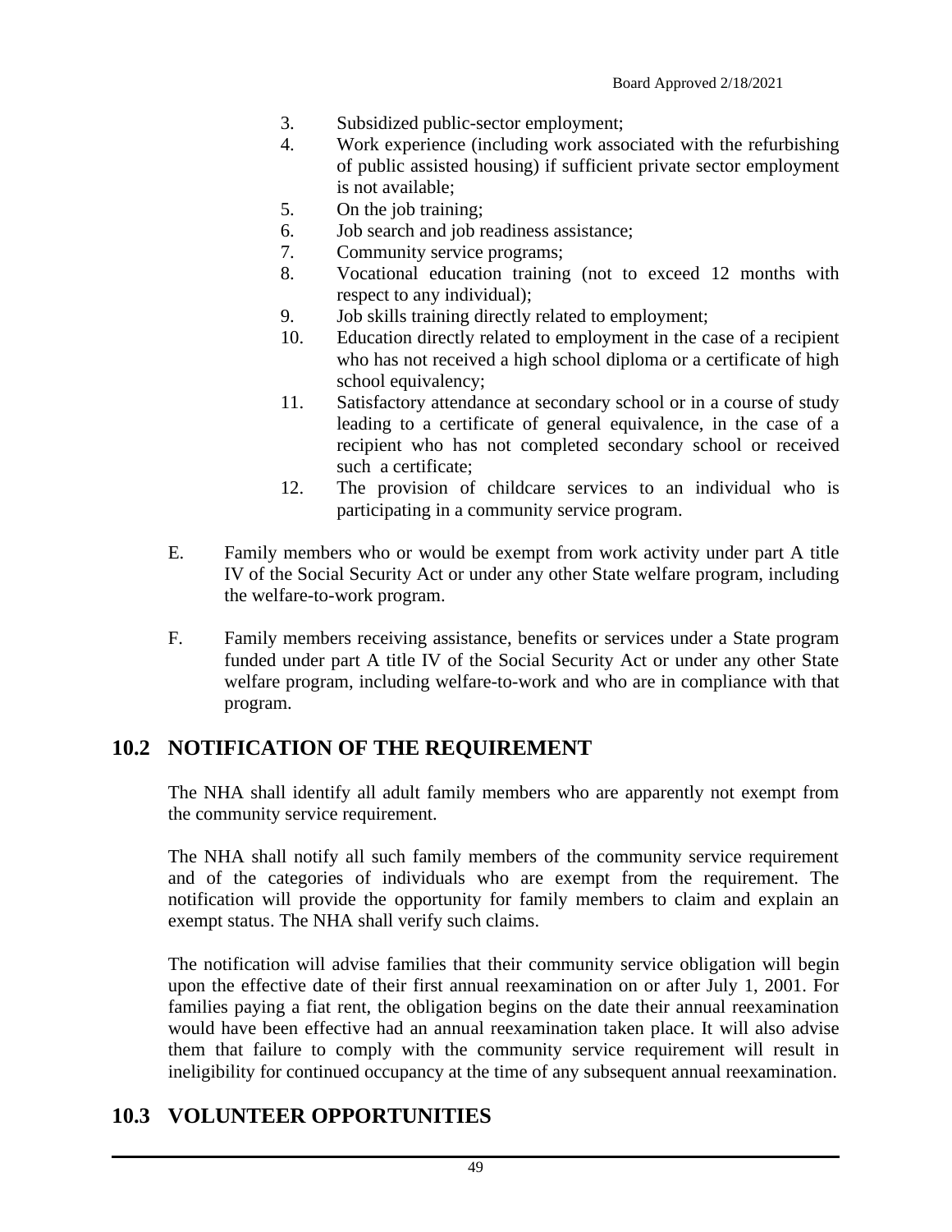3. Subsidized public-sector employment;
4. Work experience (including work associated with the refurbishing of public assisted housing) if sufficient private sector employment is not available;
5. On the job training;
6. Job search and job readiness assistance;
7. Community service programs;
8. Vocational education training (not to exceed 12 months with respect to any individual);
9. Job skills training directly related to employment;
10. Education directly related to employment in the case of a recipient who has not received a high school diploma or a certificate of high school equivalency;
11. Satisfactory attendance at secondary school or in a course of study leading to a certificate of general equivalence, in the case of a recipient who has not completed secondary school or received such a certificate;
12. The provision of childcare services to an individual who is participating in a community service program.

E. Family members who or would be exempt from work activity under part A title IV of the Social Security Act or under any other State welfare program, including the welfare-to-work program.

F. Family members receiving assistance, benefits or services under a State program funded under part A title IV of the Social Security Act or under any other State welfare program, including welfare-to-work and who are in compliance with that program.

## 10.2 NOTIFICATION OF THE REQUIREMENT

The NHA shall identify all adult family members who are apparently not exempt from the community service requirement.

The NHA shall notify all such family members of the community service requirement and of the categories of individuals who are exempt from the requirement. The notification will provide the opportunity for family members to claim and explain an exempt status. The NHA shall verify such claims.

The notification will advise families that their community service obligation will begin upon the effective date of their first annual reexamination on or after July 1, 2001. For families paying a fiat rent, the obligation begins on the date their annual reexamination would have been effective had an annual reexamination taken place. It will also advise them that failure to comply with the community service requirement will result in ineligibility for continued occupancy at the time of any subsequent annual reexamination.

## 10.3 VOLUNTEER OPPORTUNITIES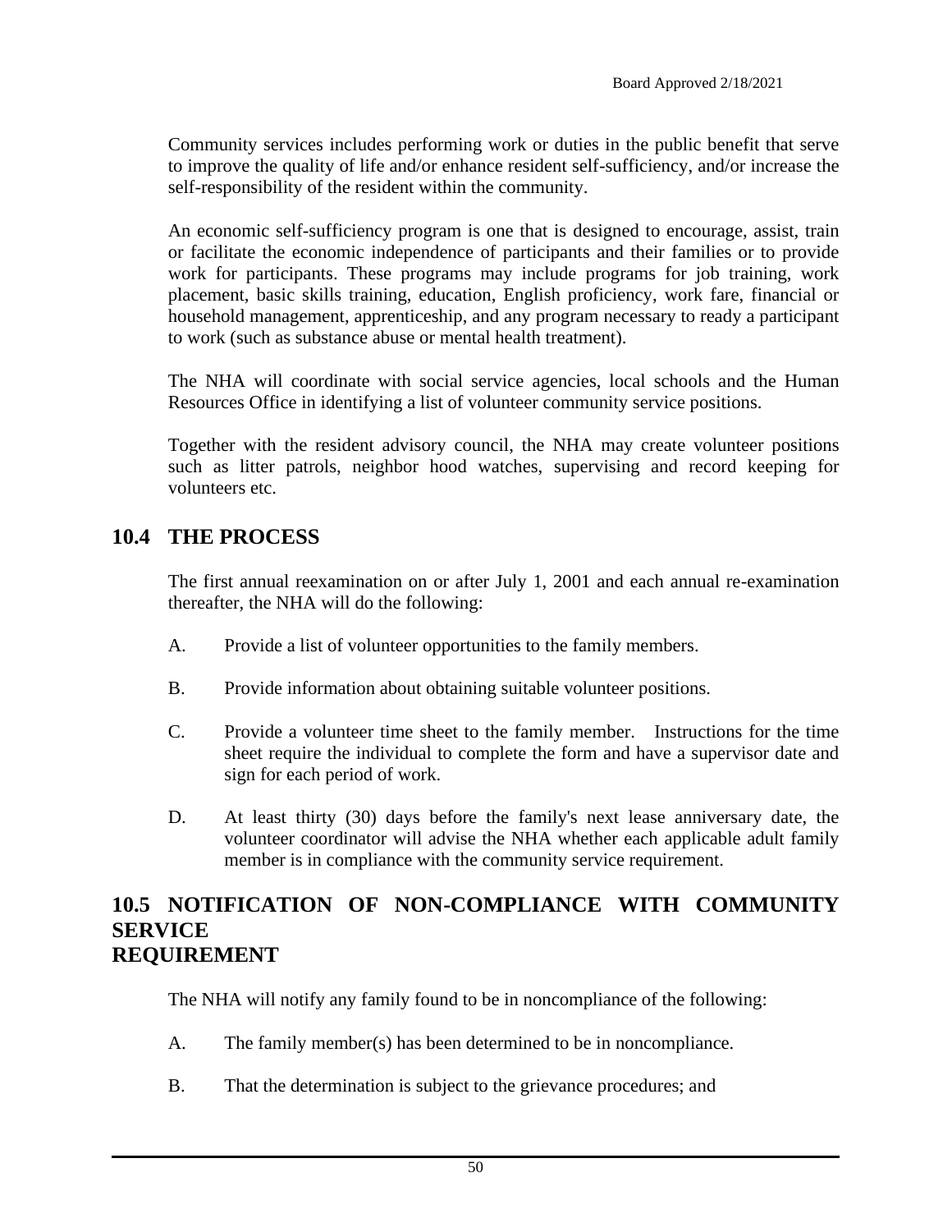Community services includes performing work or duties in the public benefit that serve to improve the quality of life and/or enhance resident self-sufficiency, and/or increase the self-responsibility of the resident within the community.

An economic self-sufficiency program is one that is designed to encourage, assist, train or facilitate the economic independence of participants and their families or to provide work for participants. These programs may include programs for job training, work placement, basic skills training, education, English proficiency, work fare, financial or household management, apprenticeship, and any program necessary to ready a participant to work (such as substance abuse or mental health treatment).

The NHA will coordinate with social service agencies, local schools and the Human Resources Office in identifying a list of volunteer community service positions.

Together with the resident advisory council, the NHA may create volunteer positions such as litter patrols, neighbor hood watches, supervising and record keeping for volunteers etc.

## 10.4 THE PROCESS

The first annual reexamination on or after July 1, 2001 and each annual re-examination thereafter, the NHA will do the following:

A. Provide a list of volunteer opportunities to the family members.

B. Provide information about obtaining suitable volunteer positions.

C. Provide a volunteer time sheet to the family member. Instructions for the time sheet require the individual to complete the form and have a supervisor date and sign for each period of work.

D. At least thirty (30) days before the family's next lease anniversary date, the volunteer coordinator will advise the NHA whether each applicable adult family member is in compliance with the community service requirement.

## 10.5 NOTIFICATION OF NON-COMPLIANCE WITH COMMUNITY SERVICE REQUIREMENT

The NHA will notify any family found to be in noncompliance of the following:

A. The family member(s) has been determined to be in noncompliance.

B. That the determination is subject to the grievance procedures; and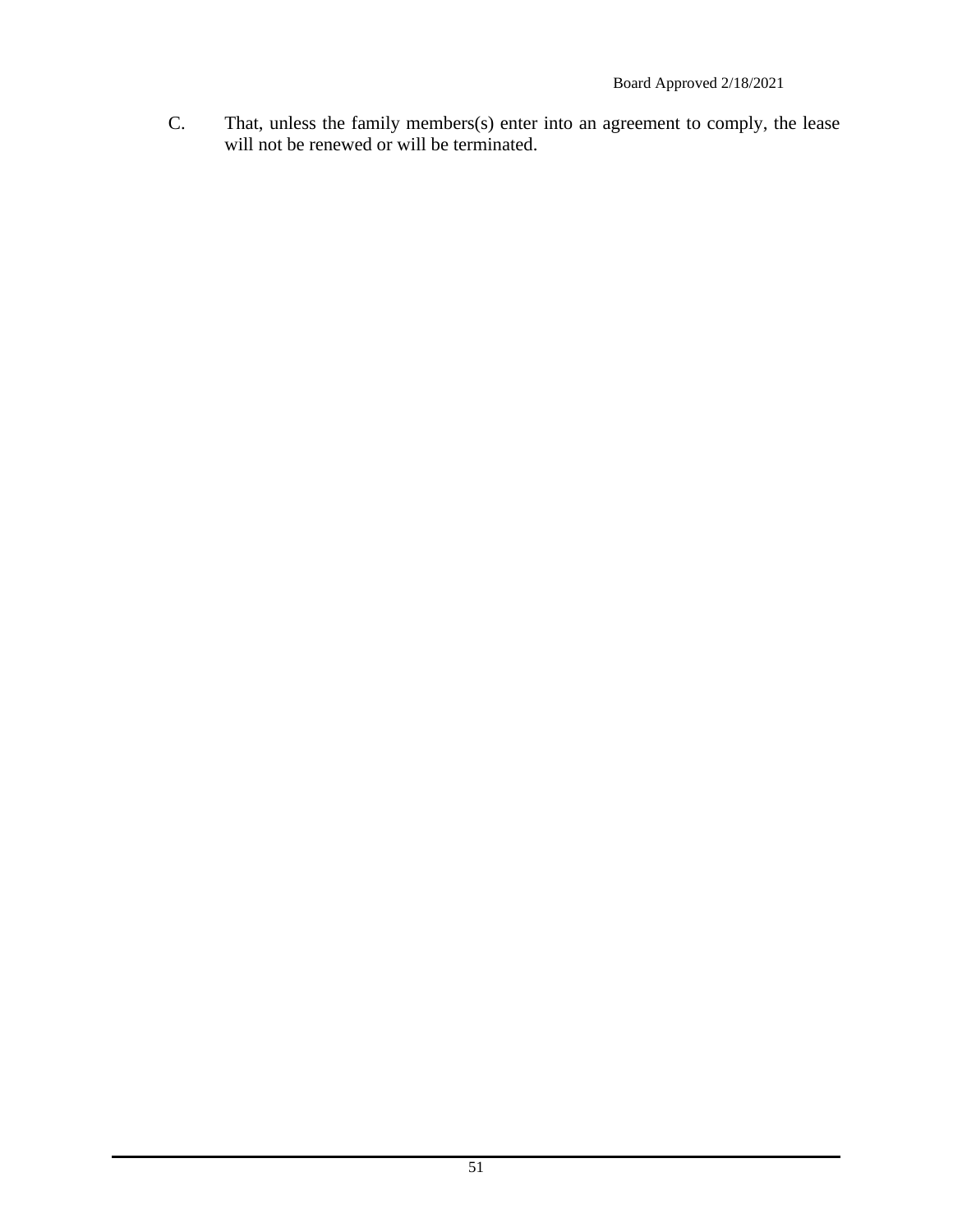C. That, unless the family members(s) enter into an agreement to comply, the lease will not be renewed or will be terminated.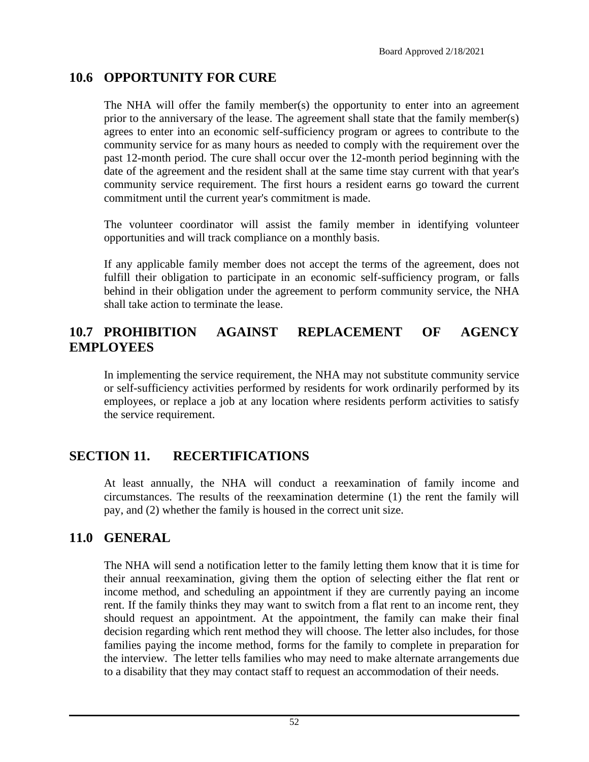## 10.6 OPPORTUNITY FOR CURE

The NHA will offer the family member(s) the opportunity to enter into an agreement prior to the anniversary of the lease. The agreement shall state that the family member(s) agrees to enter into an economic self-sufficiency program or agrees to contribute to the community service for as many hours as needed to comply with the requirement over the past 12-month period. The cure shall occur over the 12-month period beginning with the date of the agreement and the resident shall at the same time stay current with that year's community service requirement. The first hours a resident earns go toward the current commitment until the current year's commitment is made.

The volunteer coordinator will assist the family member in identifying volunteer opportunities and will track compliance on a monthly basis.

If any applicable family member does not accept the terms of the agreement, does not fulfill their obligation to participate in an economic self-sufficiency program, or falls behind in their obligation under the agreement to perform community service, the NHA shall take action to terminate the lease.

## 10.7 PROHIBITION AGAINST REPLACEMENT OF AGENCY EMPLOYEES

In implementing the service requirement, the NHA may not substitute community service or self-sufficiency activities performed by residents for work ordinarily performed by its employees, or replace a job at any location where residents perform activities to satisfy the service requirement.

# SECTION 11. RECERTIFICATIONS

At least annually, the NHA will conduct a reexamination of family income and circumstances. The results of the reexamination determine (1) the rent the family will pay, and (2) whether the family is housed in the correct unit size.

## 11.0 GENERAL

The NHA will send a notification letter to the family letting them know that it is time for their annual reexamination, giving them the option of selecting either the flat rent or income method, and scheduling an appointment if they are currently paying an income rent. If the family thinks they may want to switch from a flat rent to an income rent, they should request an appointment. At the appointment, the family can make their final decision regarding which rent method they will choose. The letter also includes, for those families paying the income method, forms for the family to complete in preparation for the interview. The letter tells families who may need to make alternate arrangements due to a disability that they may contact staff to request an accommodation of their needs.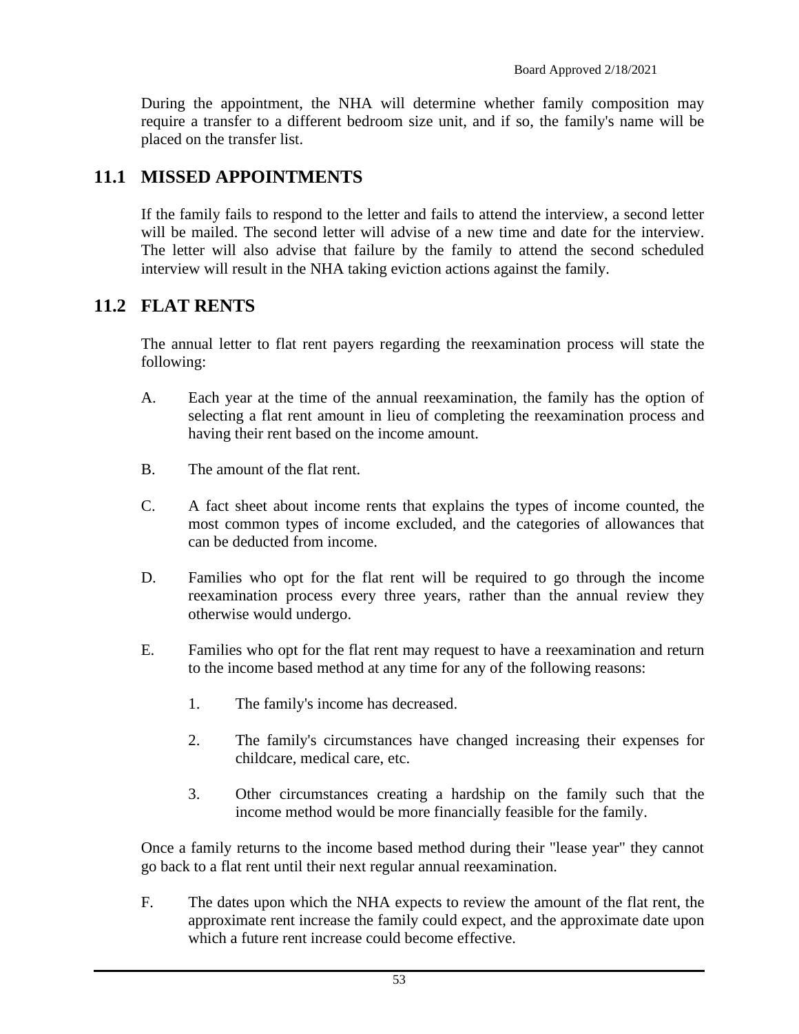During the appointment, the NHA will determine whether family composition may require a transfer to a different bedroom size unit, and if so, the family's name will be placed on the transfer list.

## 11.1 MISSED APPOINTMENTS

If the family fails to respond to the letter and fails to attend the interview, a second letter will be mailed. The second letter will advise of a new time and date for the interview. The letter will also advise that failure by the family to attend the second scheduled interview will result in the NHA taking eviction actions against the family.

## 11.2 FLAT RENTS

The annual letter to flat rent payers regarding the reexamination process will state the following:

A. Each year at the time of the annual reexamination, the family has the option of selecting a flat rent amount in lieu of completing the reexamination process and having their rent based on the income amount.

B. The amount of the flat rent.

C. A fact sheet about income rents that explains the types of income counted, the most common types of income excluded, and the categories of allowances that can be deducted from income.

D. Families who opt for the flat rent will be required to go through the income reexamination process every three years, rather than the annual review they otherwise would undergo.

E. Families who opt for the flat rent may request to have a reexamination and return to the income based method at any time for any of the following reasons:

   1. The family's income has decreased.

   2. The family's circumstances have changed increasing their expenses for childcare, medical care, etc.

   3. Other circumstances creating a hardship on the family such that the income method would be more financially feasible for the family.

Once a family returns to the income based method during their "lease year" they cannot go back to a flat rent until their next regular annual reexamination.

F. The dates upon which the NHA expects to review the amount of the flat rent, the approximate rent increase the family could expect, and the approximate date upon which a future rent increase could become effective.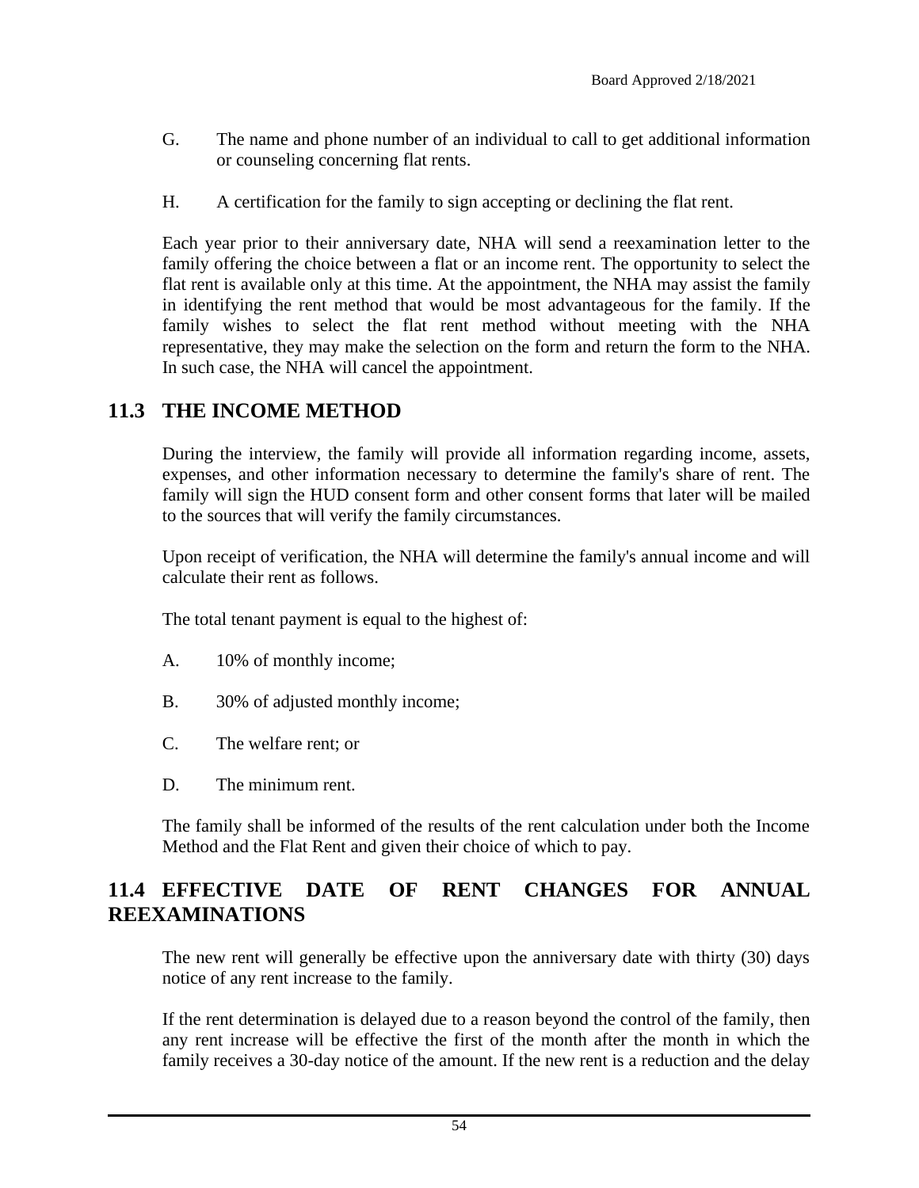G. The name and phone number of an individual to call to get additional information or counseling concerning flat rents.

H. A certification for the family to sign accepting or declining the flat rent.

Each year prior to their anniversary date, NHA will send a reexamination letter to the family offering the choice between a flat or an income rent. The opportunity to select the flat rent is available only at this time. At the appointment, the NHA may assist the family in identifying the rent method that would be most advantageous for the family. If the family wishes to select the flat rent method without meeting with the NHA representative, they may make the selection on the form and return the form to the NHA. In such case, the NHA will cancel the appointment.

## 11.3 THE INCOME METHOD

During the interview, the family will provide all information regarding income, assets, expenses, and other information necessary to determine the family's share of rent. The family will sign the HUD consent form and other consent forms that later will be mailed to the sources that will verify the family circumstances.

Upon receipt of verification, the NHA will determine the family's annual income and will calculate their rent as follows.

The total tenant payment is equal to the highest of:

A. 10% of monthly income;

B. 30% of adjusted monthly income;

C. The welfare rent; or

D. The minimum rent.

The family shall be informed of the results of the rent calculation under both the Income Method and the Flat Rent and given their choice of which to pay.

## 11.4 EFFECTIVE DATE OF RENT CHANGES FOR ANNUAL REEXAMINATIONS

The new rent will generally be effective upon the anniversary date with thirty (30) days notice of any rent increase to the family.

If the rent determination is delayed due to a reason beyond the control of the family, then any rent increase will be effective the first of the month after the month in which the family receives a 30-day notice of the amount. If the new rent is a reduction and the delay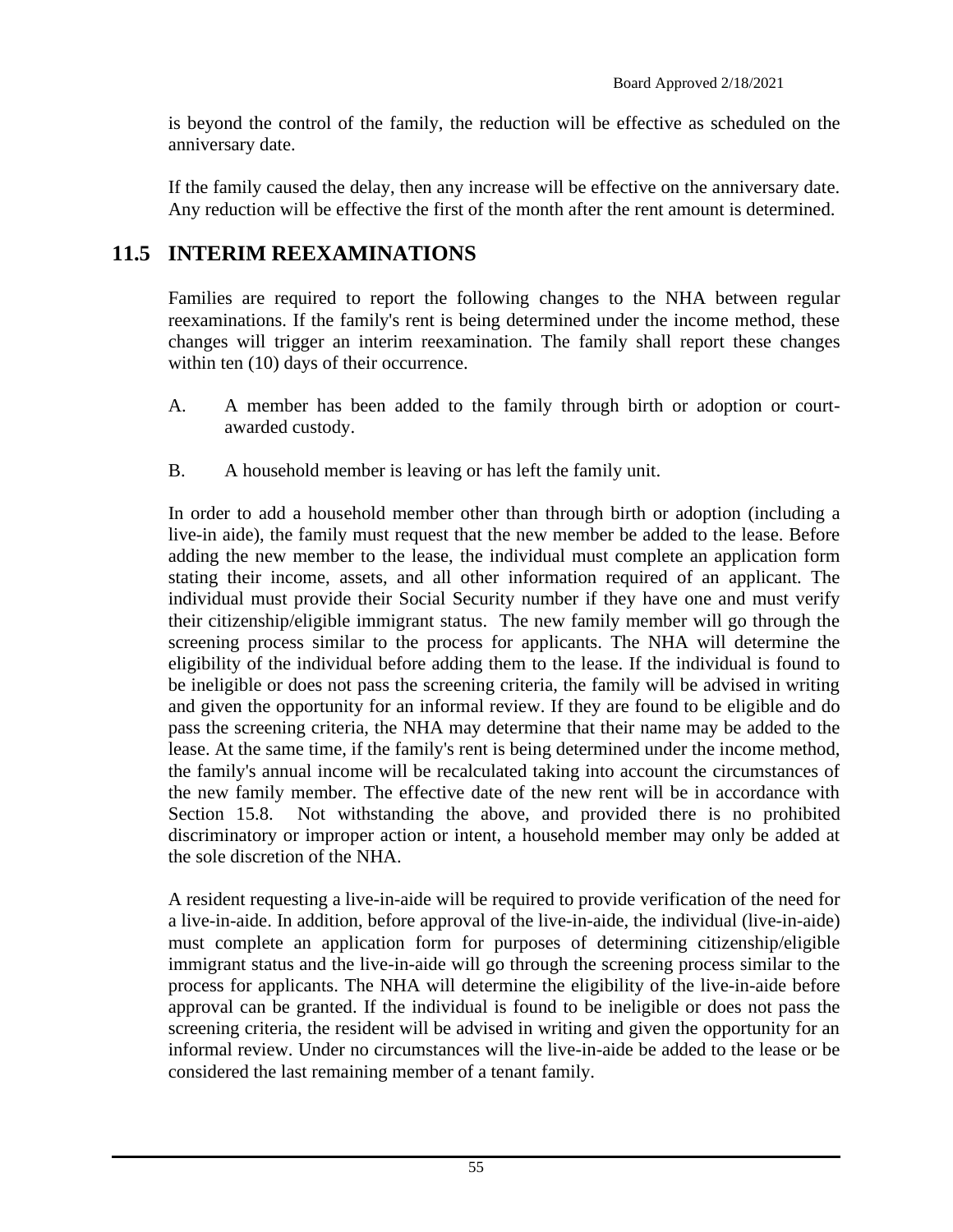is beyond the control of the family, the reduction will be effective as scheduled on the anniversary date.

If the family caused the delay, then any increase will be effective on the anniversary date. Any reduction will be effective the first of the month after the rent amount is determined.

## 11.5 INTERIM REEXAMINATIONS

Families are required to report the following changes to the NHA between regular reexaminations. If the family's rent is being determined under the income method, these changes will trigger an interim reexamination. The family shall report these changes within ten (10) days of their occurrence.

A. A member has been added to the family through birth or adoption or court-awarded custody.

B. A household member is leaving or has left the family unit.

In order to add a household member other than through birth or adoption (including a live-in aide), the family must request that the new member be added to the lease. Before adding the new member to the lease, the individual must complete an application form stating their income, assets, and all other information required of an applicant. The individual must provide their Social Security number if they have one and must verify their citizenship/eligible immigrant status. The new family member will go through the screening process similar to the process for applicants. The NHA will determine the eligibility of the individual before adding them to the lease. If the individual is found to be ineligible or does not pass the screening criteria, the family will be advised in writing and given the opportunity for an informal review. If they are found to be eligible and do pass the screening criteria, the NHA may determine that their name may be added to the lease. At the same time, if the family's rent is being determined under the income method, the family's annual income will be recalculated taking into account the circumstances of the new family member. The effective date of the new rent will be in accordance with Section 15.8. Not withstanding the above, and provided there is no prohibited discriminatory or improper action or intent, a household member may only be added at the sole discretion of the NHA.

A resident requesting a live-in-aide will be required to provide verification of the need for a live-in-aide. In addition, before approval of the live-in-aide, the individual (live-in-aide) must complete an application form for purposes of determining citizenship/eligible immigrant status and the live-in-aide will go through the screening process similar to the process for applicants. The NHA will determine the eligibility of the live-in-aide before approval can be granted. If the individual is found to be ineligible or does not pass the screening criteria, the resident will be advised in writing and given the opportunity for an informal review. Under no circumstances will the live-in-aide be added to the lease or be considered the last remaining member of a tenant family.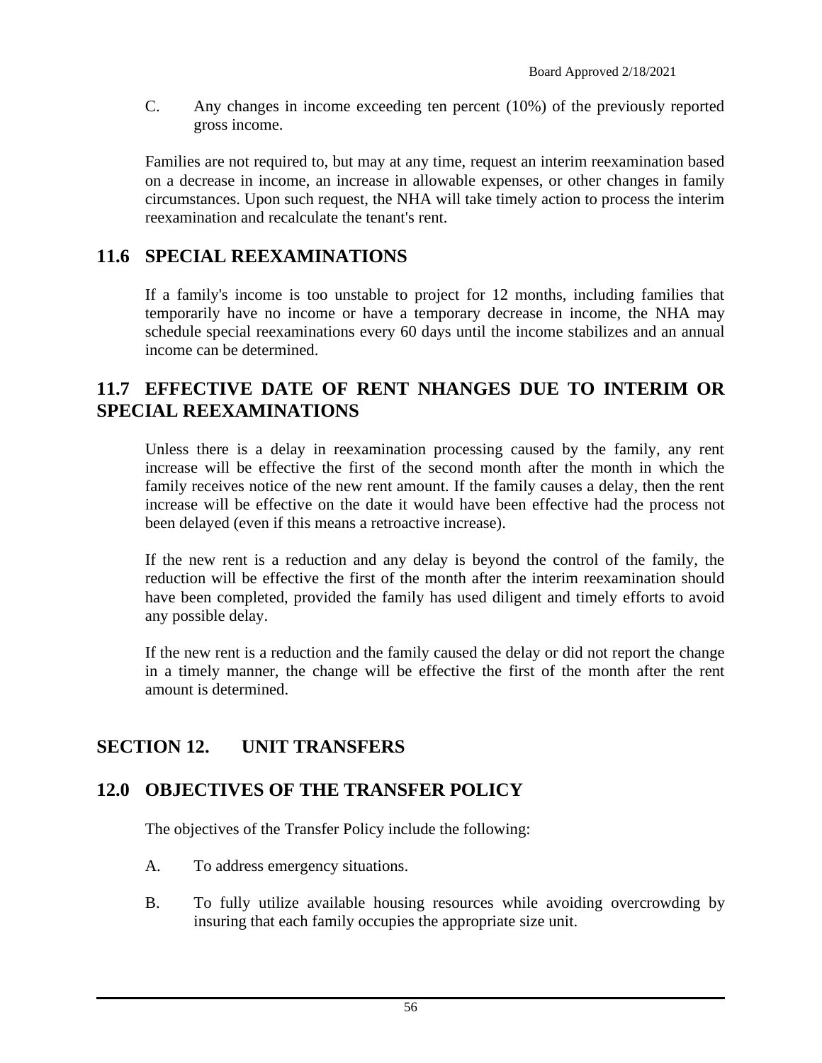C. Any changes in income exceeding ten percent (10%) of the previously reported gross income.

Families are not required to, but may at any time, request an interim reexamination based on a decrease in income, an increase in allowable expenses, or other changes in family circumstances. Upon such request, the NHA will take timely action to process the interim reexamination and recalculate the tenant's rent.

## 11.6 SPECIAL REEXAMINATIONS

If a family's income is too unstable to project for 12 months, including families that temporarily have no income or have a temporary decrease in income, the NHA may schedule special reexaminations every 60 days until the income stabilizes and an annual income can be determined.

## 11.7 EFFECTIVE DATE OF RENT NHANGES DUE TO INTERIM OR SPECIAL REEXAMINATIONS

Unless there is a delay in reexamination processing caused by the family, any rent increase will be effective the first of the second month after the month in which the family receives notice of the new rent amount. If the family causes a delay, then the rent increase will be effective on the date it would have been effective had the process not been delayed (even if this means a retroactive increase).

If the new rent is a reduction and any delay is beyond the control of the family, the reduction will be effective the first of the month after the interim reexamination should have been completed, provided the family has used diligent and timely efforts to avoid any possible delay.

If the new rent is a reduction and the family caused the delay or did not report the change in a timely manner, the change will be effective the first of the month after the rent amount is determined.

# SECTION 12. UNIT TRANSFERS

## 12.0 OBJECTIVES OF THE TRANSFER POLICY

The objectives of the Transfer Policy include the following:

A. To address emergency situations.

B. To fully utilize available housing resources while avoiding overcrowding by insuring that each family occupies the appropriate size unit.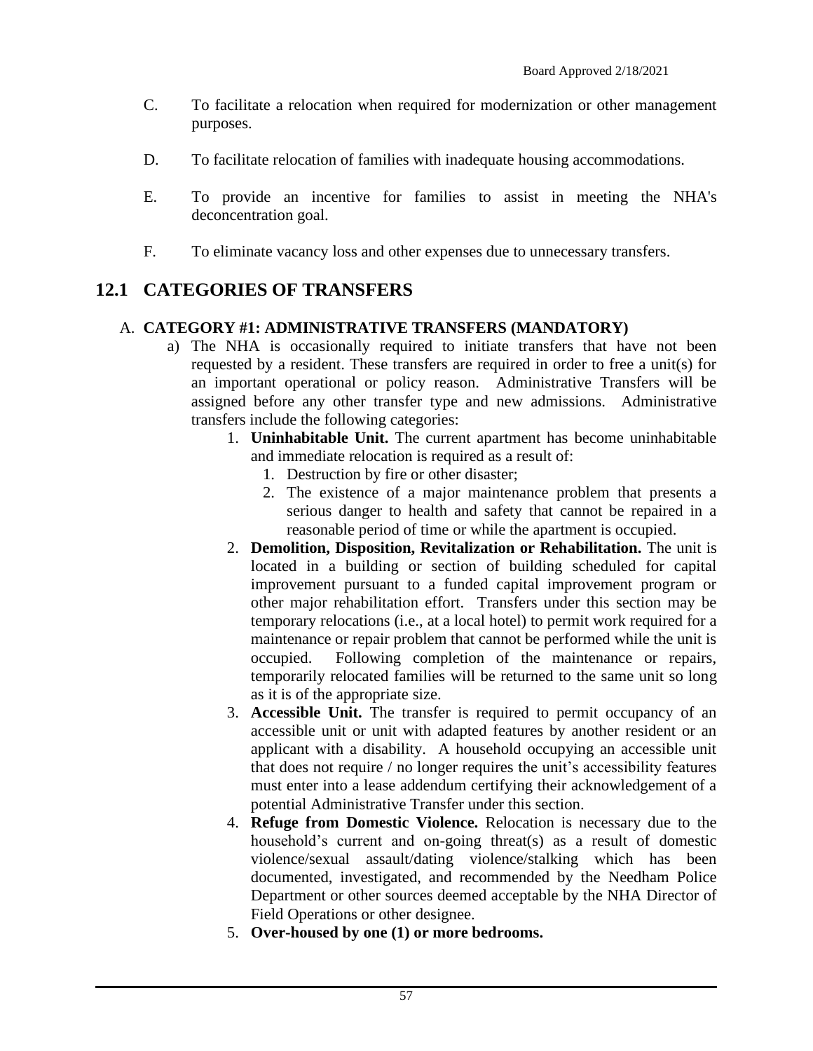C. To facilitate a relocation when required for modernization or other management purposes.

D. To facilitate relocation of families with inadequate housing accommodations.

E. To provide an incentive for families to assist in meeting the NHA's deconcentration goal.

F. To eliminate vacancy loss and other expenses due to unnecessary transfers.

## 12.1 CATEGORIES OF TRANSFERS

A. **CATEGORY #1: ADMINISTRATIVE TRANSFERS (MANDATORY)**

a) The NHA is occasionally required to initiate transfers that have not been requested by a resident. These transfers are required in order to free a unit(s) for an important operational or policy reason. Administrative Transfers will be assigned before any other transfer type and new admissions. Administrative transfers include the following categories:

1. **Uninhabitable Unit.** The current apartment has become uninhabitable and immediate relocation is required as a result of:
   1. Destruction by fire or other disaster;
   2. The existence of a major maintenance problem that presents a serious danger to health and safety that cannot be repaired in a reasonable period of time or while the apartment is occupied.
2. **Demolition, Disposition, Revitalization or Rehabilitation.** The unit is located in a building or section of building scheduled for capital improvement pursuant to a funded capital improvement program or other major rehabilitation effort. Transfers under this section may be temporary relocations (i.e., at a local hotel) to permit work required for a maintenance or repair problem that cannot be performed while the unit is occupied. Following completion of the maintenance or repairs, temporarily relocated families will be returned to the same unit so long as it is of the appropriate size.
3. **Accessible Unit.** The transfer is required to permit occupancy of an accessible unit or unit with adapted features by another resident or an applicant with a disability. A household occupying an accessible unit that does not require / no longer requires the unit's accessibility features must enter into a lease addendum certifying their acknowledgement of a potential Administrative Transfer under this section.
4. **Refuge from Domestic Violence.** Relocation is necessary due to the household's current and on-going threat(s) as a result of domestic violence/sexual assault/dating violence/stalking which has been documented, investigated, and recommended by the Needham Police Department or other sources deemed acceptable by the NHA Director of Field Operations or other designee.
5. **Over-housed by one (1) or more bedrooms.**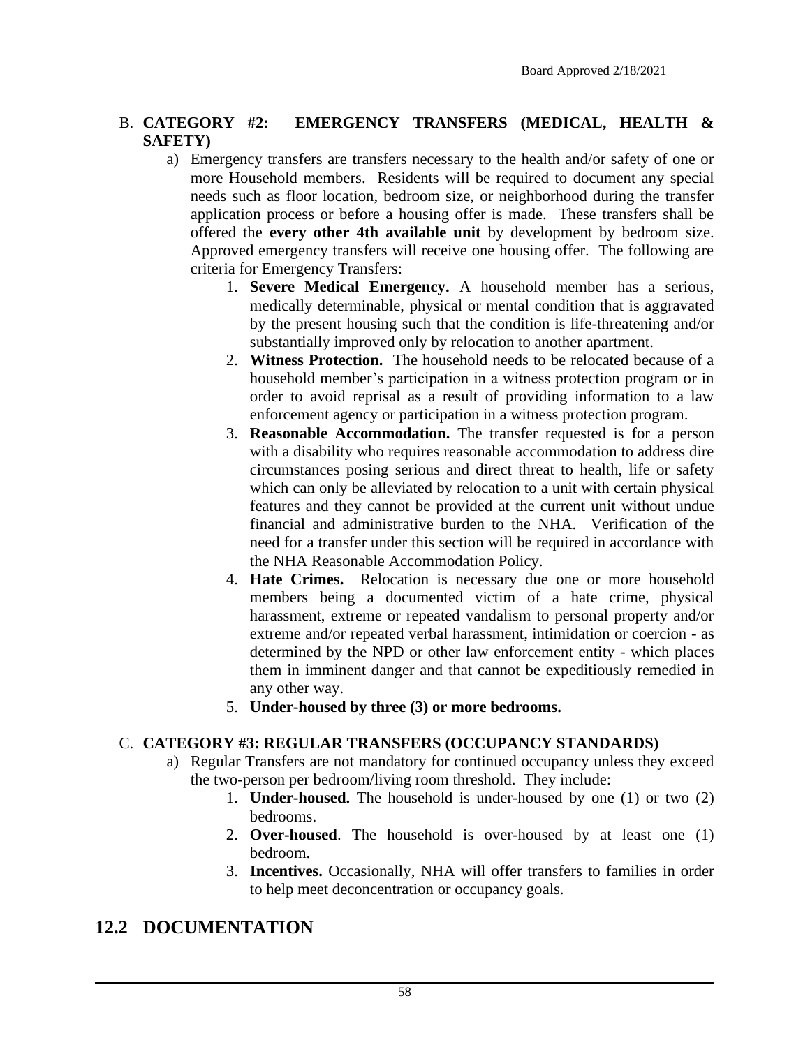B. **CATEGORY #2: EMERGENCY TRANSFERS (MEDICAL, HEALTH & SAFETY)**

a) Emergency transfers are transfers necessary to the health and/or safety of one or more Household members. Residents will be required to document any special needs such as floor location, bedroom size, or neighborhood during the transfer application process or before a housing offer is made. These transfers shall be offered the **every other 4th available unit** by development by bedroom size. Approved emergency transfers will receive one housing offer. The following are criteria for Emergency Transfers:

1. **Severe Medical Emergency.** A household member has a serious, medically determinable, physical or mental condition that is aggravated by the present housing such that the condition is life-threatening and/or substantially improved only by relocation to another apartment.
2. **Witness Protection.** The household needs to be relocated because of a household member's participation in a witness protection program or in order to avoid reprisal as a result of providing information to a law enforcement agency or participation in a witness protection program.
3. **Reasonable Accommodation.** The transfer requested is for a person with a disability who requires reasonable accommodation to address dire circumstances posing serious and direct threat to health, life or safety which can only be alleviated by relocation to a unit with certain physical features and they cannot be provided at the current unit without undue financial and administrative burden to the NHA. Verification of the need for a transfer under this section will be required in accordance with the NHA Reasonable Accommodation Policy.
4. **Hate Crimes.** Relocation is necessary due one or more household members being a documented victim of a hate crime, physical harassment, extreme or repeated vandalism to personal property and/or extreme and/or repeated verbal harassment, intimidation or coercion - as determined by the NPD or other law enforcement entity - which places them in imminent danger and that cannot be expeditiously remedied in any other way.
5. **Under-housed by three (3) or more bedrooms.**

C. **CATEGORY #3: REGULAR TRANSFERS (OCCUPANCY STANDARDS)**

a) Regular Transfers are not mandatory for continued occupancy unless they exceed the two-person per bedroom/living room threshold. They include:

1. **Under-housed.** The household is under-housed by one (1) or two (2) bedrooms.
2. **Over-housed**. The household is over-housed by at least one (1) bedroom.
3. **Incentives.** Occasionally, NHA will offer transfers to families in order to help meet deconcentration or occupancy goals.

## 12.2 DOCUMENTATION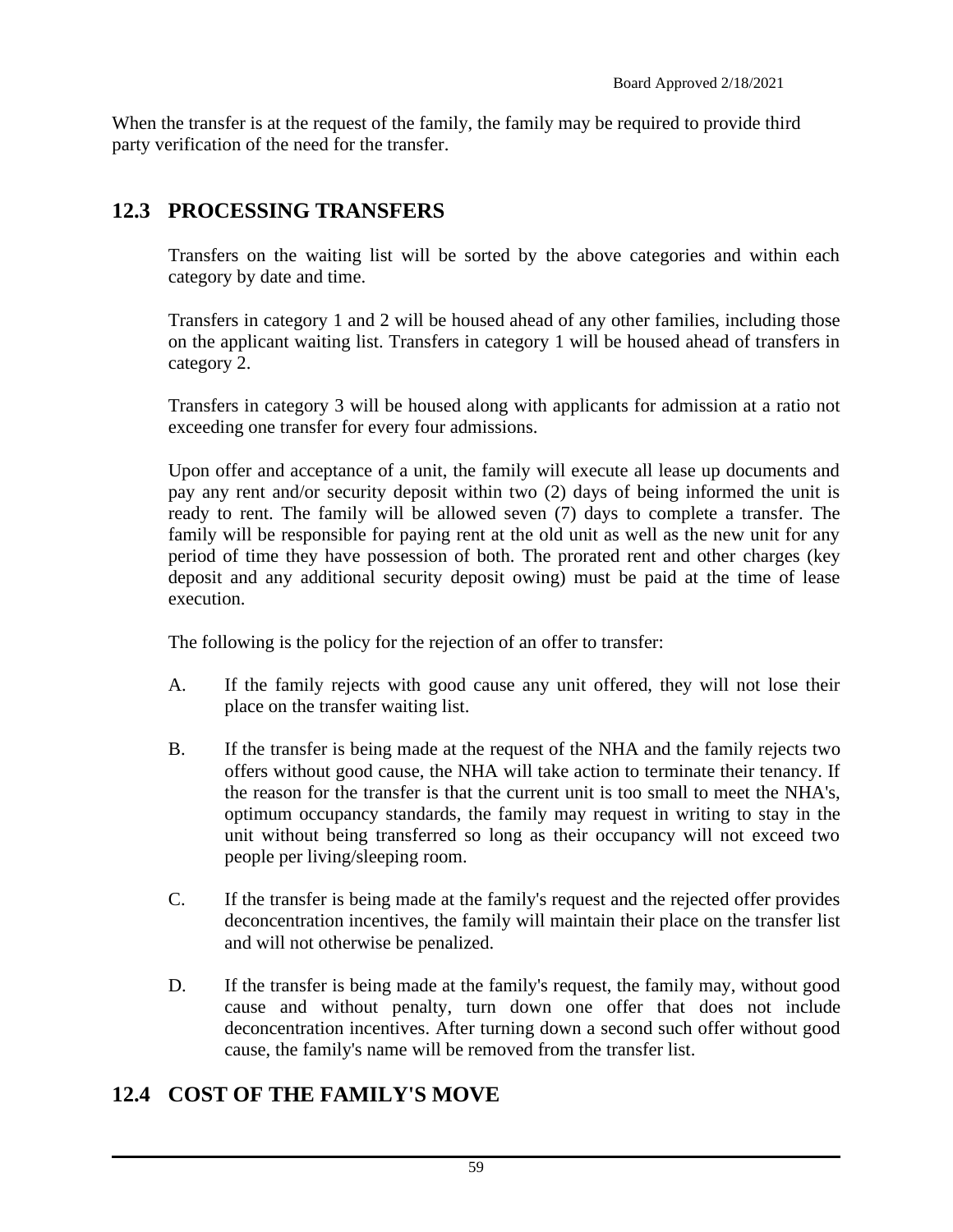When the transfer is at the request of the family, the family may be required to provide third party verification of the need for the transfer.

## 12.3 PROCESSING TRANSFERS

Transfers on the waiting list will be sorted by the above categories and within each category by date and time.

Transfers in category 1 and 2 will be housed ahead of any other families, including those on the applicant waiting list. Transfers in category 1 will be housed ahead of transfers in category 2.

Transfers in category 3 will be housed along with applicants for admission at a ratio not exceeding one transfer for every four admissions.

Upon offer and acceptance of a unit, the family will execute all lease up documents and pay any rent and/or security deposit within two (2) days of being informed the unit is ready to rent. The family will be allowed seven (7) days to complete a transfer. The family will be responsible for paying rent at the old unit as well as the new unit for any period of time they have possession of both. The prorated rent and other charges (key deposit and any additional security deposit owing) must be paid at the time of lease execution.

The following is the policy for the rejection of an offer to transfer:

A. If the family rejects with good cause any unit offered, they will not lose their place on the transfer waiting list.

B. If the transfer is being made at the request of the NHA and the family rejects two offers without good cause, the NHA will take action to terminate their tenancy. If the reason for the transfer is that the current unit is too small to meet the NHA's, optimum occupancy standards, the family may request in writing to stay in the unit without being transferred so long as their occupancy will not exceed two people per living/sleeping room.

C. If the transfer is being made at the family's request and the rejected offer provides deconcentration incentives, the family will maintain their place on the transfer list and will not otherwise be penalized.

D. If the transfer is being made at the family's request, the family may, without good cause and without penalty, turn down one offer that does not include deconcentration incentives. After turning down a second such offer without good cause, the family's name will be removed from the transfer list.

## 12.4 COST OF THE FAMILY'S MOVE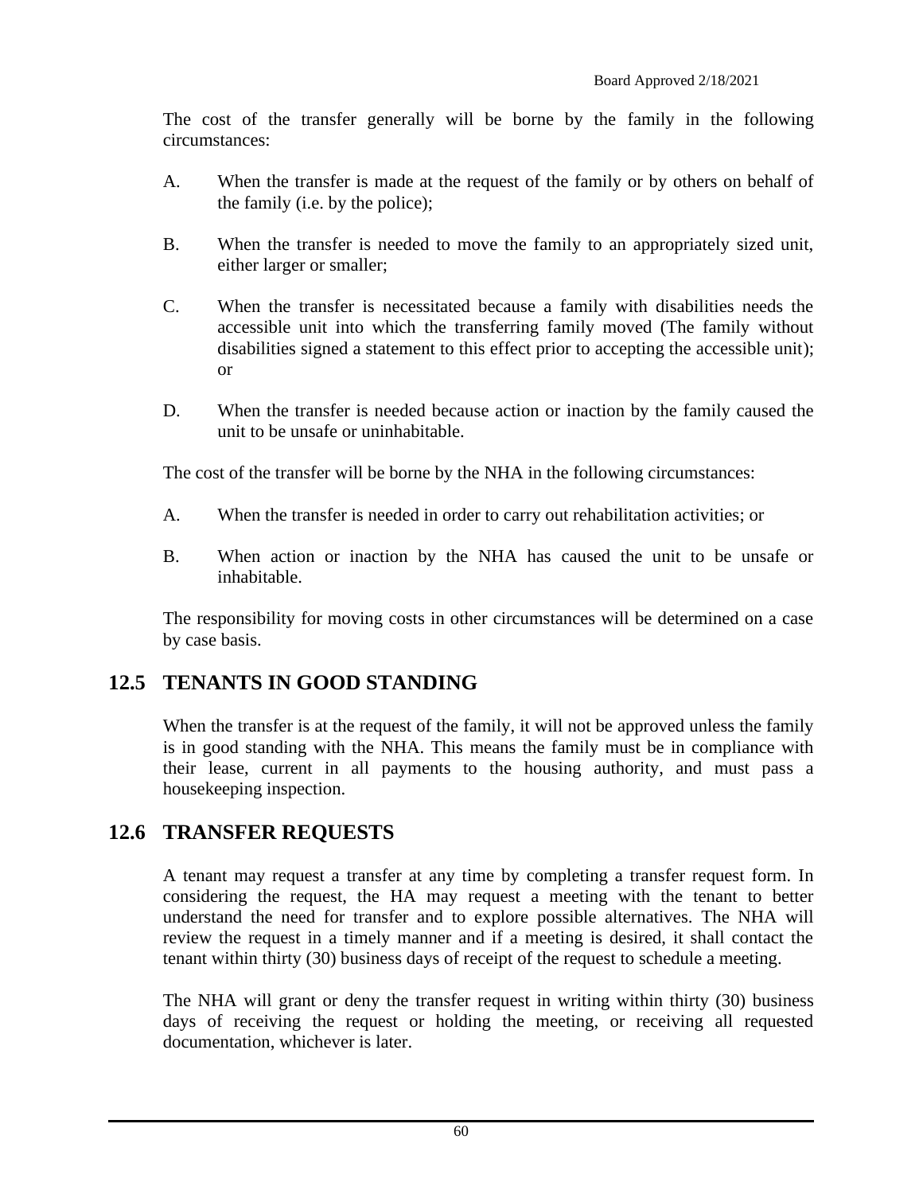The cost of the transfer generally will be borne by the family in the following circumstances:

A. When the transfer is made at the request of the family or by others on behalf of the family (i.e. by the police);

B. When the transfer is needed to move the family to an appropriately sized unit, either larger or smaller;

C. When the transfer is necessitated because a family with disabilities needs the accessible unit into which the transferring family moved (The family without disabilities signed a statement to this effect prior to accepting the accessible unit); or

D. When the transfer is needed because action or inaction by the family caused the unit to be unsafe or uninhabitable.

The cost of the transfer will be borne by the NHA in the following circumstances:

A. When the transfer is needed in order to carry out rehabilitation activities; or

B. When action or inaction by the NHA has caused the unit to be unsafe or inhabitable.

The responsibility for moving costs in other circumstances will be determined on a case by case basis.

## 12.5 TENANTS IN GOOD STANDING

When the transfer is at the request of the family, it will not be approved unless the family is in good standing with the NHA. This means the family must be in compliance with their lease, current in all payments to the housing authority, and must pass a housekeeping inspection.

## 12.6 TRANSFER REQUESTS

A tenant may request a transfer at any time by completing a transfer request form. In considering the request, the HA may request a meeting with the tenant to better understand the need for transfer and to explore possible alternatives. The NHA will review the request in a timely manner and if a meeting is desired, it shall contact the tenant within thirty (30) business days of receipt of the request to schedule a meeting.

The NHA will grant or deny the transfer request in writing within thirty (30) business days of receiving the request or holding the meeting, or receiving all requested documentation, whichever is later.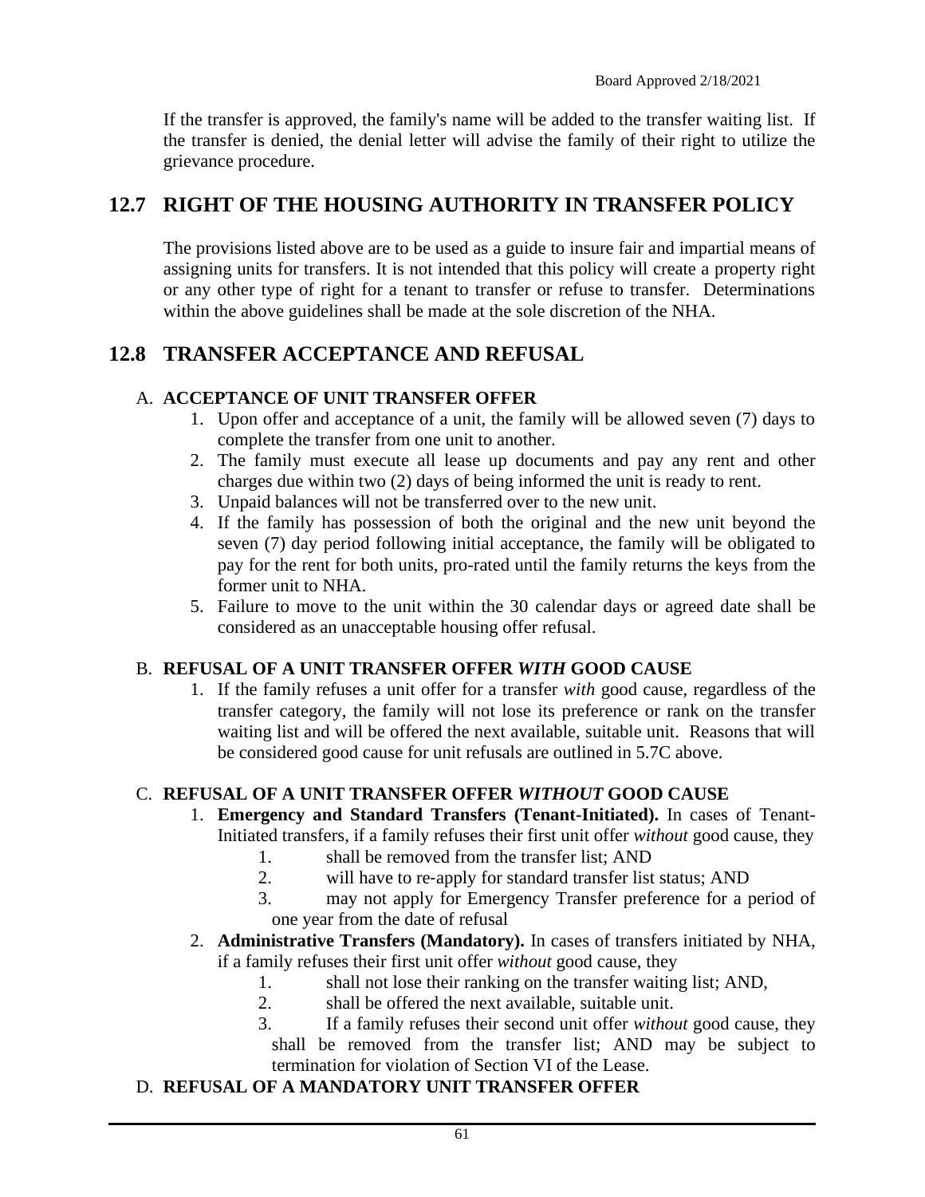If the transfer is approved, the family's name will be added to the transfer waiting list. If the transfer is denied, the denial letter will advise the family of their right to utilize the grievance procedure.

## 12.7 RIGHT OF THE HOUSING AUTHORITY IN TRANSFER POLICY

The provisions listed above are to be used as a guide to insure fair and impartial means of assigning units for transfers. It is not intended that this policy will create a property right or any other type of right for a tenant to transfer or refuse to transfer. Determinations within the above guidelines shall be made at the sole discretion of the NHA.

## 12.8 TRANSFER ACCEPTANCE AND REFUSAL

### A. ACCEPTANCE OF UNIT TRANSFER OFFER

1. Upon offer and acceptance of a unit, the family will be allowed seven (7) days to complete the transfer from one unit to another.
2. The family must execute all lease up documents and pay any rent and other charges due within two (2) days of being informed the unit is ready to rent.
3. Unpaid balances will not be transferred over to the new unit.
4. If the family has possession of both the original and the new unit beyond the seven (7) day period following initial acceptance, the family will be obligated to pay for the rent for both units, pro-rated until the family returns the keys from the former unit to NHA.
5. Failure to move to the unit within the 30 calendar days or agreed date shall be considered as an unacceptable housing offer refusal.

### B. REFUSAL OF A UNIT TRANSFER OFFER *WITH* GOOD CAUSE

1. If the family refuses a unit offer for a transfer *with* good cause, regardless of the transfer category, the family will not lose its preference or rank on the transfer waiting list and will be offered the next available, suitable unit. Reasons that will be considered good cause for unit refusals are outlined in 5.7C above.

### C. REFUSAL OF A UNIT TRANSFER OFFER *WITHOUT* GOOD CAUSE

1. **Emergency and Standard Transfers (Tenant-Initiated).** In cases of Tenant-Initiated transfers, if a family refuses their first unit offer *without* good cause, they
   1. shall be removed from the transfer list; AND
   2. will have to re-apply for standard transfer list status; AND
   3. may not apply for Emergency Transfer preference for a period of one year from the date of refusal
2. **Administrative Transfers (Mandatory).** In cases of transfers initiated by NHA, if a family refuses their first unit offer *without* good cause, they
   1. shall not lose their ranking on the transfer waiting list; AND,
   2. shall be offered the next available, suitable unit.
   3. If a family refuses their second unit offer *without* good cause, they shall be removed from the transfer list; AND may be subject to termination for violation of Section VI of the Lease.

### D. REFUSAL OF A MANDATORY UNIT TRANSFER OFFER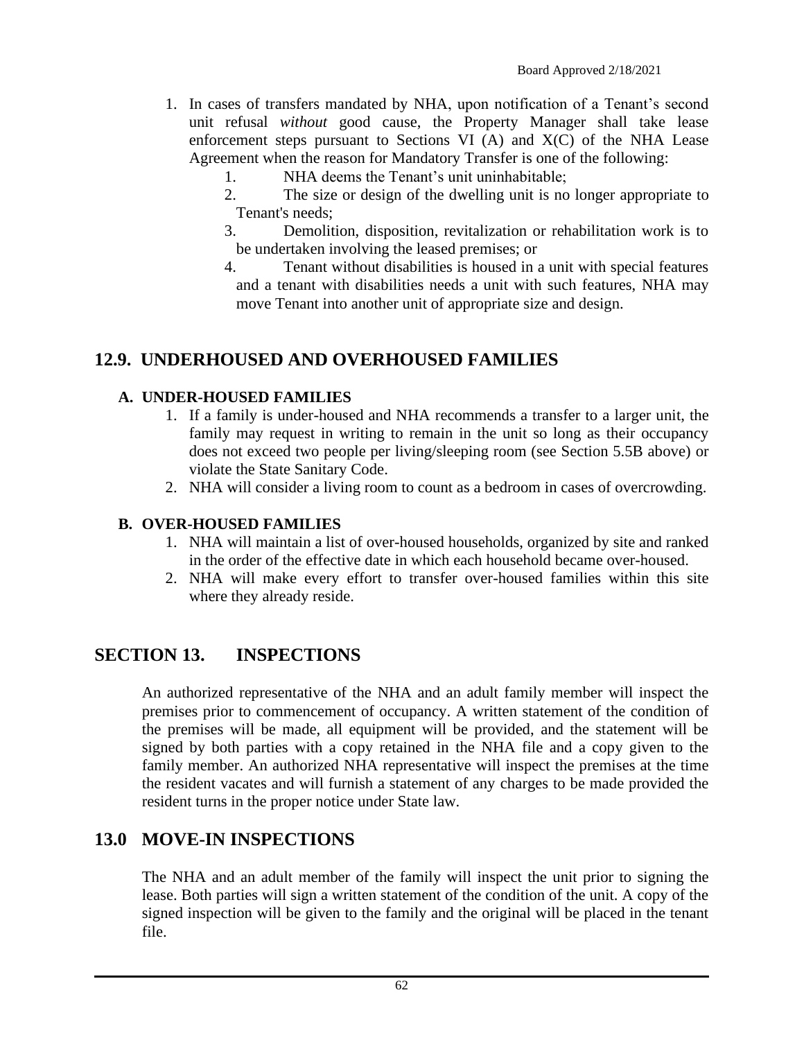1. In cases of transfers mandated by NHA, upon notification of a Tenant's second unit refusal *without* good cause, the Property Manager shall take lease enforcement steps pursuant to Sections VI (A) and X(C) of the NHA Lease Agreement when the reason for Mandatory Transfer is one of the following:
    1. NHA deems the Tenant's unit uninhabitable;
    2. The size or design of the dwelling unit is no longer appropriate to Tenant's needs;
    3. Demolition, disposition, revitalization or rehabilitation work is to be undertaken involving the leased premises; or
    4. Tenant without disabilities is housed in a unit with special features and a tenant with disabilities needs a unit with such features, NHA may move Tenant into another unit of appropriate size and design.

## 12.9. UNDERHOUSED AND OVERHOUSED FAMILIES

### A. UNDER-HOUSED FAMILIES

1. If a family is under-housed and NHA recommends a transfer to a larger unit, the family may request in writing to remain in the unit so long as their occupancy does not exceed two people per living/sleeping room (see Section 5.5B above) or violate the State Sanitary Code.
2. NHA will consider a living room to count as a bedroom in cases of overcrowding.

### B. OVER-HOUSED FAMILIES

1. NHA will maintain a list of over-housed households, organized by site and ranked in the order of the effective date in which each household became over-housed.
2. NHA will make every effort to transfer over-housed families within this site where they already reside.

# SECTION 13. INSPECTIONS

An authorized representative of the NHA and an adult family member will inspect the premises prior to commencement of occupancy. A written statement of the condition of the premises will be made, all equipment will be provided, and the statement will be signed by both parties with a copy retained in the NHA file and a copy given to the family member. An authorized NHA representative will inspect the premises at the time the resident vacates and will furnish a statement of any charges to be made provided the resident turns in the proper notice under State law.

## 13.0 MOVE-IN INSPECTIONS

The NHA and an adult member of the family will inspect the unit prior to signing the lease. Both parties will sign a written statement of the condition of the unit. A copy of the signed inspection will be given to the family and the original will be placed in the tenant file.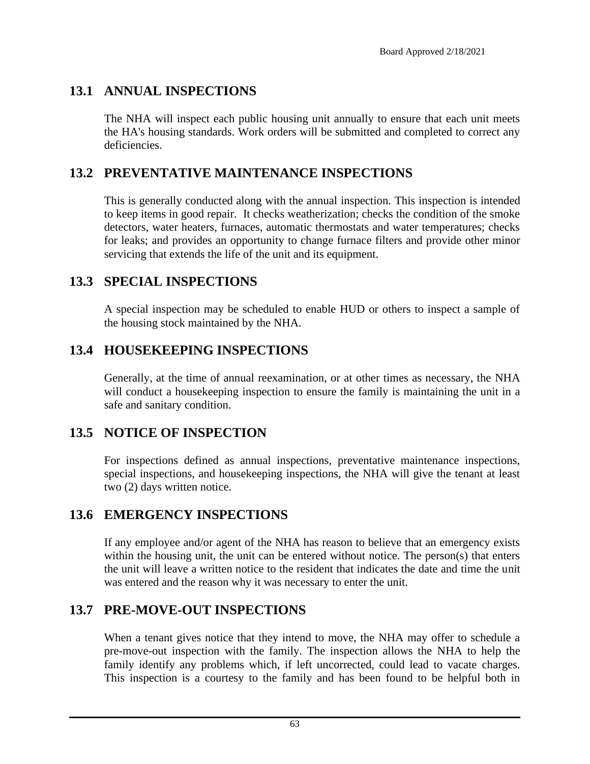## 13.1 ANNUAL INSPECTIONS

The NHA will inspect each public housing unit annually to ensure that each unit meets the HA's housing standards. Work orders will be submitted and completed to correct any deficiencies.

## 13.2 PREVENTATIVE MAINTENANCE INSPECTIONS

This is generally conducted along with the annual inspection. This inspection is intended to keep items in good repair. It checks weatherization; checks the condition of the smoke detectors, water heaters, furnaces, automatic thermostats and water temperatures; checks for leaks; and provides an opportunity to change furnace filters and provide other minor servicing that extends the life of the unit and its equipment.

## 13.3 SPECIAL INSPECTIONS

A special inspection may be scheduled to enable HUD or others to inspect a sample of the housing stock maintained by the NHA.

## 13.4 HOUSEKEEPING INSPECTIONS

Generally, at the time of annual reexamination, or at other times as necessary, the NHA will conduct a housekeeping inspection to ensure the family is maintaining the unit in a safe and sanitary condition.

## 13.5 NOTICE OF INSPECTION

For inspections defined as annual inspections, preventative maintenance inspections, special inspections, and housekeeping inspections, the NHA will give the tenant at least two (2) days written notice.

## 13.6 EMERGENCY INSPECTIONS

If any employee and/or agent of the NHA has reason to believe that an emergency exists within the housing unit, the unit can be entered without notice. The person(s) that enters the unit will leave a written notice to the resident that indicates the date and time the unit was entered and the reason why it was necessary to enter the unit.

## 13.7 PRE-MOVE-OUT INSPECTIONS

When a tenant gives notice that they intend to move, the NHA may offer to schedule a pre-move-out inspection with the family. The inspection allows the NHA to help the family identify any problems which, if left uncorrected, could lead to vacate charges. This inspection is a courtesy to the family and has been found to be helpful both in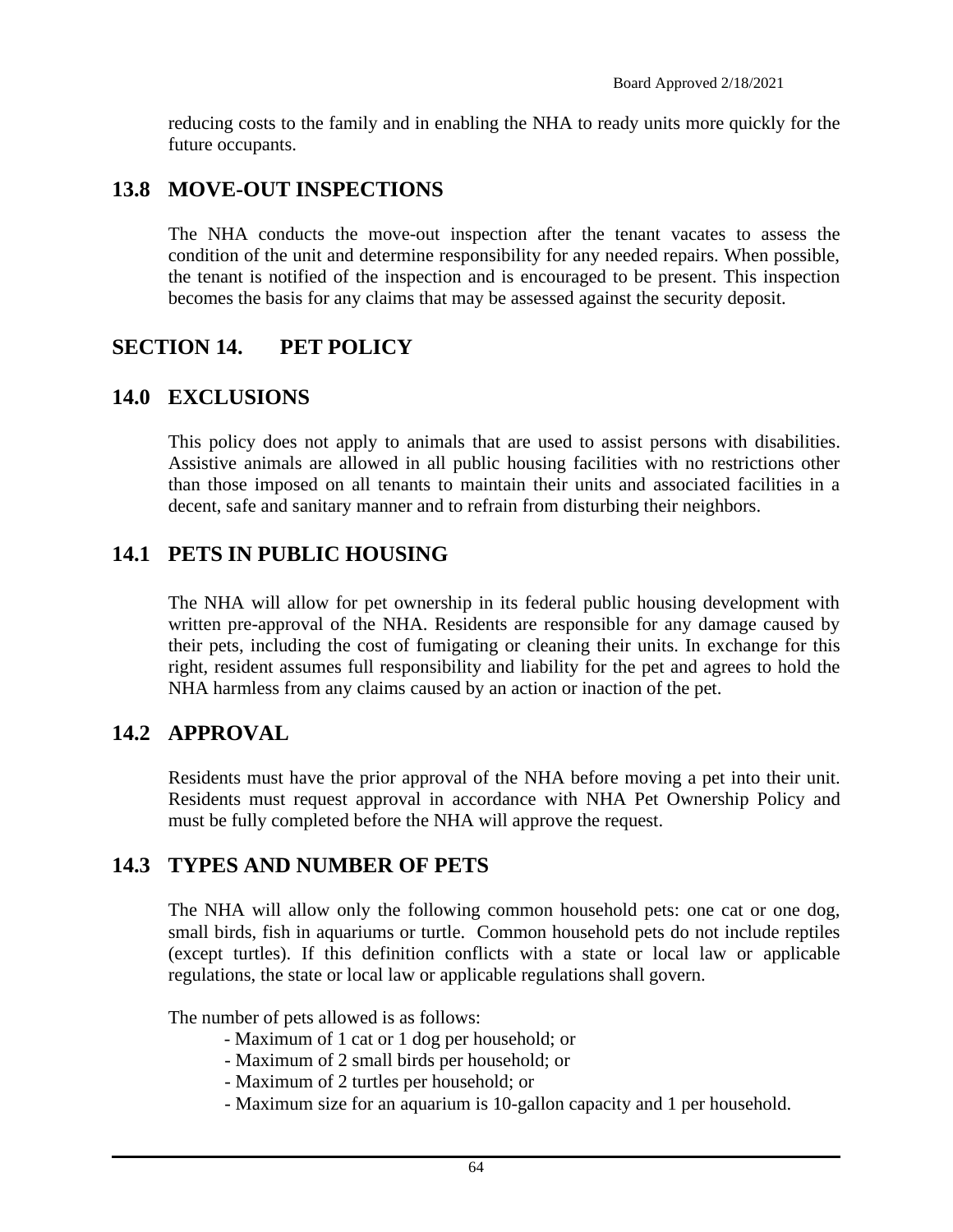reducing costs to the family and in enabling the NHA to ready units more quickly for the future occupants.

## 13.8 MOVE-OUT INSPECTIONS

The NHA conducts the move-out inspection after the tenant vacates to assess the condition of the unit and determine responsibility for any needed repairs. When possible, the tenant is notified of the inspection and is encouraged to be present. This inspection becomes the basis for any claims that may be assessed against the security deposit.

# SECTION 14. PET POLICY

## 14.0 EXCLUSIONS

This policy does not apply to animals that are used to assist persons with disabilities. Assistive animals are allowed in all public housing facilities with no restrictions other than those imposed on all tenants to maintain their units and associated facilities in a decent, safe and sanitary manner and to refrain from disturbing their neighbors.

## 14.1 PETS IN PUBLIC HOUSING

The NHA will allow for pet ownership in its federal public housing development with written pre-approval of the NHA. Residents are responsible for any damage caused by their pets, including the cost of fumigating or cleaning their units. In exchange for this right, resident assumes full responsibility and liability for the pet and agrees to hold the NHA harmless from any claims caused by an action or inaction of the pet.

## 14.2 APPROVAL

Residents must have the prior approval of the NHA before moving a pet into their unit. Residents must request approval in accordance with NHA Pet Ownership Policy and must be fully completed before the NHA will approve the request.

## 14.3 TYPES AND NUMBER OF PETS

The NHA will allow only the following common household pets: one cat or one dog, small birds, fish in aquariums or turtle. Common household pets do not include reptiles (except turtles). If this definition conflicts with a state or local law or applicable regulations, the state or local law or applicable regulations shall govern.

The number of pets allowed is as follows:

- Maximum of 1 cat or 1 dog per household; or
- Maximum of 2 small birds per household; or
- Maximum of 2 turtles per household; or
- Maximum size for an aquarium is 10-gallon capacity and 1 per household.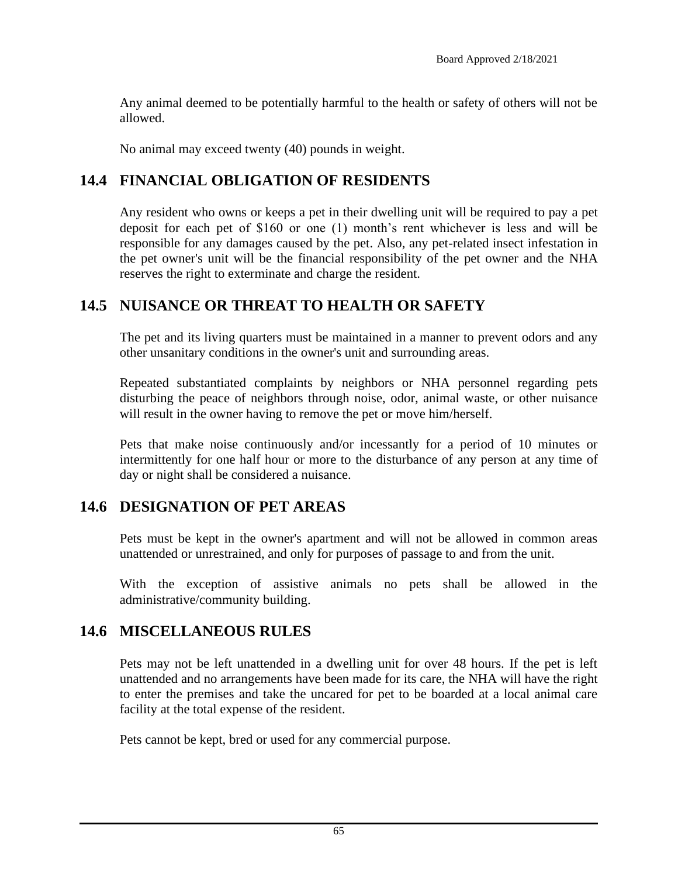Any animal deemed to be potentially harmful to the health or safety of others will not be allowed.

No animal may exceed twenty (40) pounds in weight.

## 14.4 FINANCIAL OBLIGATION OF RESIDENTS

Any resident who owns or keeps a pet in their dwelling unit will be required to pay a pet deposit for each pet of $160 or one (1) month's rent whichever is less and will be responsible for any damages caused by the pet. Also, any pet-related insect infestation in the pet owner's unit will be the financial responsibility of the pet owner and the NHA reserves the right to exterminate and charge the resident.

## 14.5 NUISANCE OR THREAT TO HEALTH OR SAFETY

The pet and its living quarters must be maintained in a manner to prevent odors and any other unsanitary conditions in the owner's unit and surrounding areas.

Repeated substantiated complaints by neighbors or NHA personnel regarding pets disturbing the peace of neighbors through noise, odor, animal waste, or other nuisance will result in the owner having to remove the pet or move him/herself.

Pets that make noise continuously and/or incessantly for a period of 10 minutes or intermittently for one half hour or more to the disturbance of any person at any time of day or night shall be considered a nuisance.

## 14.6 DESIGNATION OF PET AREAS

Pets must be kept in the owner's apartment and will not be allowed in common areas unattended or unrestrained, and only for purposes of passage to and from the unit.

With the exception of assistive animals no pets shall be allowed in the administrative/community building.

## 14.6 MISCELLANEOUS RULES

Pets may not be left unattended in a dwelling unit for over 48 hours. If the pet is left unattended and no arrangements have been made for its care, the NHA will have the right to enter the premises and take the uncared for pet to be boarded at a local animal care facility at the total expense of the resident.

Pets cannot be kept, bred or used for any commercial purpose.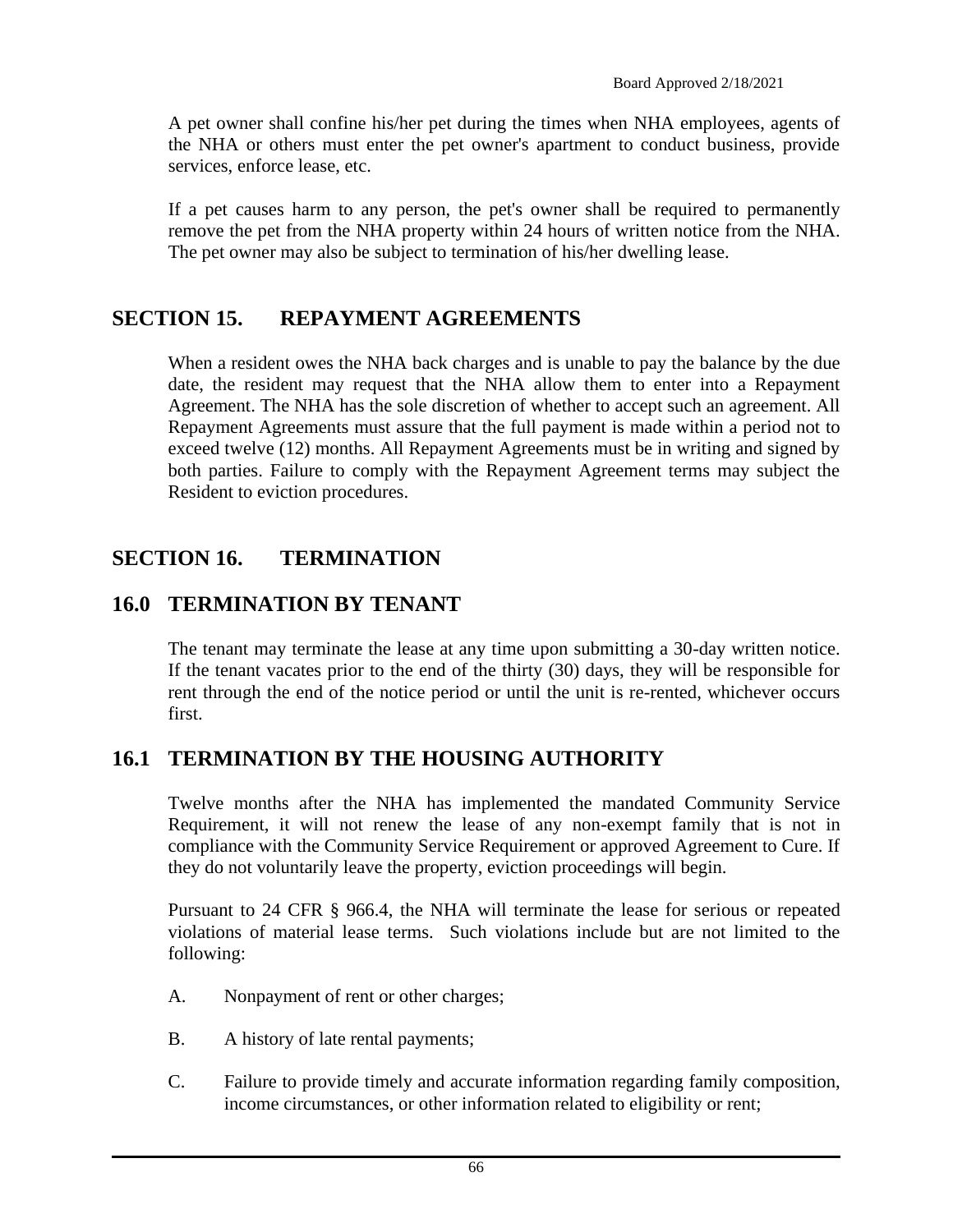A pet owner shall confine his/her pet during the times when NHA employees, agents of the NHA or others must enter the pet owner's apartment to conduct business, provide services, enforce lease, etc.

If a pet causes harm to any person, the pet's owner shall be required to permanently remove the pet from the NHA property within 24 hours of written notice from the NHA. The pet owner may also be subject to termination of his/her dwelling lease.

## SECTION 15. REPAYMENT AGREEMENTS

When a resident owes the NHA back charges and is unable to pay the balance by the due date, the resident may request that the NHA allow them to enter into a Repayment Agreement. The NHA has the sole discretion of whether to accept such an agreement. All Repayment Agreements must assure that the full payment is made within a period not to exceed twelve (12) months. All Repayment Agreements must be in writing and signed by both parties. Failure to comply with the Repayment Agreement terms may subject the Resident to eviction procedures.

## SECTION 16. TERMINATION

## 16.0 TERMINATION BY TENANT

The tenant may terminate the lease at any time upon submitting a 30-day written notice. If the tenant vacates prior to the end of the thirty (30) days, they will be responsible for rent through the end of the notice period or until the unit is re-rented, whichever occurs first.

## 16.1 TERMINATION BY THE HOUSING AUTHORITY

Twelve months after the NHA has implemented the mandated Community Service Requirement, it will not renew the lease of any non-exempt family that is not in compliance with the Community Service Requirement or approved Agreement to Cure. If they do not voluntarily leave the property, eviction proceedings will begin.

Pursuant to 24 CFR § 966.4, the NHA will terminate the lease for serious or repeated violations of material lease terms. Such violations include but are not limited to the following:

A. Nonpayment of rent or other charges;

B. A history of late rental payments;

C. Failure to provide timely and accurate information regarding family composition, income circumstances, or other information related to eligibility or rent;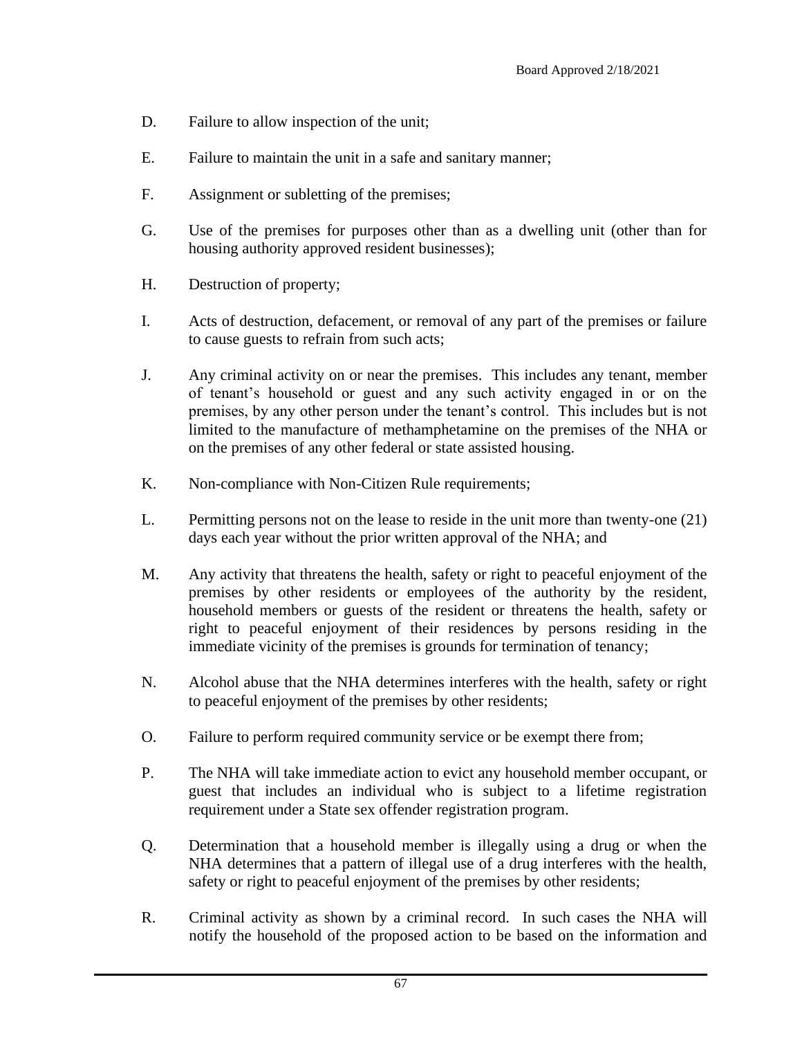D. Failure to allow inspection of the unit;

E. Failure to maintain the unit in a safe and sanitary manner;

F. Assignment or subletting of the premises;

G. Use of the premises for purposes other than as a dwelling unit (other than for housing authority approved resident businesses);

H. Destruction of property;

I. Acts of destruction, defacement, or removal of any part of the premises or failure to cause guests to refrain from such acts;

J. Any criminal activity on or near the premises. This includes any tenant, member of tenant's household or guest and any such activity engaged in or on the premises, by any other person under the tenant's control. This includes but is not limited to the manufacture of methamphetamine on the premises of the NHA or on the premises of any other federal or state assisted housing.

K. Non-compliance with Non-Citizen Rule requirements;

L. Permitting persons not on the lease to reside in the unit more than twenty-one (21) days each year without the prior written approval of the NHA; and

M. Any activity that threatens the health, safety or right to peaceful enjoyment of the premises by other residents or employees of the authority by the resident, household members or guests of the resident or threatens the health, safety or right to peaceful enjoyment of their residences by persons residing in the immediate vicinity of the premises is grounds for termination of tenancy;

N. Alcohol abuse that the NHA determines interferes with the health, safety or right to peaceful enjoyment of the premises by other residents;

O. Failure to perform required community service or be exempt there from;

P. The NHA will take immediate action to evict any household member occupant, or guest that includes an individual who is subject to a lifetime registration requirement under a State sex offender registration program.

Q. Determination that a household member is illegally using a drug or when the NHA determines that a pattern of illegal use of a drug interferes with the health, safety or right to peaceful enjoyment of the premises by other residents;

R. Criminal activity as shown by a criminal record. In such cases the NHA will notify the household of the proposed action to be based on the information and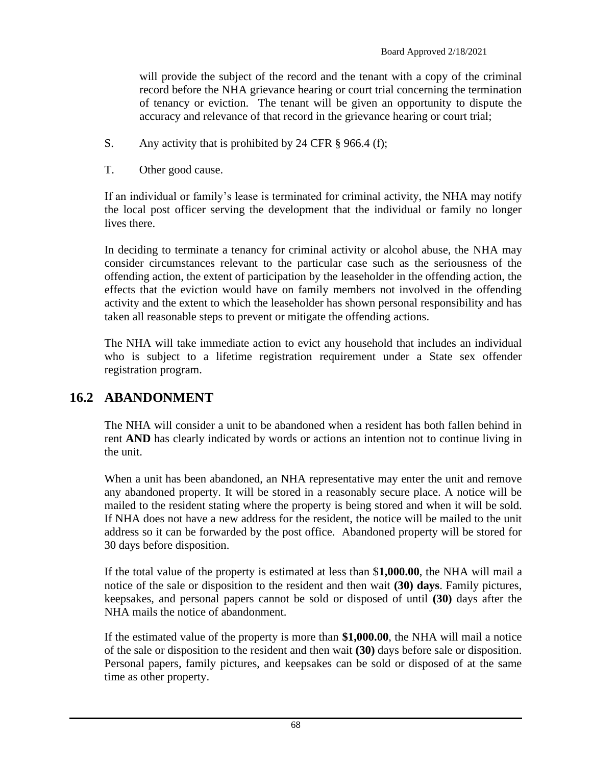will provide the subject of the record and the tenant with a copy of the criminal record before the NHA grievance hearing or court trial concerning the termination of tenancy or eviction. The tenant will be given an opportunity to dispute the accuracy and relevance of that record in the grievance hearing or court trial;

S. Any activity that is prohibited by 24 CFR § 966.4 (f);

T. Other good cause.

If an individual or family's lease is terminated for criminal activity, the NHA may notify the local post officer serving the development that the individual or family no longer lives there.

In deciding to terminate a tenancy for criminal activity or alcohol abuse, the NHA may consider circumstances relevant to the particular case such as the seriousness of the offending action, the extent of participation by the leaseholder in the offending action, the effects that the eviction would have on family members not involved in the offending activity and the extent to which the leaseholder has shown personal responsibility and has taken all reasonable steps to prevent or mitigate the offending actions.

The NHA will take immediate action to evict any household that includes an individual who is subject to a lifetime registration requirement under a State sex offender registration program.

## 16.2 ABANDONMENT

The NHA will consider a unit to be abandoned when a resident has both fallen behind in rent **AND** has clearly indicated by words or actions an intention not to continue living in the unit.

When a unit has been abandoned, an NHA representative may enter the unit and remove any abandoned property. It will be stored in a reasonably secure place. A notice will be mailed to the resident stating where the property is being stored and when it will be sold. If NHA does not have a new address for the resident, the notice will be mailed to the unit address so it can be forwarded by the post office. Abandoned property will be stored for 30 days before disposition.

If the total value of the property is estimated at less than $**1,000.00**, the NHA will mail a notice of the sale or disposition to the resident and then wait **(30) days**. Family pictures, keepsakes, and personal papers cannot be sold or disposed of until **(30)** days after the NHA mails the notice of abandonment.

If the estimated value of the property is more than **$1,000.00**, the NHA will mail a notice of the sale or disposition to the resident and then wait **(30)** days before sale or disposition. Personal papers, family pictures, and keepsakes can be sold or disposed of at the same time as other property.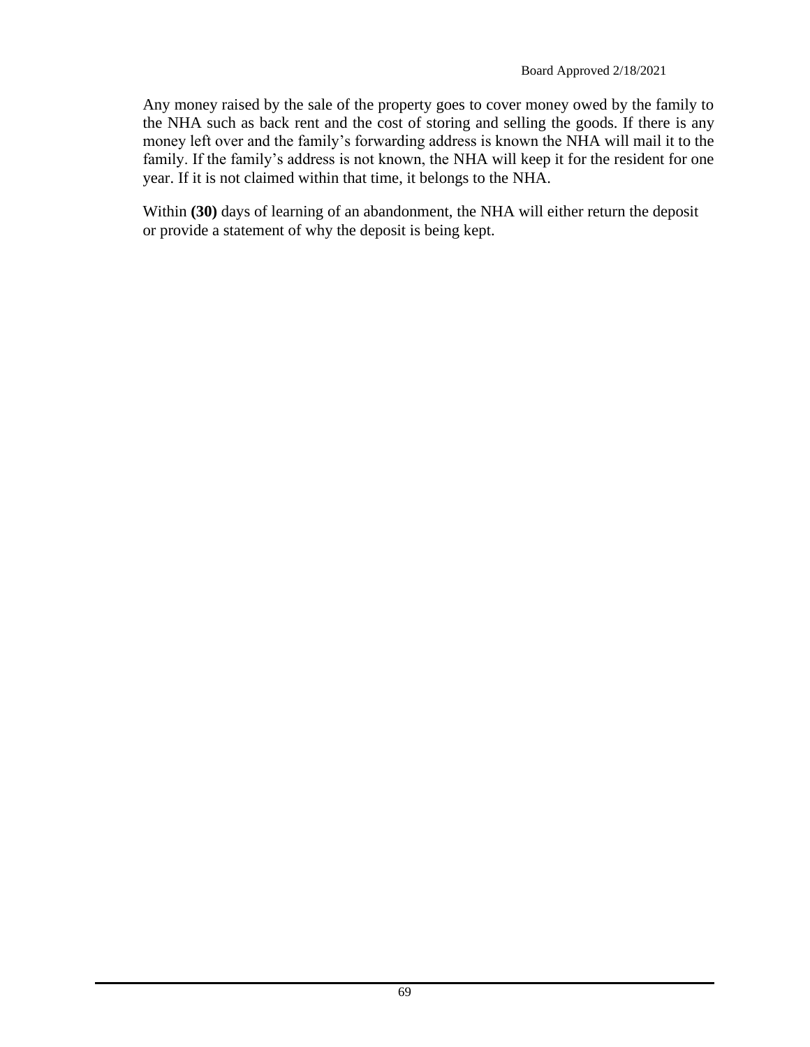Any money raised by the sale of the property goes to cover money owed by the family to the NHA such as back rent and the cost of storing and selling the goods. If there is any money left over and the family's forwarding address is known the NHA will mail it to the family. If the family's address is not known, the NHA will keep it for the resident for one year. If it is not claimed within that time, it belongs to the NHA.

Within **(30)** days of learning of an abandonment, the NHA will either return the deposit or provide a statement of why the deposit is being kept.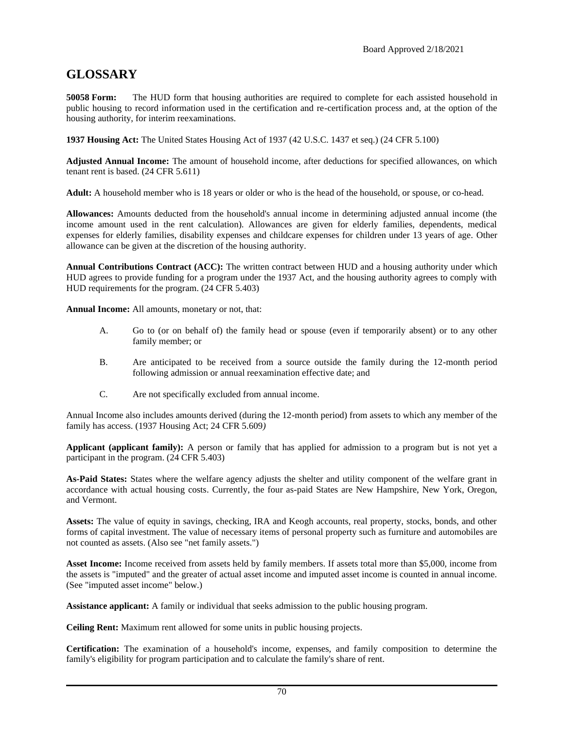Board Approved 2/18/2021

# GLOSSARY

**50058 Form:** The HUD form that housing authorities are required to complete for each assisted household in public housing to record information used in the certification and re-certification process and, at the option of the housing authority, for interim reexaminations.

**1937 Housing Act:** The United States Housing Act of 1937 (42 U.S.C. 1437 et seq.) (24 CFR 5.100)

**Adjusted Annual Income:** The amount of household income, after deductions for specified allowances, on which tenant rent is based. (24 CFR 5.611)

**Adult:** A household member who is 18 years or older or who is the head of the household, or spouse, or co-head.

**Allowances:** Amounts deducted from the household's annual income in determining adjusted annual income (the income amount used in the rent calculation). Allowances are given for elderly families, dependents, medical expenses for elderly families, disability expenses and childcare expenses for children under 13 years of age. Other allowance can be given at the discretion of the housing authority.

**Annual Contributions Contract (ACC):** The written contract between HUD and a housing authority under which HUD agrees to provide funding for a program under the 1937 Act, and the housing authority agrees to comply with HUD requirements for the program. (24 CFR 5.403)

**Annual Income:** All amounts, monetary or not, that:

A. Go to (or on behalf of) the family head or spouse (even if temporarily absent) or to any other family member; or

B. Are anticipated to be received from a source outside the family during the 12-month period following admission or annual reexamination effective date; and

C. Are not specifically excluded from annual income.

Annual Income also includes amounts derived (during the 12-month period) from assets to which any member of the family has access. (1937 Housing Act; 24 CFR 5.609*)*

**Applicant (applicant family):** A person or family that has applied for admission to a program but is not yet a participant in the program. (24 CFR 5.403)

**As-Paid States:** States where the welfare agency adjusts the shelter and utility component of the welfare grant in accordance with actual housing costs. Currently, the four as-paid States are New Hampshire, New York, Oregon, and Vermont.

**Assets:** The value of equity in savings, checking, IRA and Keogh accounts, real property, stocks, bonds, and other forms of capital investment. The value of necessary items of personal property such as furniture and automobiles are not counted as assets. (Also see "net family assets.")

**Asset Income:** Income received from assets held by family members. If assets total more than $5,000, income from the assets is "imputed" and the greater of actual asset income and imputed asset income is counted in annual income. (See "imputed asset income" below.)

**Assistance applicant:** A family or individual that seeks admission to the public housing program.

**Ceiling Rent:** Maximum rent allowed for some units in public housing projects.

**Certification:** The examination of a household's income, expenses, and family composition to determine the family's eligibility for program participation and to calculate the family's share of rent.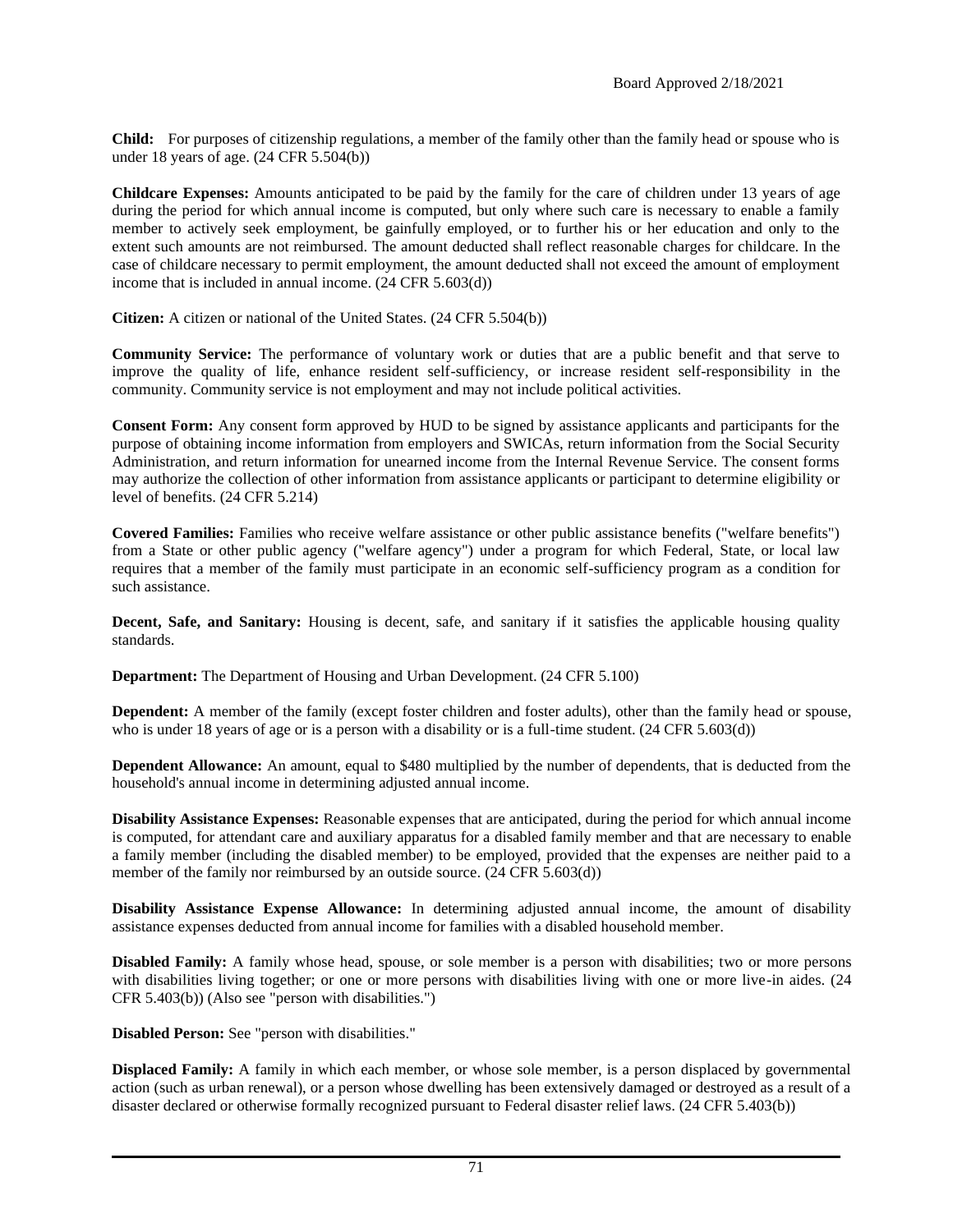**Child:** For purposes of citizenship regulations, a member of the family other than the family head or spouse who is under 18 years of age. (24 CFR 5.504(b))

**Childcare Expenses:** Amounts anticipated to be paid by the family for the care of children under 13 years of age during the period for which annual income is computed, but only where such care is necessary to enable a family member to actively seek employment, be gainfully employed, or to further his or her education and only to the extent such amounts are not reimbursed. The amount deducted shall reflect reasonable charges for childcare. In the case of childcare necessary to permit employment, the amount deducted shall not exceed the amount of employment income that is included in annual income. (24 CFR 5.603(d))

**Citizen:** A citizen or national of the United States. (24 CFR 5.504(b))

**Community Service:** The performance of voluntary work or duties that are a public benefit and that serve to improve the quality of life, enhance resident self-sufficiency, or increase resident self-responsibility in the community. Community service is not employment and may not include political activities.

**Consent Form:** Any consent form approved by HUD to be signed by assistance applicants and participants for the purpose of obtaining income information from employers and SWICAs, return information from the Social Security Administration, and return information for unearned income from the Internal Revenue Service. The consent forms may authorize the collection of other information from assistance applicants or participant to determine eligibility or level of benefits. (24 CFR 5.214)

**Covered Families:** Families who receive welfare assistance or other public assistance benefits ("welfare benefits") from a State or other public agency ("welfare agency") under a program for which Federal, State, or local law requires that a member of the family must participate in an economic self-sufficiency program as a condition for such assistance.

**Decent, Safe, and Sanitary:** Housing is decent, safe, and sanitary if it satisfies the applicable housing quality standards.

**Department:** The Department of Housing and Urban Development. (24 CFR 5.100)

**Dependent:** A member of the family (except foster children and foster adults), other than the family head or spouse, who is under 18 years of age or is a person with a disability or is a full-time student. (24 CFR 5.603(d))

**Dependent Allowance:** An amount, equal to $480 multiplied by the number of dependents, that is deducted from the household's annual income in determining adjusted annual income.

**Disability Assistance Expenses:** Reasonable expenses that are anticipated, during the period for which annual income is computed, for attendant care and auxiliary apparatus for a disabled family member and that are necessary to enable a family member (including the disabled member) to be employed, provided that the expenses are neither paid to a member of the family nor reimbursed by an outside source. (24 CFR 5.603(d))

**Disability Assistance Expense Allowance:** In determining adjusted annual income, the amount of disability assistance expenses deducted from annual income for families with a disabled household member.

**Disabled Family:** A family whose head, spouse, or sole member is a person with disabilities; two or more persons with disabilities living together; or one or more persons with disabilities living with one or more live-in aides. (24 CFR 5.403(b)) (Also see "person with disabilities.")

**Disabled Person:** See "person with disabilities."

**Displaced Family:** A family in which each member, or whose sole member, is a person displaced by governmental action (such as urban renewal), or a person whose dwelling has been extensively damaged or destroyed as a result of a disaster declared or otherwise formally recognized pursuant to Federal disaster relief laws. (24 CFR 5.403(b))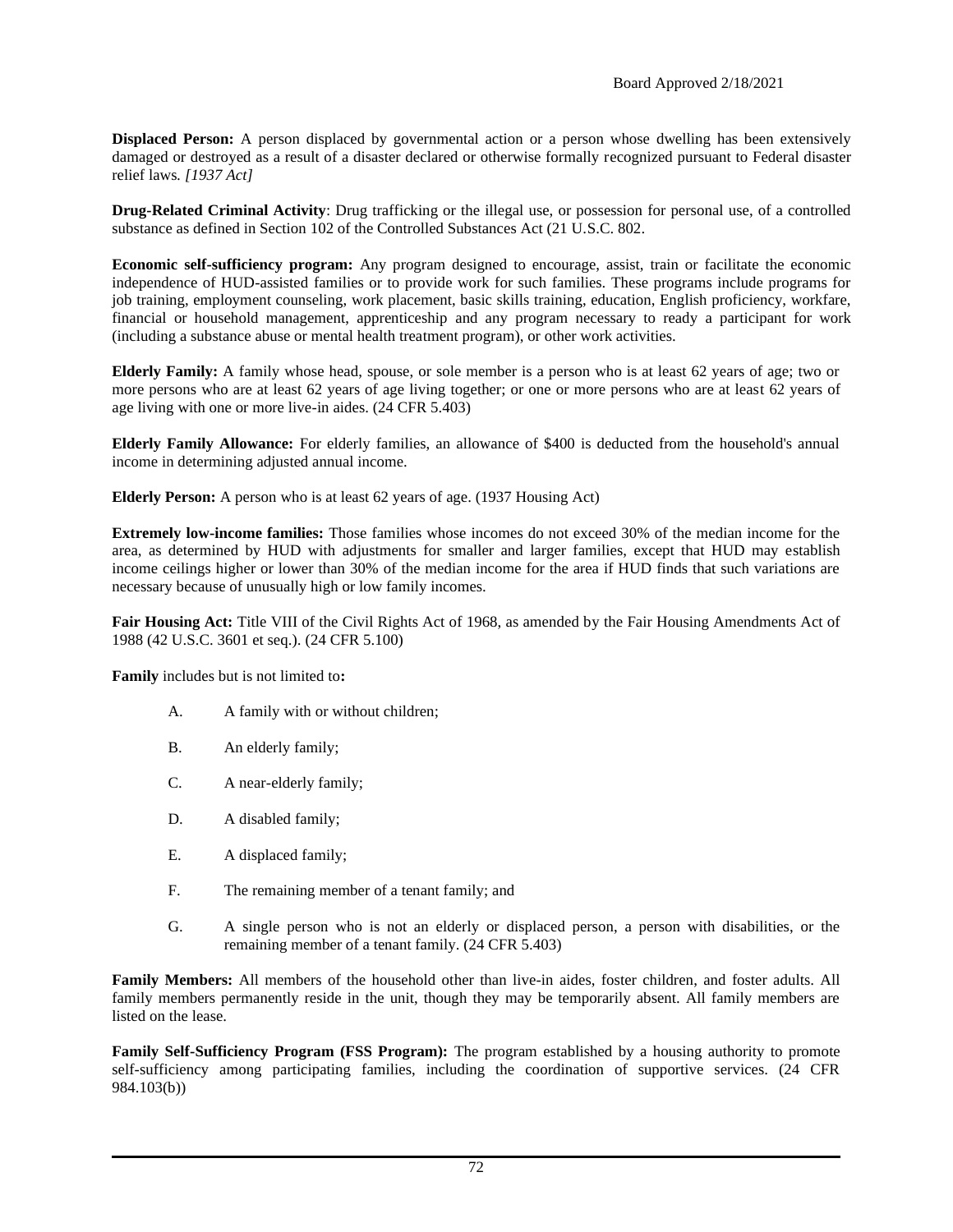**Displaced Person:** A person displaced by governmental action or a person whose dwelling has been extensively damaged or destroyed as a result of a disaster declared or otherwise formally recognized pursuant to Federal disaster relief laws. *[1937 Act]*

**Drug-Related Criminal Activity**: Drug trafficking or the illegal use, or possession for personal use, of a controlled substance as defined in Section 102 of the Controlled Substances Act (21 U.S.C. 802.

**Economic self-sufficiency program:** Any program designed to encourage, assist, train or facilitate the economic independence of HUD-assisted families or to provide work for such families. These programs include programs for job training, employment counseling, work placement, basic skills training, education, English proficiency, workfare, financial or household management, apprenticeship and any program necessary to ready a participant for work (including a substance abuse or mental health treatment program), or other work activities.

**Elderly Family:** A family whose head, spouse, or sole member is a person who is at least 62 years of age; two or more persons who are at least 62 years of age living together; or one or more persons who are at least 62 years of age living with one or more live-in aides. (24 CFR 5.403)

**Elderly Family Allowance:** For elderly families, an allowance of $400 is deducted from the household's annual income in determining adjusted annual income.

**Elderly Person:** A person who is at least 62 years of age. (1937 Housing Act)

**Extremely low-income families:** Those families whose incomes do not exceed 30% of the median income for the area, as determined by HUD with adjustments for smaller and larger families, except that HUD may establish income ceilings higher or lower than 30% of the median income for the area if HUD finds that such variations are necessary because of unusually high or low family incomes.

**Fair Housing Act:** Title VIII of the Civil Rights Act of 1968, as amended by the Fair Housing Amendments Act of 1988 (42 U.S.C. 3601 et seq.). (24 CFR 5.100)

**Family** includes but is not limited to**:**

A. A family with or without children;

B. An elderly family;

C. A near-elderly family;

D. A disabled family;

E. A displaced family;

F. The remaining member of a tenant family; and

G. A single person who is not an elderly or displaced person, a person with disabilities, or the remaining member of a tenant family. (24 CFR 5.403)

**Family Members:** All members of the household other than live-in aides, foster children, and foster adults. All family members permanently reside in the unit, though they may be temporarily absent. All family members are listed on the lease.

**Family Self-Sufficiency Program (FSS Program):** The program established by a housing authority to promote self-sufficiency among participating families, including the coordination of supportive services. (24 CFR 984.103(b))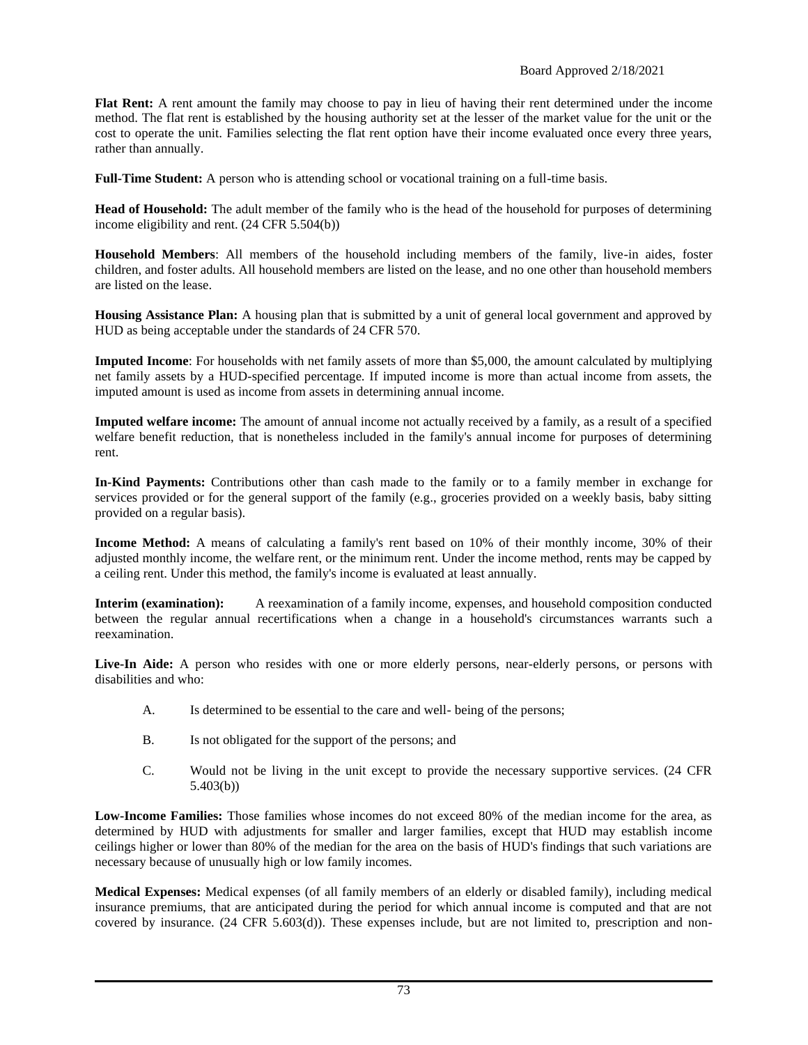**Flat Rent:** A rent amount the family may choose to pay in lieu of having their rent determined under the income method. The flat rent is established by the housing authority set at the lesser of the market value for the unit or the cost to operate the unit. Families selecting the flat rent option have their income evaluated once every three years, rather than annually.

**Full-Time Student:** A person who is attending school or vocational training on a full-time basis.

**Head of Household:** The adult member of the family who is the head of the household for purposes of determining income eligibility and rent. (24 CFR 5.504(b))

**Household Members**: All members of the household including members of the family, live-in aides, foster children, and foster adults. All household members are listed on the lease, and no one other than household members are listed on the lease.

**Housing Assistance Plan:** A housing plan that is submitted by a unit of general local government and approved by HUD as being acceptable under the standards of 24 CFR 570.

**Imputed Income**: For households with net family assets of more than $5,000, the amount calculated by multiplying net family assets by a HUD-specified percentage. If imputed income is more than actual income from assets, the imputed amount is used as income from assets in determining annual income.

**Imputed welfare income:** The amount of annual income not actually received by a family, as a result of a specified welfare benefit reduction, that is nonetheless included in the family's annual income for purposes of determining rent.

**In-Kind Payments:** Contributions other than cash made to the family or to a family member in exchange for services provided or for the general support of the family (e.g., groceries provided on a weekly basis, baby sitting provided on a regular basis).

**Income Method:** A means of calculating a family's rent based on 10% of their monthly income, 30% of their adjusted monthly income, the welfare rent, or the minimum rent. Under the income method, rents may be capped by a ceiling rent. Under this method, the family's income is evaluated at least annually.

**Interim (examination):** A reexamination of a family income, expenses, and household composition conducted between the regular annual recertifications when a change in a household's circumstances warrants such a reexamination.

**Live-In Aide:** A person who resides with one or more elderly persons, near-elderly persons, or persons with disabilities and who:

A. Is determined to be essential to the care and well- being of the persons;

B. Is not obligated for the support of the persons; and

C. Would not be living in the unit except to provide the necessary supportive services. (24 CFR 5.403(b))

**Low-Income Families:** Those families whose incomes do not exceed 80% of the median income for the area, as determined by HUD with adjustments for smaller and larger families, except that HUD may establish income ceilings higher or lower than 80% of the median for the area on the basis of HUD's findings that such variations are necessary because of unusually high or low family incomes.

**Medical Expenses:** Medical expenses (of all family members of an elderly or disabled family), including medical insurance premiums, that are anticipated during the period for which annual income is computed and that are not covered by insurance. (24 CFR 5.603(d)). These expenses include, but are not limited to, prescription and non-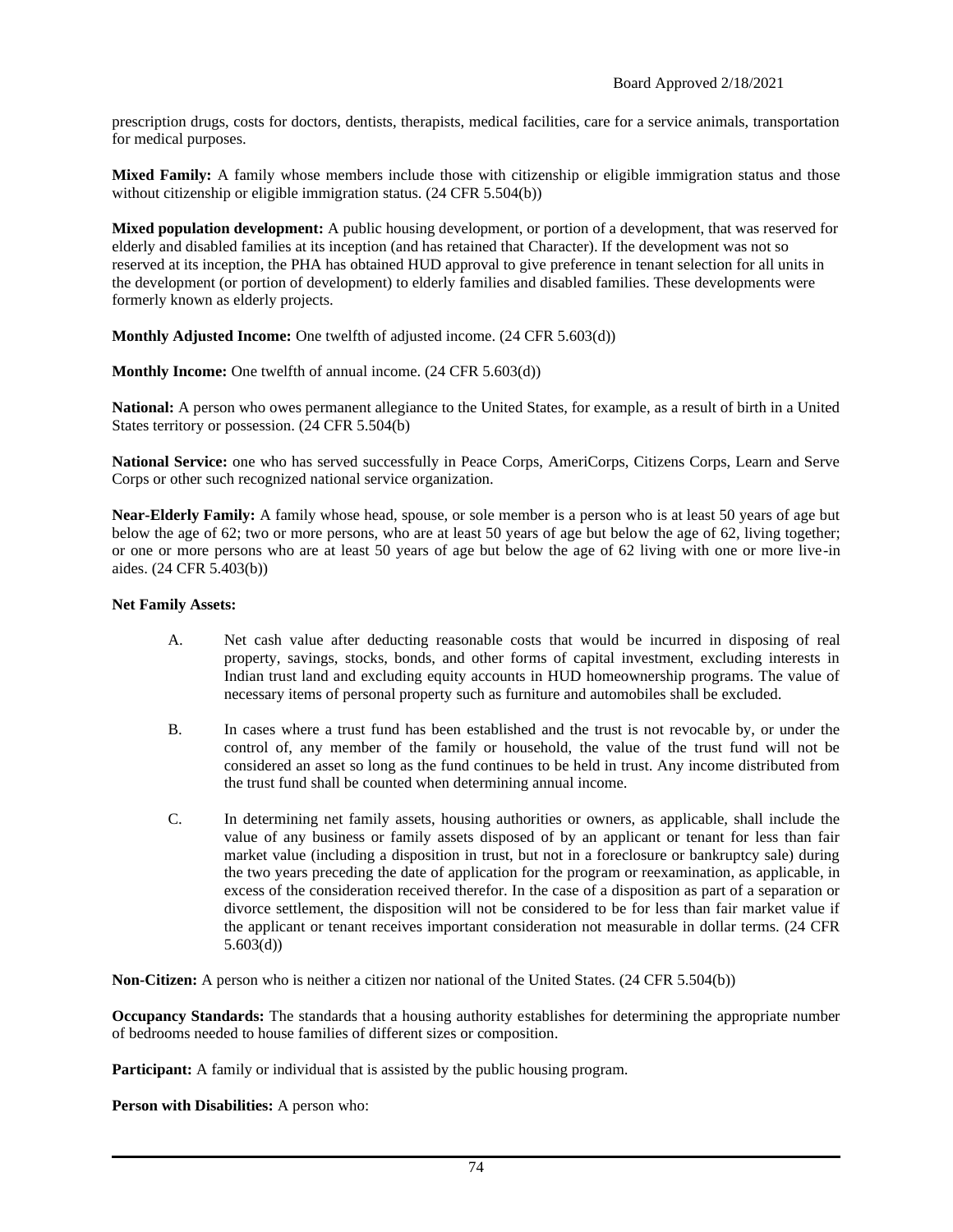prescription drugs, costs for doctors, dentists, therapists, medical facilities, care for a service animals, transportation for medical purposes.

**Mixed Family:** A family whose members include those with citizenship or eligible immigration status and those without citizenship or eligible immigration status. (24 CFR 5.504(b))

**Mixed population development:** A public housing development, or portion of a development, that was reserved for elderly and disabled families at its inception (and has retained that Character). If the development was not so reserved at its inception, the PHA has obtained HUD approval to give preference in tenant selection for all units in the development (or portion of development) to elderly families and disabled families. These developments were formerly known as elderly projects.

**Monthly Adjusted Income:** One twelfth of adjusted income. (24 CFR 5.603(d))

**Monthly Income:** One twelfth of annual income. (24 CFR 5.603(d))

**National:** A person who owes permanent allegiance to the United States, for example, as a result of birth in a United States territory or possession. (24 CFR 5.504(b)

**National Service:** one who has served successfully in Peace Corps, AmeriCorps, Citizens Corps, Learn and Serve Corps or other such recognized national service organization.

**Near-Elderly Family:** A family whose head, spouse, or sole member is a person who is at least 50 years of age but below the age of 62; two or more persons, who are at least 50 years of age but below the age of 62, living together; or one or more persons who are at least 50 years of age but below the age of 62 living with one or more live-in aides. (24 CFR 5.403(b))

**Net Family Assets:**

A. Net cash value after deducting reasonable costs that would be incurred in disposing of real property, savings, stocks, bonds, and other forms of capital investment, excluding interests in Indian trust land and excluding equity accounts in HUD homeownership programs. The value of necessary items of personal property such as furniture and automobiles shall be excluded.

B. In cases where a trust fund has been established and the trust is not revocable by, or under the control of, any member of the family or household, the value of the trust fund will not be considered an asset so long as the fund continues to be held in trust. Any income distributed from the trust fund shall be counted when determining annual income.

C. In determining net family assets, housing authorities or owners, as applicable, shall include the value of any business or family assets disposed of by an applicant or tenant for less than fair market value (including a disposition in trust, but not in a foreclosure or bankruptcy sale) during the two years preceding the date of application for the program or reexamination, as applicable, in excess of the consideration received therefor. In the case of a disposition as part of a separation or divorce settlement, the disposition will not be considered to be for less than fair market value if the applicant or tenant receives important consideration not measurable in dollar terms. (24 CFR 5.603(d))

**Non-Citizen:** A person who is neither a citizen nor national of the United States. (24 CFR 5.504(b))

**Occupancy Standards:** The standards that a housing authority establishes for determining the appropriate number of bedrooms needed to house families of different sizes or composition.

**Participant:** A family or individual that is assisted by the public housing program.

**Person with Disabilities:** A person who: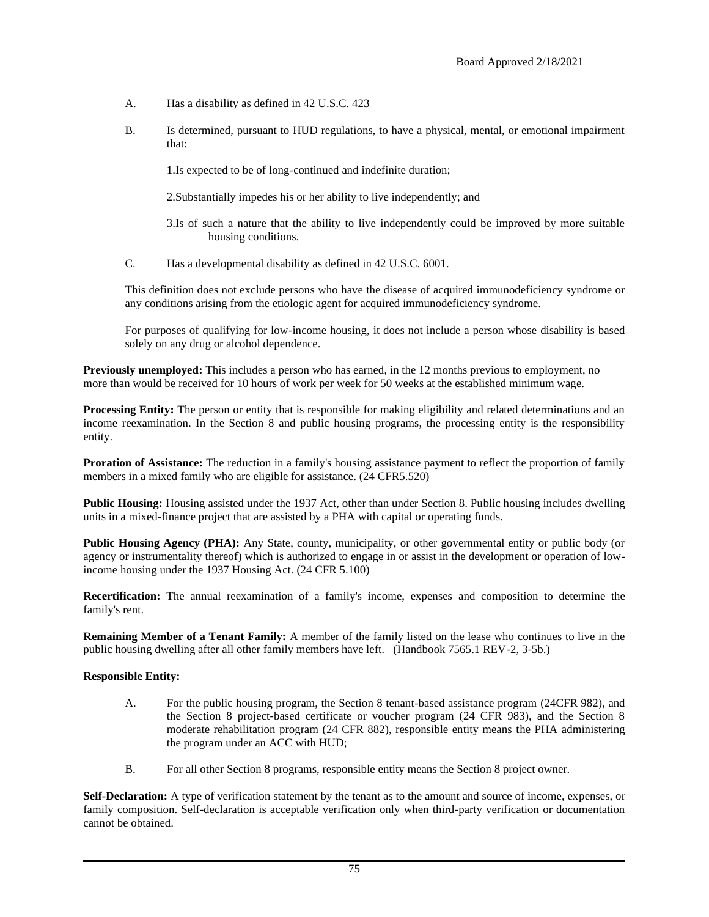A. Has a disability as defined in 42 U.S.C. 423

B. Is determined, pursuant to HUD regulations, to have a physical, mental, or emotional impairment that:

   1.Is expected to be of long-continued and indefinite duration;

   2.Substantially impedes his or her ability to live independently; and

   3.Is of such a nature that the ability to live independently could be improved by more suitable housing conditions.

C. Has a developmental disability as defined in 42 U.S.C. 6001.

This definition does not exclude persons who have the disease of acquired immunodeficiency syndrome or any conditions arising from the etiologic agent for acquired immunodeficiency syndrome.

For purposes of qualifying for low-income housing, it does not include a person whose disability is based solely on any drug or alcohol dependence.

**Previously unemployed:** This includes a person who has earned, in the 12 months previous to employment, no more than would be received for 10 hours of work per week for 50 weeks at the established minimum wage.

**Processing Entity:** The person or entity that is responsible for making eligibility and related determinations and an income reexamination. In the Section 8 and public housing programs, the processing entity is the responsibility entity.

**Proration of Assistance:** The reduction in a family's housing assistance payment to reflect the proportion of family members in a mixed family who are eligible for assistance. (24 CFR5.520)

**Public Housing:** Housing assisted under the 1937 Act, other than under Section 8. Public housing includes dwelling units in a mixed-finance project that are assisted by a PHA with capital or operating funds.

**Public Housing Agency (PHA):** Any State, county, municipality, or other governmental entity or public body (or agency or instrumentality thereof) which is authorized to engage in or assist in the development or operation of low-income housing under the 1937 Housing Act. (24 CFR 5.100)

**Recertification:** The annual reexamination of a family's income, expenses and composition to determine the family's rent.

**Remaining Member of a Tenant Family:** A member of the family listed on the lease who continues to live in the public housing dwelling after all other family members have left. (Handbook 7565.1 REV-2, 3-5b.)

**Responsible Entity:**

A. For the public housing program, the Section 8 tenant-based assistance program (24CFR 982), and the Section 8 project-based certificate or voucher program (24 CFR 983), and the Section 8 moderate rehabilitation program (24 CFR 882), responsible entity means the PHA administering the program under an ACC with HUD;

B. For all other Section 8 programs, responsible entity means the Section 8 project owner.

**Self-Declaration:** A type of verification statement by the tenant as to the amount and source of income, expenses, or family composition. Self-declaration is acceptable verification only when third-party verification or documentation cannot be obtained.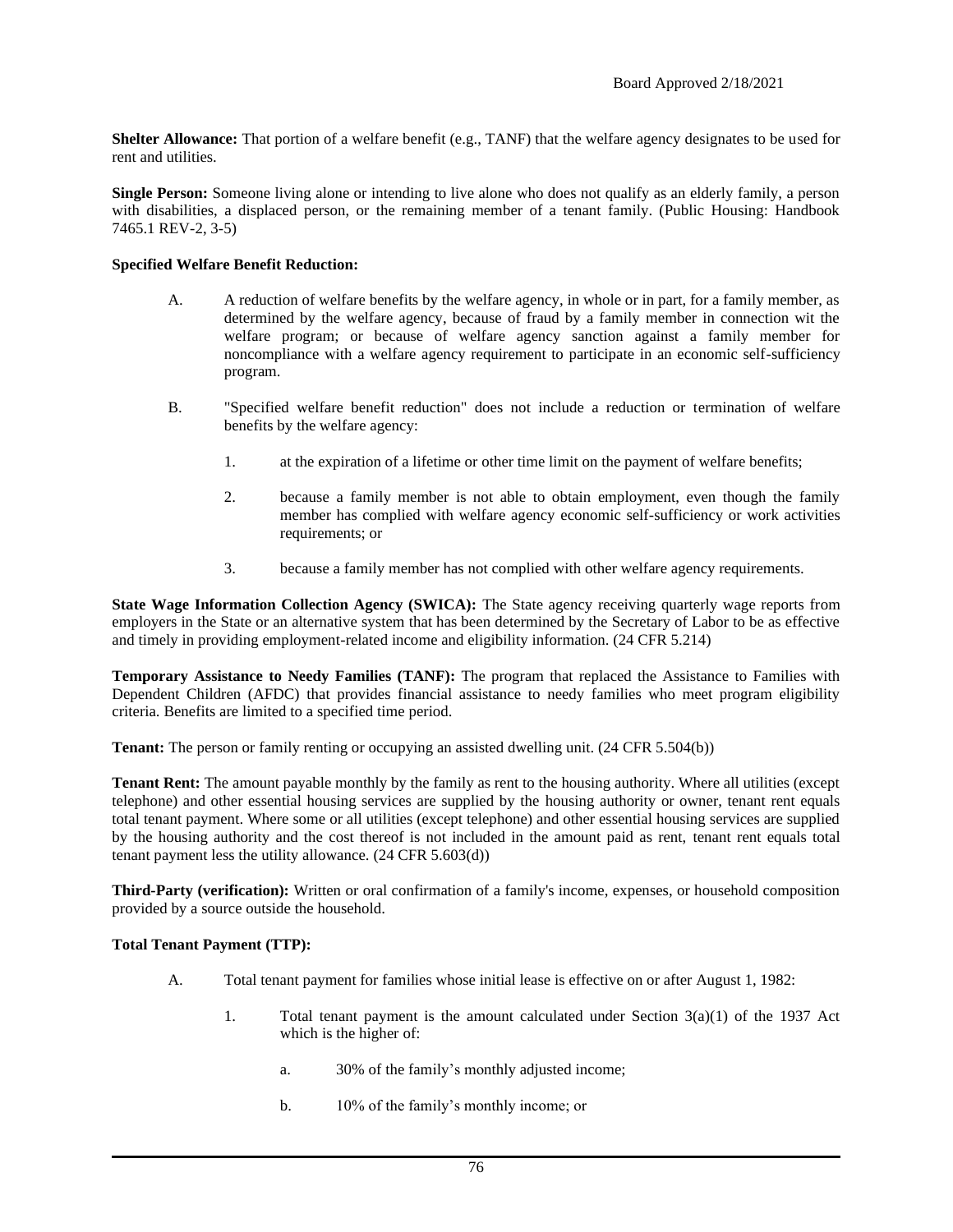**Shelter Allowance:** That portion of a welfare benefit (e.g., TANF) that the welfare agency designates to be used for rent and utilities.

**Single Person:** Someone living alone or intending to live alone who does not qualify as an elderly family, a person with disabilities, a displaced person, or the remaining member of a tenant family. (Public Housing: Handbook 7465.1 REV-2, 3-5)

**Specified Welfare Benefit Reduction:**

A. A reduction of welfare benefits by the welfare agency, in whole or in part, for a family member, as determined by the welfare agency, because of fraud by a family member in connection wit the welfare program; or because of welfare agency sanction against a family member for noncompliance with a welfare agency requirement to participate in an economic self-sufficiency program.

B. "Specified welfare benefit reduction" does not include a reduction or termination of welfare benefits by the welfare agency:

   1. at the expiration of a lifetime or other time limit on the payment of welfare benefits;

   2. because a family member is not able to obtain employment, even though the family member has complied with welfare agency economic self-sufficiency or work activities requirements; or

   3. because a family member has not complied with other welfare agency requirements.

**State Wage Information Collection Agency (SWICA):** The State agency receiving quarterly wage reports from employers in the State or an alternative system that has been determined by the Secretary of Labor to be as effective and timely in providing employment-related income and eligibility information. (24 CFR 5.214)

**Temporary Assistance to Needy Families (TANF):** The program that replaced the Assistance to Families with Dependent Children (AFDC) that provides financial assistance to needy families who meet program eligibility criteria. Benefits are limited to a specified time period.

**Tenant:** The person or family renting or occupying an assisted dwelling unit. (24 CFR 5.504(b))

**Tenant Rent:** The amount payable monthly by the family as rent to the housing authority. Where all utilities (except telephone) and other essential housing services are supplied by the housing authority or owner, tenant rent equals total tenant payment. Where some or all utilities (except telephone) and other essential housing services are supplied by the housing authority and the cost thereof is not included in the amount paid as rent, tenant rent equals total tenant payment less the utility allowance. (24 CFR 5.603(d))

**Third-Party (verification):** Written or oral confirmation of a family's income, expenses, or household composition provided by a source outside the household.

**Total Tenant Payment (TTP):**

A. Total tenant payment for families whose initial lease is effective on or after August 1, 1982:

   1. Total tenant payment is the amount calculated under Section 3(a)(1) of the 1937 Act which is the higher of:

      a. 30% of the family's monthly adjusted income;

      b. 10% of the family's monthly income; or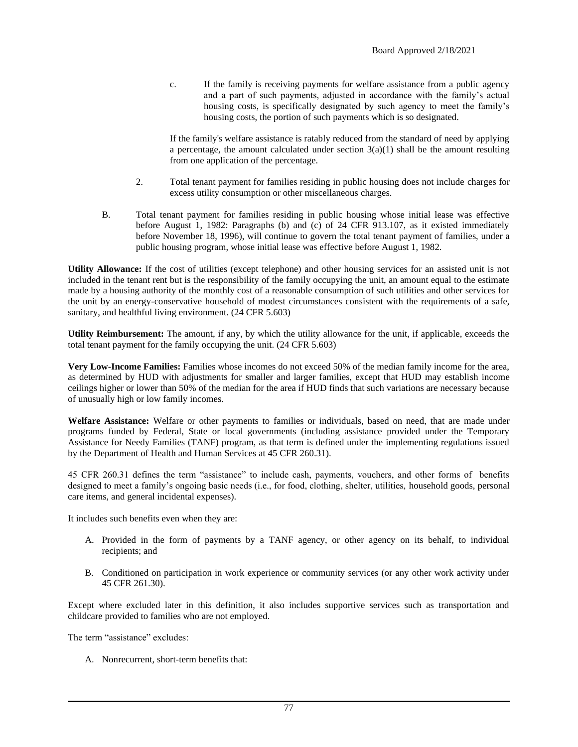c. If the family is receiving payments for welfare assistance from a public agency and a part of such payments, adjusted in accordance with the family's actual housing costs, is specifically designated by such agency to meet the family's housing costs, the portion of such payments which is so designated.

If the family's welfare assistance is ratably reduced from the standard of need by applying a percentage, the amount calculated under section 3(a)(1) shall be the amount resulting from one application of the percentage.

2. Total tenant payment for families residing in public housing does not include charges for excess utility consumption or other miscellaneous charges.

B. Total tenant payment for families residing in public housing whose initial lease was effective before August 1, 1982: Paragraphs (b) and (c) of 24 CFR 913.107, as it existed immediately before November 18, 1996), will continue to govern the total tenant payment of families, under a public housing program, whose initial lease was effective before August 1, 1982.

**Utility Allowance:** If the cost of utilities (except telephone) and other housing services for an assisted unit is not included in the tenant rent but is the responsibility of the family occupying the unit, an amount equal to the estimate made by a housing authority of the monthly cost of a reasonable consumption of such utilities and other services for the unit by an energy-conservative household of modest circumstances consistent with the requirements of a safe, sanitary, and healthful living environment. (24 CFR 5.603)

**Utility Reimbursement:** The amount, if any, by which the utility allowance for the unit, if applicable, exceeds the total tenant payment for the family occupying the unit. (24 CFR 5.603)

**Very Low-Income Families:** Families whose incomes do not exceed 50% of the median family income for the area, as determined by HUD with adjustments for smaller and larger families, except that HUD may establish income ceilings higher or lower than 50% of the median for the area if HUD finds that such variations are necessary because of unusually high or low family incomes.

**Welfare Assistance:** Welfare or other payments to families or individuals, based on need, that are made under programs funded by Federal, State or local governments (including assistance provided under the Temporary Assistance for Needy Families (TANF) program, as that term is defined under the implementing regulations issued by the Department of Health and Human Services at 45 CFR 260.31).

45 CFR 260.31 defines the term "assistance" to include cash, payments, vouchers, and other forms of benefits designed to meet a family's ongoing basic needs (i.e., for food, clothing, shelter, utilities, household goods, personal care items, and general incidental expenses).

It includes such benefits even when they are:

A. Provided in the form of payments by a TANF agency, or other agency on its behalf, to individual recipients; and

B. Conditioned on participation in work experience or community services (or any other work activity under 45 CFR 261.30).

Except where excluded later in this definition, it also includes supportive services such as transportation and childcare provided to families who are not employed.

The term "assistance" excludes:

A. Nonrecurrent, short-term benefits that: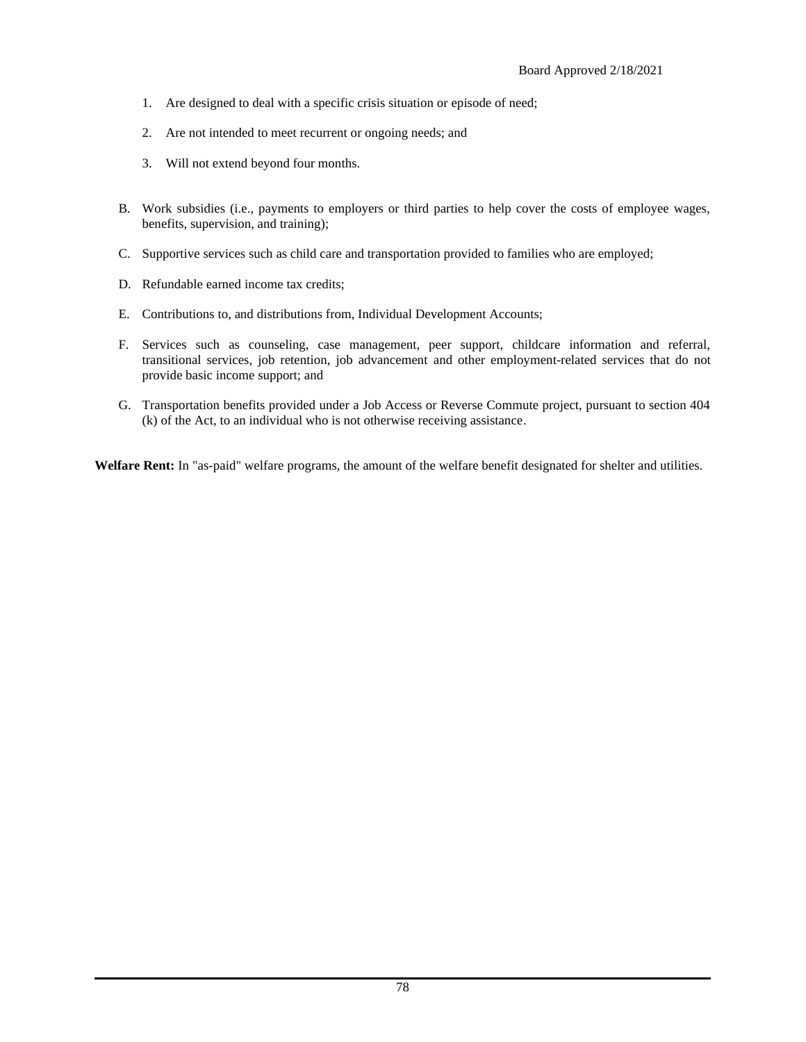1. Are designed to deal with a specific crisis situation or episode of need;
2. Are not intended to meet recurrent or ongoing needs; and
3. Will not extend beyond four months.

B. Work subsidies (i.e., payments to employers or third parties to help cover the costs of employee wages, benefits, supervision, and training);

C. Supportive services such as child care and transportation provided to families who are employed;

D. Refundable earned income tax credits;

E. Contributions to, and distributions from, Individual Development Accounts;

F. Services such as counseling, case management, peer support, childcare information and referral, transitional services, job retention, job advancement and other employment-related services that do not provide basic income support; and

G. Transportation benefits provided under a Job Access or Reverse Commute project, pursuant to section 404 (k) of the Act, to an individual who is not otherwise receiving assistance.

**Welfare Rent:** In "as-paid" welfare programs, the amount of the welfare benefit designated for shelter and utilities.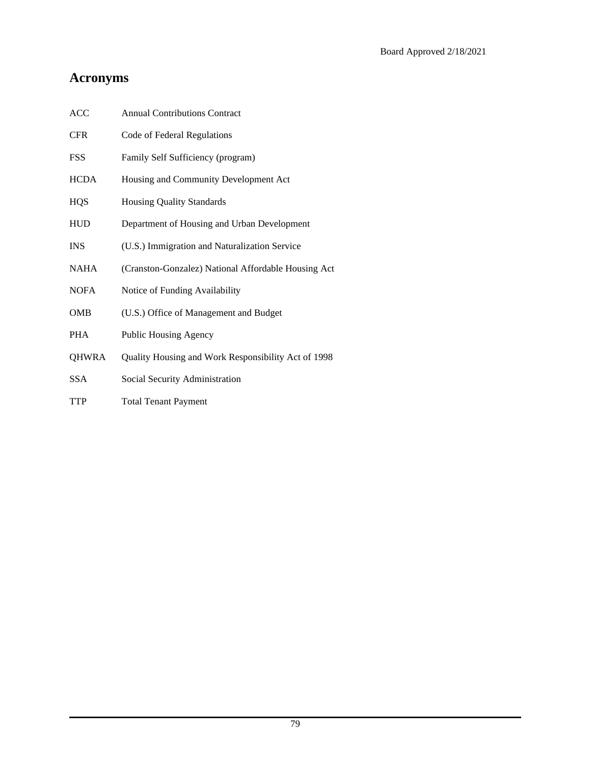# Acronyms

| | |
|---|---|
| ACC | Annual Contributions Contract |
| CFR | Code of Federal Regulations |
| FSS | Family Self Sufficiency (program) |
| HCDA | Housing and Community Development Act |
| HQS | Housing Quality Standards |
| HUD | Department of Housing and Urban Development |
| INS | (U.S.) Immigration and Naturalization Service |
| NAHA | (Cranston-Gonzalez) National Affordable Housing Act |
| NOFA | Notice of Funding Availability |
| OMB | (U.S.) Office of Management and Budget |
| PHA | Public Housing Agency |
| QHWRA | Quality Housing and Work Responsibility Act of 1998 |
| SSA | Social Security Administration |
| TTP | Total Tenant Payment |